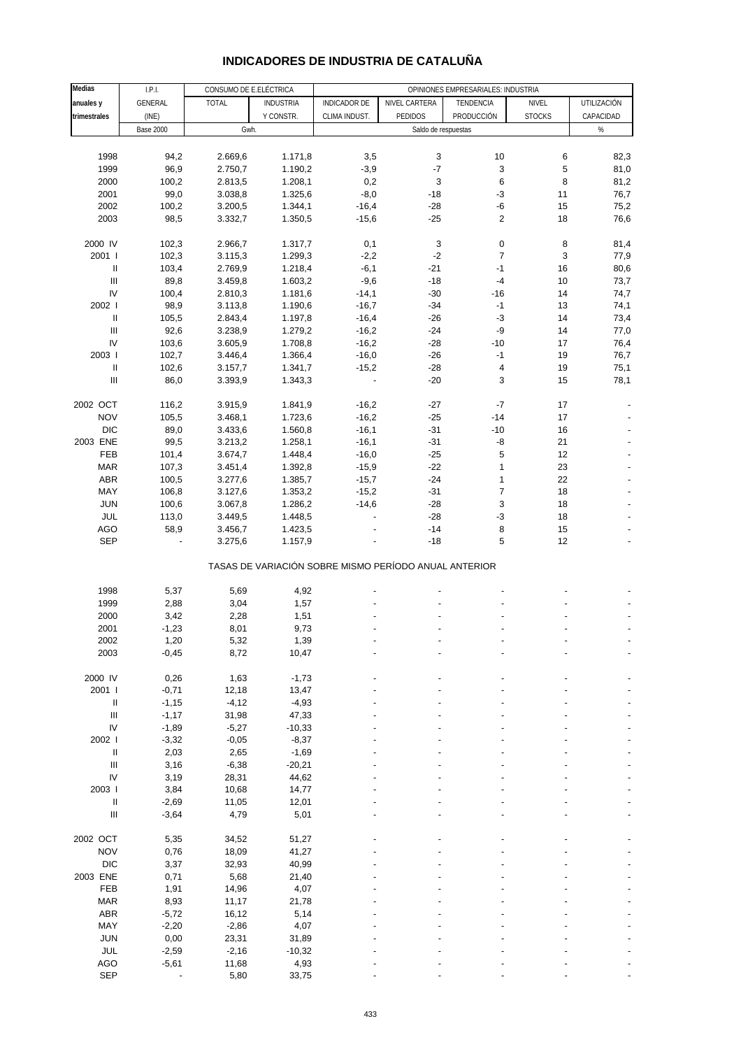# INDICADORES DE INDUSTRIA DE CATALUÑA

| Medias anuales y trimestrales | I.P.I. GENERAL (INE) | CONSUMO DE E.ELÉCTRICA TOTAL | CONSUMO DE E.ELÉCTRICA INDUSTRIA Y CONSTR. | OPINIONES EMPRESARIALES: INDUSTRIA INDICADOR DE CLIMA INDUST. | NIVEL CARTERA PEDIDOS | TENDENCIA PRODUCCIÓN | NIVEL STOCKS | UTILIZACIÓN CAPACIDAD |
|---|---|---|---|---|---|---|---|---|
| | Base 2000 | Gwh. | | Saldo de respuestas | | | | % |
| 1998 | 94,2 | 2.669,6 | 1.171,8 | 3,5 | 3 | 10 | 6 | 82,3 |
| 1999 | 96,9 | 2.750,7 | 1.190,2 | -3,9 | -7 | 3 | 5 | 81,0 |
| 2000 | 100,2 | 2.813,5 | 1.208,1 | 0,2 | 3 | 6 | 8 | 81,2 |
| 2001 | 99,0 | 3.038,8 | 1.325,6 | -8,0 | -18 | -3 | 11 | 76,7 |
| 2002 | 100,2 | 3.200,5 | 1.344,1 | -16,4 | -28 | -6 | 15 | 75,2 |
| 2003 | 98,5 | 3.332,7 | 1.350,5 | -15,6 | -25 | 2 | 18 | 76,6 |
| 2000 IV | 102,3 | 2.966,7 | 1.317,7 | 0,1 | 3 | 0 | 8 | 81,4 |
| 2001 I | 102,3 | 3.115,3 | 1.299,3 | -2,2 | -2 | 7 | 3 | 77,9 |
| II | 103,4 | 2.769,9 | 1.218,4 | -6,1 | -21 | -1 | 16 | 80,6 |
| III | 89,8 | 3.459,8 | 1.603,2 | -9,6 | -18 | -4 | 10 | 73,7 |
| IV | 100,4 | 2.810,3 | 1.181,6 | -14,1 | -30 | -16 | 14 | 74,7 |
| 2002 I | 98,9 | 3.113,8 | 1.190,6 | -16,7 | -34 | -1 | 13 | 74,1 |
| II | 105,5 | 2.843,4 | 1.197,8 | -16,4 | -26 | -3 | 14 | 73,4 |
| III | 92,6 | 3.238,9 | 1.279,2 | -16,2 | -24 | -9 | 14 | 77,0 |
| IV | 103,6 | 3.605,9 | 1.708,8 | -16,2 | -28 | -10 | 17 | 76,4 |
| 2003 I | 102,7 | 3.446,4 | 1.366,4 | -16,0 | -26 | -1 | 19 | 76,7 |
| II | 102,6 | 3.157,7 | 1.341,7 | -15,2 | -28 | 4 | 19 | 75,1 |
| III | 86,0 | 3.393,9 | 1.343,3 | - | -20 | 3 | 15 | 78,1 |
| 2002 OCT | 116,2 | 3.915,9 | 1.841,9 | -16,2 | -27 | -7 | 17 | - |
| NOV | 105,5 | 3.468,1 | 1.723,6 | -16,2 | -25 | -14 | 17 | - |
| DIC | 89,0 | 3.433,6 | 1.560,8 | -16,1 | -31 | -10 | 16 | - |
| 2003 ENE | 99,5 | 3.213,2 | 1.258,1 | -16,1 | -31 | -8 | 21 | - |
| FEB | 101,4 | 3.674,7 | 1.448,4 | -16,0 | -25 | 5 | 12 | - |
| MAR | 107,3 | 3.451,4 | 1.392,8 | -15,9 | -22 | 1 | 23 | - |
| ABR | 100,5 | 3.277,6 | 1.385,7 | -15,7 | -24 | 1 | 22 | - |
| MAY | 106,8 | 3.127,6 | 1.353,2 | -15,2 | -31 | 7 | 18 | - |
| JUN | 100,6 | 3.067,8 | 1.286,2 | -14,6 | -28 | 3 | 18 | - |
| JUL | 113,0 | 3.449,5 | 1.448,5 | - | -28 | -3 | 18 | - |
| AGO | 58,9 | 3.456,7 | 1.423,5 | - | -14 | 8 | 15 | - |
| SEP | - | 3.275,6 | 1.157,9 | - | -18 | 5 | 12 | - |

TASAS DE VARIACIÓN SOBRE MISMO PERÍODO ANUAL ANTERIOR

| Medias anuales y trimestrales | I.P.I. GENERAL (INE) | CONSUMO DE E.ELÉCTRICA TOTAL | CONSUMO DE E.ELÉCTRICA INDUSTRIA Y CONSTR. | INDICADOR DE CLIMA INDUST. | NIVEL CARTERA PEDIDOS | TENDENCIA PRODUCCIÓN | NIVEL STOCKS | UTILIZACIÓN CAPACIDAD |
|---|---|---|---|---|---|---|---|---|
| 1998 | 5,37 | 5,69 | 4,92 | - | - | - | - | - |
| 1999 | 2,88 | 3,04 | 1,57 | - | - | - | - | - |
| 2000 | 3,42 | 2,28 | 1,51 | - | - | - | - | - |
| 2001 | -1,23 | 8,01 | 9,73 | - | - | - | - | - |
| 2002 | 1,20 | 5,32 | 1,39 | - | - | - | - | - |
| 2003 | -0,45 | 8,72 | 10,47 | - | - | - | - | - |
| 2000 IV | 0,26 | 1,63 | -1,73 | - | - | - | - | - |
| 2001 I | -0,71 | 12,18 | 13,47 | - | - | - | - | - |
| II | -1,15 | -4,12 | -4,93 | - | - | - | - | - |
| III | -1,17 | 31,98 | 47,33 | - | - | - | - | - |
| IV | -1,89 | -5,27 | -10,33 | - | - | - | - | - |
| 2002 I | -3,32 | -0,05 | -8,37 | - | - | - | - | - |
| II | 2,03 | 2,65 | -1,69 | - | - | - | - | - |
| III | 3,16 | -6,38 | -20,21 | - | - | - | - | - |
| IV | 3,19 | 28,31 | 44,62 | - | - | - | - | - |
| 2003 I | 3,84 | 10,68 | 14,77 | - | - | - | - | - |
| II | -2,69 | 11,05 | 12,01 | - | - | - | - | - |
| III | -3,64 | 4,79 | 5,01 | - | - | - | - | - |
| 2002 OCT | 5,35 | 34,52 | 51,27 | - | - | - | - | - |
| NOV | 0,76 | 18,09 | 41,27 | - | - | - | - | - |
| DIC | 3,37 | 32,93 | 40,99 | - | - | - | - | - |
| 2003 ENE | 0,71 | 5,68 | 21,40 | - | - | - | - | - |
| FEB | 1,91 | 14,96 | 4,07 | - | - | - | - | - |
| MAR | 8,93 | 11,17 | 21,78 | - | - | - | - | - |
| ABR | -5,72 | 16,12 | 5,14 | - | - | - | - | - |
| MAY | -2,20 | -2,86 | 4,07 | - | - | - | - | - |
| JUN | 0,00 | 23,31 | 31,89 | - | - | - | - | - |
| JUL | -2,59 | -2,16 | -10,32 | - | - | - | - | - |
| AGO | -5,61 | 11,68 | 4,93 | - | - | - | - | - |
| SEP | - | 5,80 | 33,75 | - | - | - | - | - |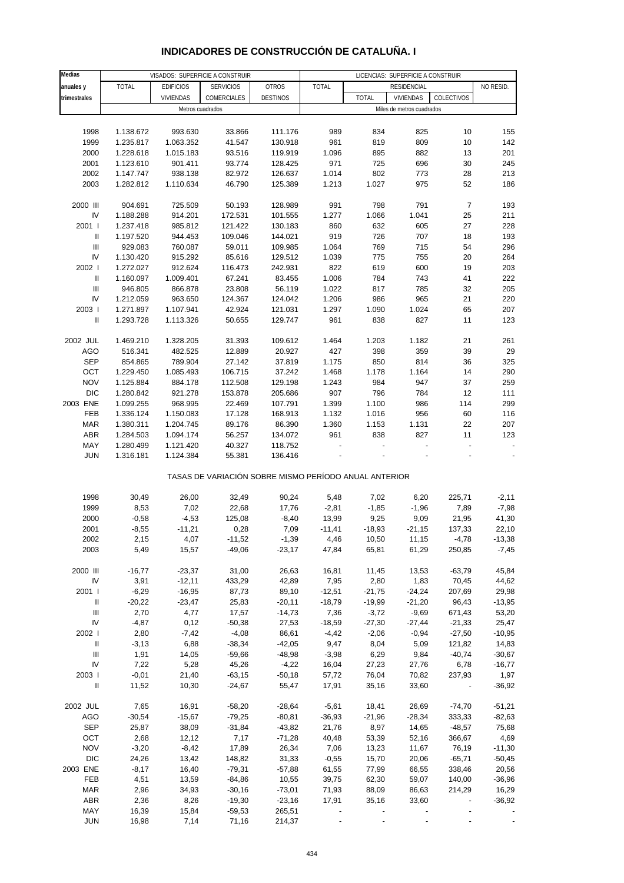# INDICADORES DE CONSTRUCCIÓN DE CATALUÑA. I

| Medias anuales y trimestrales | VISADOS: SUPERFICIE A CONSTRUIR | | | | LICENCIAS: SUPERFICIE A CONSTRUIR | | | | |
|---|---|---|---|---|---|---|---|---|---|
| | TOTAL | EDIFICIOS VIVIENDAS | SERVICIOS COMERCIALES | OTROS DESTINOS | TOTAL | RESIDENCIAL | | | NO RESID. |
| | | | | | | TOTAL | VIVIENDAS | COLECTIVOS | |
| | Metros cuadrados | | | | Miles de metros cuadrados | | | | |
| 1998 | 1.138.672 | 993.630 | 33.866 | 111.176 | 989 | 834 | 825 | 10 | 155 |
| 1999 | 1.235.817 | 1.063.352 | 41.547 | 130.918 | 961 | 819 | 809 | 10 | 142 |
| 2000 | 1.228.618 | 1.015.183 | 93.516 | 119.919 | 1.096 | 895 | 882 | 13 | 201 |
| 2001 | 1.123.610 | 901.411 | 93.774 | 128.425 | 971 | 725 | 696 | 30 | 245 |
| 2002 | 1.147.747 | 938.138 | 82.972 | 126.637 | 1.014 | 802 | 773 | 28 | 213 |
| 2003 | 1.282.812 | 1.110.634 | 46.790 | 125.389 | 1.213 | 1.027 | 975 | 52 | 186 |
| 2000 III | 904.691 | 725.509 | 50.193 | 128.989 | 991 | 798 | 791 | 7 | 193 |
| IV | 1.188.288 | 914.201 | 172.531 | 101.555 | 1.277 | 1.066 | 1.041 | 25 | 211 |
| 2001 I | 1.237.418 | 985.812 | 121.422 | 130.183 | 860 | 632 | 605 | 27 | 228 |
| II | 1.197.520 | 944.453 | 109.046 | 144.021 | 919 | 726 | 707 | 18 | 193 |
| III | 929.083 | 760.087 | 59.011 | 109.985 | 1.064 | 769 | 715 | 54 | 296 |
| IV | 1.130.420 | 915.292 | 85.616 | 129.512 | 1.039 | 775 | 755 | 20 | 264 |
| 2002 I | 1.272.027 | 912.624 | 116.473 | 242.931 | 822 | 619 | 600 | 19 | 203 |
| II | 1.160.097 | 1.009.401 | 67.241 | 83.455 | 1.006 | 784 | 743 | 41 | 222 |
| III | 946.805 | 866.878 | 23.808 | 56.119 | 1.022 | 817 | 785 | 32 | 205 |
| IV | 1.212.059 | 963.650 | 124.367 | 124.042 | 1.206 | 986 | 965 | 21 | 220 |
| 2003 I | 1.271.897 | 1.107.941 | 42.924 | 121.031 | 1.297 | 1.090 | 1.024 | 65 | 207 |
| II | 1.293.728 | 1.113.326 | 50.655 | 129.747 | 961 | 838 | 827 | 11 | 123 |
| 2002 JUL | 1.469.210 | 1.328.205 | 31.393 | 109.612 | 1.464 | 1.203 | 1.182 | 21 | 261 |
| AGO | 516.341 | 482.525 | 12.889 | 20.927 | 427 | 398 | 359 | 39 | 29 |
| SEP | 854.865 | 789.904 | 27.142 | 37.819 | 1.175 | 850 | 814 | 36 | 325 |
| OCT | 1.229.450 | 1.085.493 | 106.715 | 37.242 | 1.468 | 1.178 | 1.164 | 14 | 290 |
| NOV | 1.125.884 | 884.178 | 112.508 | 129.198 | 1.243 | 984 | 947 | 37 | 259 |
| DIC | 1.280.842 | 921.278 | 153.878 | 205.686 | 907 | 796 | 784 | 12 | 111 |
| 2003 ENE | 1.099.255 | 968.995 | 22.469 | 107.791 | 1.399 | 1.100 | 986 | 114 | 299 |
| FEB | 1.336.124 | 1.150.083 | 17.128 | 168.913 | 1.132 | 1.016 | 956 | 60 | 116 |
| MAR | 1.380.311 | 1.204.745 | 89.176 | 86.390 | 1.360 | 1.153 | 1.131 | 22 | 207 |
| ABR | 1.284.503 | 1.094.174 | 56.257 | 134.072 | 961 | 838 | 827 | 11 | 123 |
| MAY | 1.280.499 | 1.121.420 | 40.327 | 118.752 | - | - | - | - | - |
| JUN | 1.316.181 | 1.124.384 | 55.381 | 136.416 | - | - | - | - | - |
| | TASAS DE VARIACIÓN SOBRE MISMO PERÍODO ANUAL ANTERIOR | | | | | | | | |
| 1998 | 30,49 | 26,00 | 32,49 | 90,24 | 5,48 | 7,02 | 6,20 | 225,71 | -2,11 |
| 1999 | 8,53 | 7,02 | 22,68 | 17,76 | -2,81 | -1,85 | -1,96 | 7,89 | -7,98 |
| 2000 | -0,58 | -4,53 | 125,08 | -8,40 | 13,99 | 9,25 | 9,09 | 21,95 | 41,30 |
| 2001 | -8,55 | -11,21 | 0,28 | 7,09 | -11,41 | -18,93 | -21,15 | 137,33 | 22,10 |
| 2002 | 2,15 | 4,07 | -11,52 | -1,39 | 4,46 | 10,50 | 11,15 | -4,78 | -13,38 |
| 2003 | 5,49 | 15,57 | -49,06 | -23,17 | 47,84 | 65,81 | 61,29 | 250,85 | -7,45 |
| 2000 III | -16,77 | -23,37 | 31,00 | 26,63 | 16,81 | 11,45 | 13,53 | -63,79 | 45,84 |
| IV | 3,91 | -12,11 | 433,29 | 42,89 | 7,95 | 2,80 | 1,83 | 70,45 | 44,62 |
| 2001 I | -6,29 | -16,95 | 87,73 | 89,10 | -12,51 | -21,75 | -24,24 | 207,69 | 29,98 |
| II | -20,22 | -23,47 | 25,83 | -20,11 | -18,79 | -19,99 | -21,20 | 96,43 | -13,95 |
| III | 2,70 | 4,77 | 17,57 | -14,73 | 7,36 | -3,72 | -9,69 | 671,43 | 53,20 |
| IV | -4,87 | 0,12 | -50,38 | 27,53 | -18,59 | -27,30 | -27,44 | -21,33 | 25,47 |
| 2002 I | 2,80 | -7,42 | -4,08 | 86,61 | -4,42 | -2,06 | -0,94 | -27,50 | -10,95 |
| II | -3,13 | 6,88 | -38,34 | -42,05 | 9,47 | 8,04 | 5,09 | 121,82 | 14,83 |
| III | 1,91 | 14,05 | -59,66 | -48,98 | -3,98 | 6,29 | 9,84 | -40,74 | -30,67 |
| IV | 7,22 | 5,28 | 45,26 | -4,22 | 16,04 | 27,23 | 27,76 | 6,78 | -16,77 |
| 2003 I | -0,01 | 21,40 | -63,15 | -50,18 | 57,72 | 76,04 | 70,82 | 237,93 | 1,97 |
| II | 11,52 | 10,30 | -24,67 | 55,47 | 17,91 | 35,16 | 33,60 | - | -36,92 |
| 2002 JUL | 7,65 | 16,91 | -58,20 | -28,64 | -5,61 | 18,41 | 26,69 | -74,70 | -51,21 |
| AGO | -30,54 | -15,67 | -79,25 | -80,81 | -36,93 | -21,96 | -28,34 | 333,33 | -82,63 |
| SEP | 25,87 | 38,09 | -31,84 | -43,82 | 21,76 | 8,97 | 14,65 | -48,57 | 75,68 |
| OCT | 2,68 | 12,12 | 7,17 | -71,28 | 40,48 | 53,39 | 52,16 | 366,67 | 4,69 |
| NOV | -3,20 | -8,42 | 17,89 | 26,34 | 7,06 | 13,23 | 11,67 | 76,19 | -11,30 |
| DIC | 24,26 | 13,42 | 148,82 | 31,33 | -0,55 | 15,70 | 20,06 | -65,71 | -50,45 |
| 2003 ENE | -8,17 | 16,40 | -79,31 | -57,88 | 61,55 | 77,99 | 66,55 | 338,46 | 20,56 |
| FEB | 4,51 | 13,59 | -84,86 | 10,55 | 39,75 | 62,30 | 59,07 | 140,00 | -36,96 |
| MAR | 2,96 | 34,93 | -30,16 | -73,01 | 71,93 | 88,09 | 86,63 | 214,29 | 16,29 |
| ABR | 2,36 | 8,26 | -19,30 | -23,16 | 17,91 | 35,16 | 33,60 | - | -36,92 |
| MAY | 16,39 | 15,84 | -59,53 | 265,51 | - | - | - | - | - |
| JUN | 16,98 | 7,14 | 71,16 | 214,37 | - | - | - | - | - |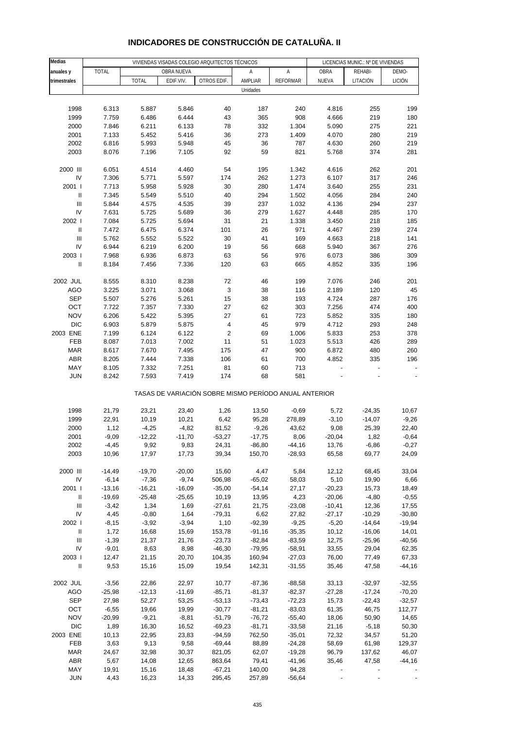# INDICADORES DE CONSTRUCCIÓN DE CATALUÑA. II

| Medias anuales y trimestrales | VIVIENDAS VISADAS COLEGIO ARQUITECTOS TÉCNICOS | | | | | | LICENCIAS MUNIC.: Nº DE VIVIENDAS | | |
|---|---|---|---|---|---|---|---|---|---|
| | TOTAL | OBRA NUEVA | | | A AMPLIAR | A REFORMAR | OBRA NUEVA | REHABI-LITACIÓN | DEMO-LICIÓN |
| | | TOTAL | EDIF.VIV. | OTROS EDIF. | | | | | |
| | Unidades | | | | | | | | |
| 1998 | 6.313 | 5.887 | 5.846 | 40 | 187 | 240 | 4.816 | 255 | 199 |
| 1999 | 7.759 | 6.486 | 6.444 | 43 | 365 | 908 | 4.666 | 219 | 180 |
| 2000 | 7.846 | 6.211 | 6.133 | 78 | 332 | 1.304 | 5.090 | 275 | 221 |
| 2001 | 7.133 | 5.452 | 5.416 | 36 | 273 | 1.409 | 4.070 | 280 | 219 |
| 2002 | 6.816 | 5.993 | 5.948 | 45 | 36 | 787 | 4.630 | 260 | 219 |
| 2003 | 8.076 | 7.196 | 7.105 | 92 | 59 | 821 | 5.768 | 374 | 281 |
| 2000 III | 6.051 | 4.514 | 4.460 | 54 | 195 | 1.342 | 4.616 | 262 | 201 |
| IV | 7.306 | 5.771 | 5.597 | 174 | 262 | 1.273 | 6.107 | 317 | 246 |
| 2001 I | 7.713 | 5.958 | 5.928 | 30 | 280 | 1.474 | 3.640 | 255 | 231 |
| II | 7.345 | 5.549 | 5.510 | 40 | 294 | 1.502 | 4.056 | 284 | 240 |
| III | 5.844 | 4.575 | 4.535 | 39 | 237 | 1.032 | 4.136 | 294 | 237 |
| IV | 7.631 | 5.725 | 5.689 | 36 | 279 | 1.627 | 4.448 | 285 | 170 |
| 2002 I | 7.084 | 5.725 | 5.694 | 31 | 21 | 1.338 | 3.450 | 218 | 185 |
| II | 7.472 | 6.475 | 6.374 | 101 | 26 | 971 | 4.467 | 239 | 274 |
| III | 5.762 | 5.552 | 5.522 | 30 | 41 | 169 | 4.663 | 218 | 141 |
| IV | 6.944 | 6.219 | 6.200 | 19 | 56 | 668 | 5.940 | 367 | 276 |
| 2003 I | 7.968 | 6.936 | 6.873 | 63 | 56 | 976 | 6.073 | 386 | 309 |
| II | 8.184 | 7.456 | 7.336 | 120 | 63 | 665 | 4.852 | 335 | 196 |
| 2002 JUL | 8.555 | 8.310 | 8.238 | 72 | 46 | 199 | 7.076 | 246 | 201 |
| AGO | 3.225 | 3.071 | 3.068 | 3 | 38 | 116 | 2.189 | 120 | 45 |
| SEP | 5.507 | 5.276 | 5.261 | 15 | 38 | 193 | 4.724 | 287 | 176 |
| OCT | 7.722 | 7.357 | 7.330 | 27 | 62 | 303 | 7.256 | 474 | 400 |
| NOV | 6.206 | 5.422 | 5.395 | 27 | 61 | 723 | 5.852 | 335 | 180 |
| DIC | 6.903 | 5.879 | 5.875 | 4 | 45 | 979 | 4.712 | 293 | 248 |
| 2003 ENE | 7.199 | 6.124 | 6.122 | 2 | 69 | 1.006 | 5.833 | 253 | 378 |
| FEB | 8.087 | 7.013 | 7.002 | 11 | 51 | 1.023 | 5.513 | 426 | 289 |
| MAR | 8.617 | 7.670 | 7.495 | 175 | 47 | 900 | 6.872 | 480 | 260 |
| ABR | 8.205 | 7.444 | 7.338 | 106 | 61 | 700 | 4.852 | 335 | 196 |
| MAY | 8.105 | 7.332 | 7.251 | 81 | 60 | 713 | - | - | - |
| JUN | 8.242 | 7.593 | 7.419 | 174 | 68 | 581 | - | - | - |
| | TASAS DE VARIACIÓN SOBRE MISMO PERÍODO ANUAL ANTERIOR | | | | | | | | |
| 1998 | 21,79 | 23,21 | 23,40 | 1,26 | 13,50 | -0,69 | 5,72 | -24,35 | 10,67 |
| 1999 | 22,91 | 10,19 | 10,21 | 6,42 | 95,28 | 278,89 | -3,10 | -14,07 | -9,26 |
| 2000 | 1,12 | -4,25 | -4,82 | 81,52 | -9,26 | 43,62 | 9,08 | 25,39 | 22,40 |
| 2001 | -9,09 | -12,22 | -11,70 | -53,27 | -17,75 | 8,06 | -20,04 | 1,82 | -0,64 |
| 2002 | -4,45 | 9,92 | 9,83 | 24,31 | -86,80 | -44,16 | 13,76 | -6,86 | -0,27 |
| 2003 | 10,96 | 17,97 | 17,73 | 39,34 | 150,70 | -28,93 | 65,58 | 69,77 | 24,09 |
| 2000 III | -14,49 | -19,70 | -20,00 | 15,60 | 4,47 | 5,84 | 12,12 | 68,45 | 33,04 |
| IV | -6,14 | -7,36 | -9,74 | 506,98 | -65,02 | 58,03 | 5,10 | 19,90 | 6,66 |
| 2001 I | -13,16 | -16,21 | -16,09 | -35,00 | -54,14 | 27,17 | -20,23 | 15,73 | 18,49 |
| II | -19,69 | -25,48 | -25,65 | 10,19 | 13,95 | 4,23 | -20,06 | -4,80 | -0,55 |
| III | -3,42 | 1,34 | 1,69 | -27,61 | 21,75 | -23,08 | -10,41 | 12,36 | 17,55 |
| IV | 4,45 | -0,80 | 1,64 | -79,31 | 6,62 | 27,82 | -27,17 | -10,29 | -30,80 |
| 2002 I | -8,15 | -3,92 | -3,94 | 1,10 | -92,39 | -9,25 | -5,20 | -14,64 | -19,94 |
| II | 1,72 | 16,68 | 15,69 | 153,78 | -91,16 | -35,35 | 10,12 | -16,06 | 14,01 |
| III | -1,39 | 21,37 | 21,76 | -23,73 | -82,84 | -83,59 | 12,75 | -25,96 | -40,56 |
| IV | -9,01 | 8,63 | 8,98 | -46,30 | -79,95 | -58,91 | 33,55 | 29,04 | 62,35 |
| 2003 I | 12,47 | 21,15 | 20,70 | 104,35 | 160,94 | -27,03 | 76,00 | 77,49 | 67,33 |
| II | 9,53 | 15,16 | 15,09 | 19,54 | 142,31 | -31,55 | 35,46 | 47,58 | -44,16 |
| 2002 JUL | -3,56 | 22,86 | 22,97 | 10,77 | -87,36 | -88,58 | 33,13 | -32,97 | -32,55 |
| AGO | -25,98 | -12,13 | -11,69 | -85,71 | -81,37 | -82,37 | -27,28 | -17,24 | -70,20 |
| SEP | 27,98 | 52,27 | 53,25 | -53,13 | -73,43 | -72,23 | 15,73 | -22,43 | -32,57 |
| OCT | -6,55 | 19,66 | 19,99 | -30,77 | -81,21 | -83,03 | 61,35 | 46,75 | 112,77 |
| NOV | -20,99 | -9,21 | -8,81 | -51,79 | -76,72 | -55,40 | 18,06 | 50,90 | 14,65 |
| DIC | 1,89 | 16,30 | 16,52 | -69,23 | -81,71 | -33,58 | 21,16 | -5,18 | 50,30 |
| 2003 ENE | 10,13 | 22,95 | 23,83 | -94,59 | 762,50 | -35,01 | 72,32 | 34,57 | 51,20 |
| FEB | 3,63 | 9,13 | 9,58 | -69,44 | 88,89 | -24,28 | 58,69 | 61,98 | 129,37 |
| MAR | 24,67 | 32,98 | 30,37 | 821,05 | 62,07 | -19,28 | 96,79 | 137,62 | 46,07 |
| ABR | 5,67 | 14,08 | 12,65 | 863,64 | 79,41 | -41,96 | 35,46 | 47,58 | -44,16 |
| MAY | 19,91 | 15,16 | 18,48 | -67,21 | 140,00 | 94,28 | - | - | - |
| JUN | 4,43 | 16,23 | 14,33 | 295,45 | 257,89 | -56,64 | - | - | - |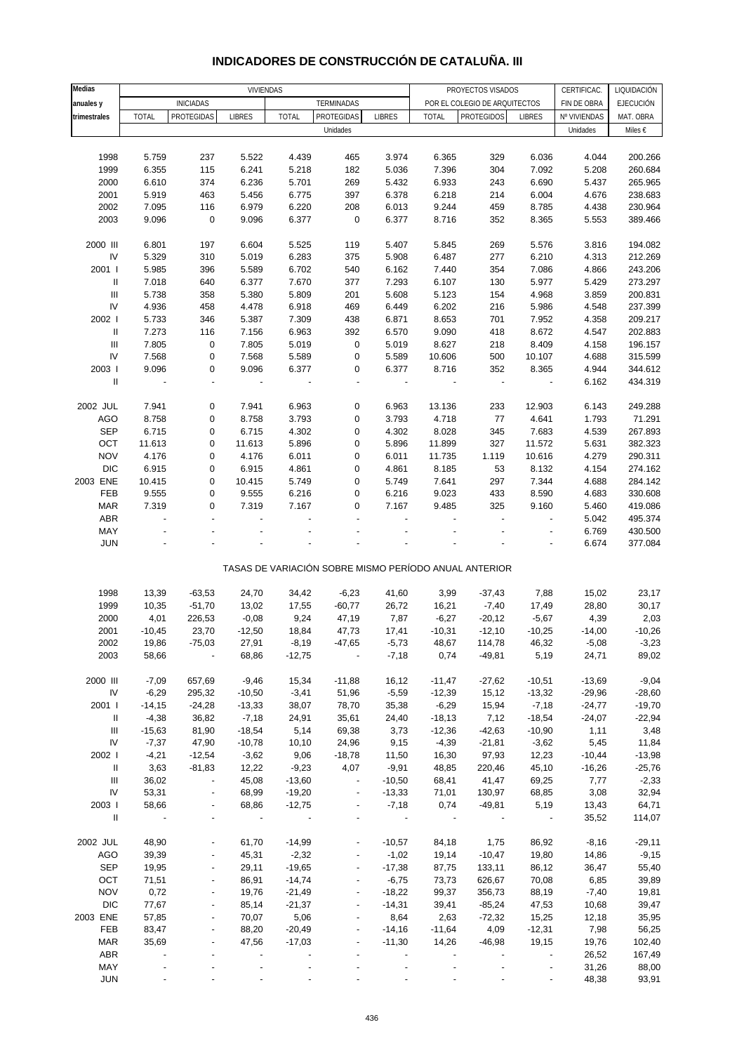# INDICADORES DE CONSTRUCCIÓN DE CATALUÑA. III

| Medias anuales y trimestrales | VIVIENDAS | | | | | | PROYECTOS VISADOS | | | CERTIFICAC. | LIQUIDACIÓN |
|---|---|---|---|---|---|---|---|---|---|---|---|
| | INICIADAS | | | TERMINADAS | | | POR EL COLEGIO DE ARQUITECTOS | | | FIN DE OBRA | EJECUCIÓN |
| | TOTAL | PROTEGIDAS | LIBRES | TOTAL | PROTEGIDAS | LIBRES | TOTAL | PROTEGIDOS | LIBRES | Nº VIVIENDAS | MAT. OBRA |
| | Unidades | | | | | | | | | Unidades | Miles € |
| 1998 | 5.759 | 237 | 5.522 | 4.439 | 465 | 3.974 | 6.365 | 329 | 6.036 | 4.044 | 200.266 |
| 1999 | 6.355 | 115 | 6.241 | 5.218 | 182 | 5.036 | 7.396 | 304 | 7.092 | 5.208 | 260.684 |
| 2000 | 6.610 | 374 | 6.236 | 5.701 | 269 | 5.432 | 6.933 | 243 | 6.690 | 5.437 | 265.965 |
| 2001 | 5.919 | 463 | 5.456 | 6.775 | 397 | 6.378 | 6.218 | 214 | 6.004 | 4.676 | 238.683 |
| 2002 | 7.095 | 116 | 6.979 | 6.220 | 208 | 6.013 | 9.244 | 459 | 8.785 | 4.438 | 230.964 |
| 2003 | 9.096 | 0 | 9.096 | 6.377 | 0 | 6.377 | 8.716 | 352 | 8.365 | 5.553 | 389.466 |
| 2000 III | 6.801 | 197 | 6.604 | 5.525 | 119 | 5.407 | 5.845 | 269 | 5.576 | 3.816 | 194.082 |
| IV | 5.329 | 310 | 5.019 | 6.283 | 375 | 5.908 | 6.487 | 277 | 6.210 | 4.313 | 212.269 |
| 2001 I | 5.985 | 396 | 5.589 | 6.702 | 540 | 6.162 | 7.440 | 354 | 7.086 | 4.866 | 243.206 |
| II | 7.018 | 640 | 6.377 | 7.670 | 377 | 7.293 | 6.107 | 130 | 5.977 | 5.429 | 273.297 |
| III | 5.738 | 358 | 5.380 | 5.809 | 201 | 5.608 | 5.123 | 154 | 4.968 | 3.859 | 200.831 |
| IV | 4.936 | 458 | 4.478 | 6.918 | 469 | 6.449 | 6.202 | 216 | 5.986 | 4.548 | 237.399 |
| 2002 I | 5.733 | 346 | 5.387 | 7.309 | 438 | 6.871 | 8.653 | 701 | 7.952 | 4.358 | 209.217 |
| II | 7.273 | 116 | 7.156 | 6.963 | 392 | 6.570 | 9.090 | 418 | 8.672 | 4.547 | 202.883 |
| III | 7.805 | 0 | 7.805 | 5.019 | 0 | 5.019 | 8.627 | 218 | 8.409 | 4.158 | 196.157 |
| IV | 7.568 | 0 | 7.568 | 5.589 | 0 | 5.589 | 10.606 | 500 | 10.107 | 4.688 | 315.599 |
| 2003 I | 9.096 | 0 | 9.096 | 6.377 | 0 | 6.377 | 8.716 | 352 | 8.365 | 4.944 | 344.612 |
| II | - | - | - | - | - | - | - | - | - | 6.162 | 434.319 |
| 2002 JUL | 7.941 | 0 | 7.941 | 6.963 | 0 | 6.963 | 13.136 | 233 | 12.903 | 6.143 | 249.288 |
| AGO | 8.758 | 0 | 8.758 | 3.793 | 0 | 3.793 | 4.718 | 77 | 4.641 | 1.793 | 71.291 |
| SEP | 6.715 | 0 | 6.715 | 4.302 | 0 | 4.302 | 8.028 | 345 | 7.683 | 4.539 | 267.893 |
| OCT | 11.613 | 0 | 11.613 | 5.896 | 0 | 5.896 | 11.899 | 327 | 11.572 | 5.631 | 382.323 |
| NOV | 4.176 | 0 | 4.176 | 6.011 | 0 | 6.011 | 11.735 | 1.119 | 10.616 | 4.279 | 290.311 |
| DIC | 6.915 | 0 | 6.915 | 4.861 | 0 | 4.861 | 8.185 | 53 | 8.132 | 4.154 | 274.162 |
| 2003 ENE | 10.415 | 0 | 10.415 | 5.749 | 0 | 5.749 | 7.641 | 297 | 7.344 | 4.688 | 284.142 |
| FEB | 9.555 | 0 | 9.555 | 6.216 | 0 | 6.216 | 9.023 | 433 | 8.590 | 4.683 | 330.608 |
| MAR | 7.319 | 0 | 7.319 | 7.167 | 0 | 7.167 | 9.485 | 325 | 9.160 | 5.460 | 419.086 |
| ABR | - | - | - | - | - | - | - | - | - | 5.042 | 495.374 |
| MAY | - | - | - | - | - | - | - | - | - | 6.769 | 430.500 |
| JUN | - | - | - | - | - | - | - | - | - | 6.674 | 377.084 |
| TASAS DE VARIACIÓN SOBRE MISMO PERÍODO ANUAL ANTERIOR | | | | | | | | | | | |
| 1998 | 13,39 | -63,53 | 24,70 | 34,42 | -6,23 | 41,60 | 3,99 | -37,43 | 7,88 | 15,02 | 23,17 |
| 1999 | 10,35 | -51,70 | 13,02 | 17,55 | -60,77 | 26,72 | 16,21 | -7,40 | 17,49 | 28,80 | 30,17 |
| 2000 | 4,01 | 226,53 | -0,08 | 9,24 | 47,19 | 7,87 | -6,27 | -20,12 | -5,67 | 4,39 | 2,03 |
| 2001 | -10,45 | 23,70 | -12,50 | 18,84 | 47,73 | 17,41 | -10,31 | -12,10 | -10,25 | -14,00 | -10,26 |
| 2002 | 19,86 | -75,03 | 27,91 | -8,19 | -47,65 | -5,73 | 48,67 | 114,78 | 46,32 | -5,08 | -3,23 |
| 2003 | 58,66 | - | 68,86 | -12,75 | - | -7,18 | 0,74 | -49,81 | 5,19 | 24,71 | 89,02 |
| 2000 III | -7,09 | 657,69 | -9,46 | 15,34 | -11,88 | 16,12 | -11,47 | -27,62 | -10,51 | -13,69 | -9,04 |
| IV | -6,29 | 295,32 | -10,50 | -3,41 | 51,96 | -5,59 | -12,39 | 15,12 | -13,32 | -29,96 | -28,60 |
| 2001 I | -14,15 | -24,28 | -13,33 | 38,07 | 78,70 | 35,38 | -6,29 | 15,94 | -7,18 | -24,77 | -19,70 |
| II | -4,38 | 36,82 | -7,18 | 24,91 | 35,61 | 24,40 | -18,13 | 7,12 | -18,54 | -24,07 | -22,94 |
| III | -15,63 | 81,90 | -18,54 | 5,14 | 69,38 | 3,73 | -12,36 | -42,63 | -10,90 | 1,11 | 3,48 |
| IV | -7,37 | 47,90 | -10,78 | 10,10 | 24,96 | 9,15 | -4,39 | -21,81 | -3,62 | 5,45 | 11,84 |
| 2002 I | -4,21 | -12,54 | -3,62 | 9,06 | -18,78 | 11,50 | 16,30 | 97,93 | 12,23 | -10,44 | -13,98 |
| II | 3,63 | -81,83 | 12,22 | -9,23 | 4,07 | -9,91 | 48,85 | 220,46 | 45,10 | -16,26 | -25,76 |
| III | 36,02 | - | 45,08 | -13,60 | - | -10,50 | 68,41 | 41,47 | 69,25 | 7,77 | -2,33 |
| IV | 53,31 | - | 68,99 | -19,20 | - | -13,33 | 71,01 | 130,97 | 68,85 | 3,08 | 32,94 |
| 2003 I | 58,66 | - | 68,86 | -12,75 | - | -7,18 | 0,74 | -49,81 | 5,19 | 13,43 | 64,71 |
| II | - | - | - | - | - | - | - | - | - | 35,52 | 114,07 |
| 2002 JUL | 48,90 | - | 61,70 | -14,99 | - | -10,57 | 84,18 | 1,75 | 86,92 | -8,16 | -29,11 |
| AGO | 39,39 | - | 45,31 | -2,32 | - | -1,02 | 19,14 | -10,47 | 19,80 | 14,86 | -9,15 |
| SEP | 19,95 | - | 29,11 | -19,65 | - | -17,38 | 87,75 | 133,11 | 86,12 | 36,47 | 55,40 |
| OCT | 71,51 | - | 86,91 | -14,74 | - | -6,75 | 73,73 | 626,67 | 70,08 | 6,85 | 39,89 |
| NOV | 0,72 | - | 19,76 | -21,49 | - | -18,22 | 99,37 | 356,73 | 88,19 | -7,40 | 19,81 |
| DIC | 77,67 | - | 85,14 | -21,37 | - | -14,31 | 39,41 | -85,24 | 47,53 | 10,68 | 39,47 |
| 2003 ENE | 57,85 | - | 70,07 | 5,06 | - | 8,64 | 2,63 | -72,32 | 15,25 | 12,18 | 35,95 |
| FEB | 83,47 | - | 88,20 | -20,49 | - | -14,16 | -11,64 | 4,09 | -12,31 | 7,98 | 56,25 |
| MAR | 35,69 | - | 47,56 | -17,03 | - | -11,30 | 14,26 | -46,98 | 19,15 | 19,76 | 102,40 |
| ABR | - | - | - | - | - | - | - | - | - | 26,52 | 167,49 |
| MAY | - | - | - | - | - | - | - | - | - | 31,26 | 88,00 |
| JUN | - | - | - | - | - | - | - | - | - | 48,38 | 93,91 |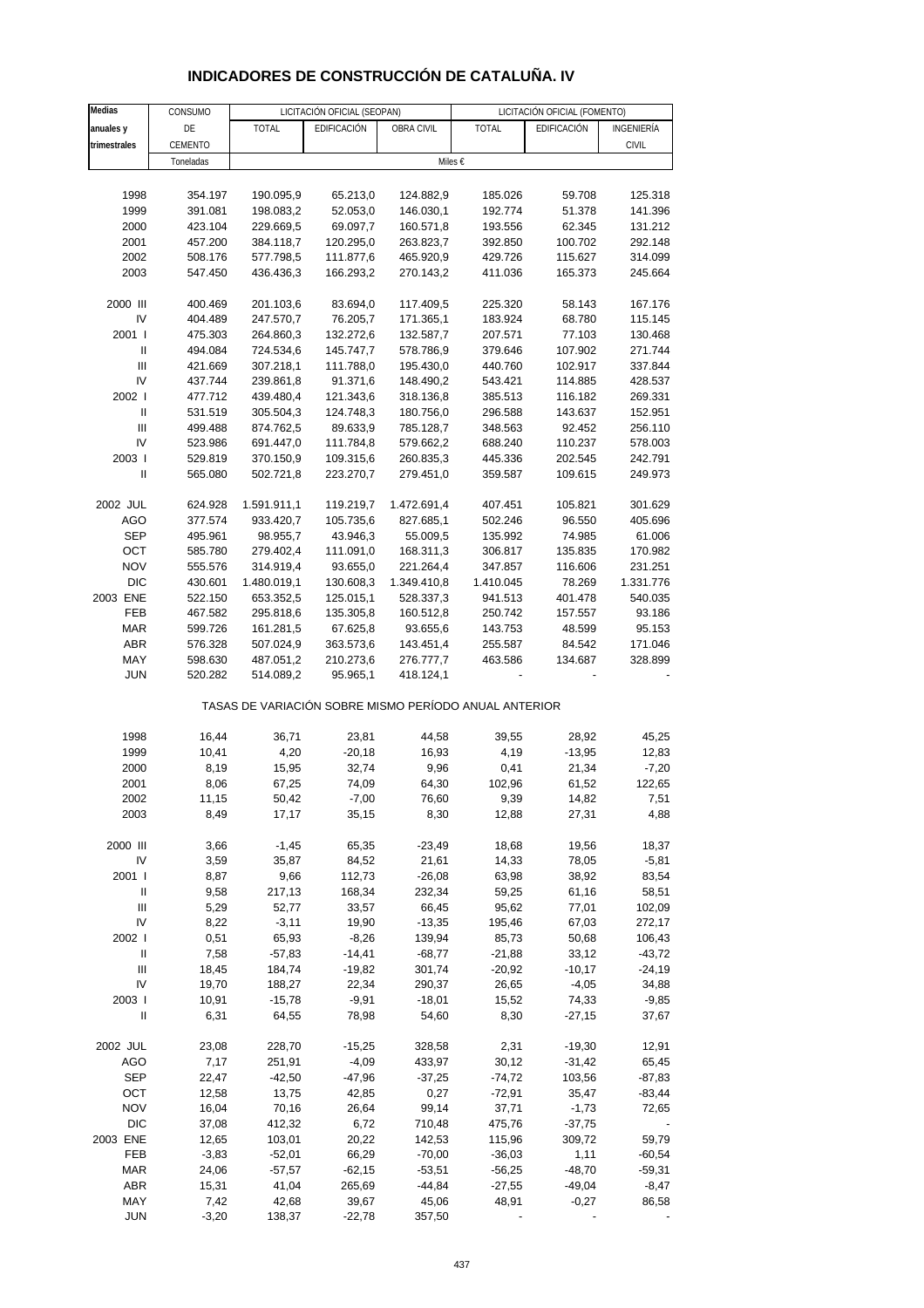# INDICADORES DE CONSTRUCCIÓN DE CATALUÑA. IV

| Medias anuales y trimestrales | CONSUMO DE CEMENTO | LICITACIÓN OFICIAL (SEOPAN) | | | LICITACIÓN OFICIAL (FOMENTO) | | |
|---|---|---|---|---|---|---|---|
| | | TOTAL | EDIFICACIÓN | OBRA CIVIL | TOTAL | EDIFICACIÓN | INGENIERÍA CIVIL |
| | Toneladas | Miles € | | | | | |
| 1998 | 354.197 | 190.095,9 | 65.213,0 | 124.882,9 | 185.026 | 59.708 | 125.318 |
| 1999 | 391.081 | 198.083,2 | 52.053,0 | 146.030,1 | 192.774 | 51.378 | 141.396 |
| 2000 | 423.104 | 229.669,5 | 69.097,7 | 160.571,8 | 193.556 | 62.345 | 131.212 |
| 2001 | 457.200 | 384.118,7 | 120.295,0 | 263.823,7 | 392.850 | 100.702 | 292.148 |
| 2002 | 508.176 | 577.798,5 | 111.877,6 | 465.920,9 | 429.726 | 115.627 | 314.099 |
| 2003 | 547.450 | 436.436,3 | 166.293,2 | 270.143,2 | 411.036 | 165.373 | 245.664 |
| 2000 III | 400.469 | 201.103,6 | 83.694,0 | 117.409,5 | 225.320 | 58.143 | 167.176 |
| IV | 404.489 | 247.570,7 | 76.205,7 | 171.365,1 | 183.924 | 68.780 | 115.145 |
| 2001 I | 475.303 | 264.860,3 | 132.272,6 | 132.587,7 | 207.571 | 77.103 | 130.468 |
| II | 494.084 | 724.534,6 | 145.747,7 | 578.786,9 | 379.646 | 107.902 | 271.744 |
| III | 421.669 | 307.218,1 | 111.788,0 | 195.430,0 | 440.760 | 102.917 | 337.844 |
| IV | 437.744 | 239.861,8 | 91.371,6 | 148.490,2 | 543.421 | 114.885 | 428.537 |
| 2002 I | 477.712 | 439.480,4 | 121.343,6 | 318.136,8 | 385.513 | 116.182 | 269.331 |
| II | 531.519 | 305.504,3 | 124.748,3 | 180.756,0 | 296.588 | 143.637 | 152.951 |
| III | 499.488 | 874.762,5 | 89.633,9 | 785.128,7 | 348.563 | 92.452 | 256.110 |
| IV | 523.986 | 691.447,0 | 111.784,8 | 579.662,2 | 688.240 | 110.237 | 578.003 |
| 2003 I | 529.819 | 370.150,9 | 109.315,6 | 260.835,3 | 445.336 | 202.545 | 242.791 |
| II | 565.080 | 502.721,8 | 223.270,7 | 279.451,0 | 359.587 | 109.615 | 249.973 |
| 2002 JUL | 624.928 | 1.591.911,1 | 119.219,7 | 1.472.691,4 | 407.451 | 105.821 | 301.629 |
| AGO | 377.574 | 933.420,7 | 105.735,6 | 827.685,1 | 502.246 | 96.550 | 405.696 |
| SEP | 495.961 | 98.955,7 | 43.946,3 | 55.009,5 | 135.992 | 74.985 | 61.006 |
| OCT | 585.780 | 279.402,4 | 111.091,0 | 168.311,3 | 306.817 | 135.835 | 170.982 |
| NOV | 555.576 | 314.919,4 | 93.655,0 | 221.264,4 | 347.857 | 116.606 | 231.251 |
| DIC | 430.601 | 1.480.019,1 | 130.608,3 | 1.349.410,8 | 1.410.045 | 78.269 | 1.331.776 |
| 2003 ENE | 522.150 | 653.352,5 | 125.015,1 | 528.337,3 | 941.513 | 401.478 | 540.035 |
| FEB | 467.582 | 295.818,6 | 135.305,8 | 160.512,8 | 250.742 | 157.557 | 93.186 |
| MAR | 599.726 | 161.281,5 | 67.625,8 | 93.655,6 | 143.753 | 48.599 | 95.153 |
| ABR | 576.328 | 507.024,9 | 363.573,6 | 143.451,4 | 255.587 | 84.542 | 171.046 |
| MAY | 598.630 | 487.051,2 | 210.273,6 | 276.777,7 | 463.586 | 134.687 | 328.899 |
| JUN | 520.282 | 514.089,2 | 95.965,1 | 418.124,1 | - | - | - |
| TASAS DE VARIACIÓN SOBRE MISMO PERÍODO ANUAL ANTERIOR | | | | | | | |
| 1998 | 16,44 | 36,71 | 23,81 | 44,58 | 39,55 | 28,92 | 45,25 |
| 1999 | 10,41 | 4,20 | -20,18 | 16,93 | 4,19 | -13,95 | 12,83 |
| 2000 | 8,19 | 15,95 | 32,74 | 9,96 | 0,41 | 21,34 | -7,20 |
| 2001 | 8,06 | 67,25 | 74,09 | 64,30 | 102,96 | 61,52 | 122,65 |
| 2002 | 11,15 | 50,42 | -7,00 | 76,60 | 9,39 | 14,82 | 7,51 |
| 2003 | 8,49 | 17,17 | 35,15 | 8,30 | 12,88 | 27,31 | 4,88 |
| 2000 III | 3,66 | -1,45 | 65,35 | -23,49 | 18,68 | 19,56 | 18,37 |
| IV | 3,59 | 35,87 | 84,52 | 21,61 | 14,33 | 78,05 | -5,81 |
| 2001 I | 8,87 | 9,66 | 112,73 | -26,08 | 63,98 | 38,92 | 83,54 |
| II | 9,58 | 217,13 | 168,34 | 232,34 | 59,25 | 61,16 | 58,51 |
| III | 5,29 | 52,77 | 33,57 | 66,45 | 95,62 | 77,01 | 102,09 |
| IV | 8,22 | -3,11 | 19,90 | -13,35 | 195,46 | 67,03 | 272,17 |
| 2002 I | 0,51 | 65,93 | -8,26 | 139,94 | 85,73 | 50,68 | 106,43 |
| II | 7,58 | -57,83 | -14,41 | -68,77 | -21,88 | 33,12 | -43,72 |
| III | 18,45 | 184,74 | -19,82 | 301,74 | -20,92 | -10,17 | -24,19 |
| IV | 19,70 | 188,27 | 22,34 | 290,37 | 26,65 | -4,05 | 34,88 |
| 2003 I | 10,91 | -15,78 | -9,91 | -18,01 | 15,52 | 74,33 | -9,85 |
| II | 6,31 | 64,55 | 78,98 | 54,60 | 8,30 | -27,15 | 37,67 |
| 2002 JUL | 23,08 | 228,70 | -15,25 | 328,58 | 2,31 | -19,30 | 12,91 |
| AGO | 7,17 | 251,91 | -4,09 | 433,97 | 30,12 | -31,42 | 65,45 |
| SEP | 22,47 | -42,50 | -47,96 | -37,25 | -74,72 | 103,56 | -87,83 |
| OCT | 12,58 | 13,75 | 42,85 | 0,27 | -72,91 | 35,47 | -83,44 |
| NOV | 16,04 | 70,16 | 26,64 | 99,14 | 37,71 | -1,73 | 72,65 |
| DIC | 37,08 | 412,32 | 6,72 | 710,48 | 475,76 | -37,75 | - |
| 2003 ENE | 12,65 | 103,01 | 20,22 | 142,53 | 115,96 | 309,72 | 59,79 |
| FEB | -3,83 | -52,01 | 66,29 | -70,00 | -36,03 | 1,11 | -60,54 |
| MAR | 24,06 | -57,57 | -62,15 | -53,51 | -56,25 | -48,70 | -59,31 |
| ABR | 15,31 | 41,04 | 265,69 | -44,84 | -27,55 | -49,04 | -8,47 |
| MAY | 7,42 | 42,68 | 39,67 | 45,06 | 48,91 | -0,27 | 86,58 |
| JUN | -3,20 | 138,37 | -22,78 | 357,50 | - | - | - |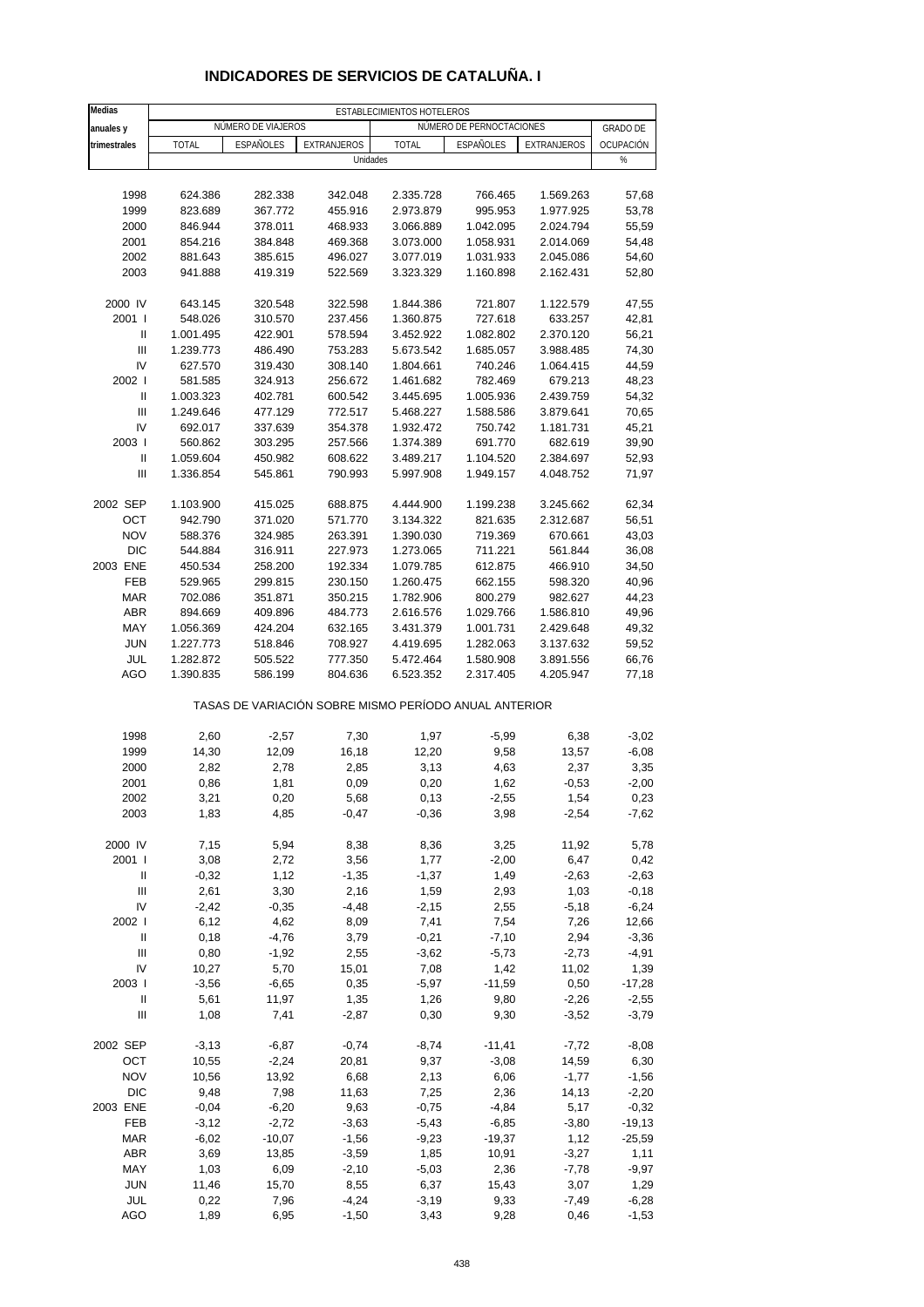# INDICADORES DE SERVICIOS DE CATALUÑA. I

| Medias anuales y trimestrales | ESTABLECIMIENTOS HOTELEROS | | | | | | |
|---|---|---|---|---|---|---|---|
| | NÚMERO DE VIAJEROS | | | NÚMERO DE PERNOCTACIONES | | | GRADO DE OCUPACIÓN |
| | TOTAL | ESPAÑOLES | EXTRANJEROS | TOTAL | ESPAÑOLES | EXTRANJEROS | |
| | Unidades | | | | | | % |
| 1998 | 624.386 | 282.338 | 342.048 | 2.335.728 | 766.465 | 1.569.263 | 57,68 |
| 1999 | 823.689 | 367.772 | 455.916 | 2.973.879 | 995.953 | 1.977.925 | 53,78 |
| 2000 | 846.944 | 378.011 | 468.933 | 3.066.889 | 1.042.095 | 2.024.794 | 55,59 |
| 2001 | 854.216 | 384.848 | 469.368 | 3.073.000 | 1.058.931 | 2.014.069 | 54,48 |
| 2002 | 881.643 | 385.615 | 496.027 | 3.077.019 | 1.031.933 | 2.045.086 | 54,60 |
| 2003 | 941.888 | 419.319 | 522.569 | 3.323.329 | 1.160.898 | 2.162.431 | 52,80 |
| 2000 IV | 643.145 | 320.548 | 322.598 | 1.844.386 | 721.807 | 1.122.579 | 47,55 |
| 2001 I | 548.026 | 310.570 | 237.456 | 1.360.875 | 727.618 | 633.257 | 42,81 |
| II | 1.001.495 | 422.901 | 578.594 | 3.452.922 | 1.082.802 | 2.370.120 | 56,21 |
| III | 1.239.773 | 486.490 | 753.283 | 5.673.542 | 1.685.057 | 3.988.485 | 74,30 |
| IV | 627.570 | 319.430 | 308.140 | 1.804.661 | 740.246 | 1.064.415 | 44,59 |
| 2002 I | 581.585 | 324.913 | 256.672 | 1.461.682 | 782.469 | 679.213 | 48,23 |
| II | 1.003.323 | 402.781 | 600.542 | 3.445.695 | 1.005.936 | 2.439.759 | 54,32 |
| III | 1.249.646 | 477.129 | 772.517 | 5.468.227 | 1.588.586 | 3.879.641 | 70,65 |
| IV | 692.017 | 337.639 | 354.378 | 1.932.472 | 750.742 | 1.181.731 | 45,21 |
| 2003 I | 560.862 | 303.295 | 257.566 | 1.374.389 | 691.770 | 682.619 | 39,90 |
| II | 1.059.604 | 450.982 | 608.622 | 3.489.217 | 1.104.520 | 2.384.697 | 52,93 |
| III | 1.336.854 | 545.861 | 790.993 | 5.997.908 | 1.949.157 | 4.048.752 | 71,97 |
| 2002 SEP | 1.103.900 | 415.025 | 688.875 | 4.444.900 | 1.199.238 | 3.245.662 | 62,34 |
| OCT | 942.790 | 371.020 | 571.770 | 3.134.322 | 821.635 | 2.312.687 | 56,51 |
| NOV | 588.376 | 324.985 | 263.391 | 1.390.030 | 719.369 | 670.661 | 43,03 |
| DIC | 544.884 | 316.911 | 227.973 | 1.273.065 | 711.221 | 561.844 | 36,08 |
| 2003 ENE | 450.534 | 258.200 | 192.334 | 1.079.785 | 612.875 | 466.910 | 34,50 |
| FEB | 529.965 | 299.815 | 230.150 | 1.260.475 | 662.155 | 598.320 | 40,96 |
| MAR | 702.086 | 351.871 | 350.215 | 1.782.906 | 800.279 | 982.627 | 44,23 |
| ABR | 894.669 | 409.896 | 484.773 | 2.616.576 | 1.029.766 | 1.586.810 | 49,96 |
| MAY | 1.056.369 | 424.204 | 632.165 | 3.431.379 | 1.001.731 | 2.429.648 | 49,32 |
| JUN | 1.227.773 | 518.846 | 708.927 | 4.419.695 | 1.282.063 | 3.137.632 | 59,52 |
| JUL | 1.282.872 | 505.522 | 777.350 | 5.472.464 | 1.580.908 | 3.891.556 | 66,76 |
| AGO | 1.390.835 | 586.199 | 804.636 | 6.523.352 | 2.317.405 | 4.205.947 | 77,18 |
| | TASAS DE VARIACIÓN SOBRE MISMO PERÍODO ANUAL ANTERIOR | | | | | | |
| 1998 | 2,60 | -2,57 | 7,30 | 1,97 | -5,99 | 6,38 | -3,02 |
| 1999 | 14,30 | 12,09 | 16,18 | 12,20 | 9,58 | 13,57 | -6,08 |
| 2000 | 2,82 | 2,78 | 2,85 | 3,13 | 4,63 | 2,37 | 3,35 |
| 2001 | 0,86 | 1,81 | 0,09 | 0,20 | 1,62 | -0,53 | -2,00 |
| 2002 | 3,21 | 0,20 | 5,68 | 0,13 | -2,55 | 1,54 | 0,23 |
| 2003 | 1,83 | 4,85 | -0,47 | -0,36 | 3,98 | -2,54 | -7,62 |
| 2000 IV | 7,15 | 5,94 | 8,38 | 8,36 | 3,25 | 11,92 | 5,78 |
| 2001 I | 3,08 | 2,72 | 3,56 | 1,77 | -2,00 | 6,47 | 0,42 |
| II | -0,32 | 1,12 | -1,35 | -1,37 | 1,49 | -2,63 | -2,63 |
| III | 2,61 | 3,30 | 2,16 | 1,59 | 2,93 | 1,03 | -0,18 |
| IV | -2,42 | -0,35 | -4,48 | -2,15 | 2,55 | -5,18 | -6,24 |
| 2002 I | 6,12 | 4,62 | 8,09 | 7,41 | 7,54 | 7,26 | 12,66 |
| II | 0,18 | -4,76 | 3,79 | -0,21 | -7,10 | 2,94 | -3,36 |
| III | 0,80 | -1,92 | 2,55 | -3,62 | -5,73 | -2,73 | -4,91 |
| IV | 10,27 | 5,70 | 15,01 | 7,08 | 1,42 | 11,02 | 1,39 |
| 2003 I | -3,56 | -6,65 | 0,35 | -5,97 | -11,59 | 0,50 | -17,28 |
| II | 5,61 | 11,97 | 1,35 | 1,26 | 9,80 | -2,26 | -2,55 |
| III | 1,08 | 7,41 | -2,87 | 0,30 | 9,30 | -3,52 | -3,79 |
| 2002 SEP | -3,13 | -6,87 | -0,74 | -8,74 | -11,41 | -7,72 | -8,08 |
| OCT | 10,55 | -2,24 | 20,81 | 9,37 | -3,08 | 14,59 | 6,30 |
| NOV | 10,56 | 13,92 | 6,68 | 2,13 | 6,06 | -1,77 | -1,56 |
| DIC | 9,48 | 7,98 | 11,63 | 7,25 | 2,36 | 14,13 | -2,20 |
| 2003 ENE | -0,04 | -6,20 | 9,63 | -0,75 | -4,84 | 5,17 | -0,32 |
| FEB | -3,12 | -2,72 | -3,63 | -5,43 | -6,85 | -3,80 | -19,13 |
| MAR | -6,02 | -10,07 | -1,56 | -9,23 | -19,37 | 1,12 | -25,59 |
| ABR | 3,69 | 13,85 | -3,59 | 1,85 | 10,91 | -3,27 | 1,11 |
| MAY | 1,03 | 6,09 | -2,10 | -5,03 | 2,36 | -7,78 | -9,97 |
| JUN | 11,46 | 15,70 | 8,55 | 6,37 | 15,43 | 3,07 | 1,29 |
| JUL | 0,22 | 7,96 | -4,24 | -3,19 | 9,33 | -7,49 | -6,28 |
| AGO | 1,89 | 6,95 | -1,50 | 3,43 | 9,28 | 0,46 | -1,53 |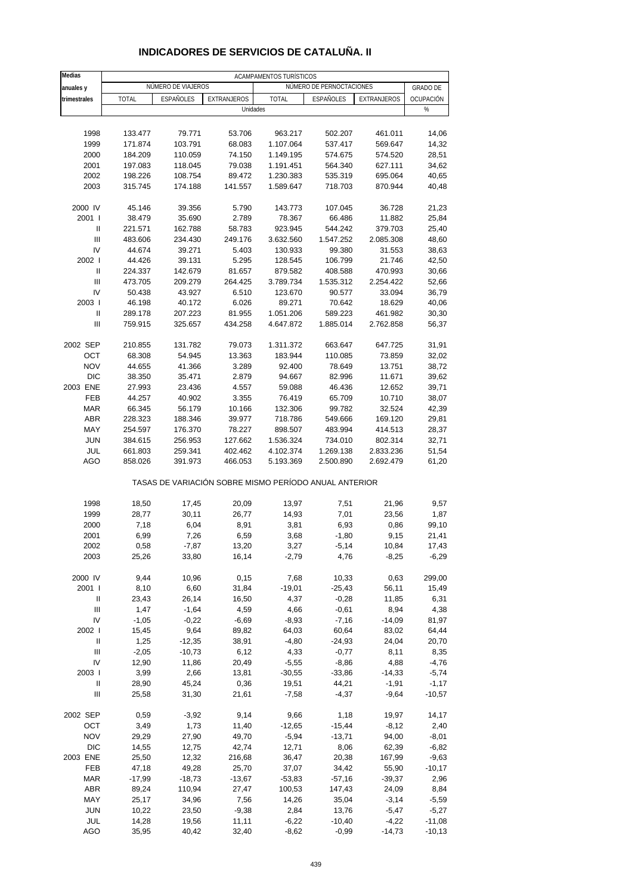# INDICADORES DE SERVICIOS DE CATALUÑA. II

| Medias anuales y trimestrales | ACAMPAMENTOS TURÍSTICOS | | | | | | |
|---|---|---|---|---|---|---|---|
| | NÚMERO DE VIAJEROS | | | NÚMERO DE PERNOCTACIONES | | | GRADO DE OCUPACIÓN |
| | TOTAL | ESPAÑOLES | EXTRANJEROS | TOTAL | ESPAÑOLES | EXTRANJEROS | |
| | Unidades | | | | | | % |
| 1998 | 133.477 | 79.771 | 53.706 | 963.217 | 502.207 | 461.011 | 14,06 |
| 1999 | 171.874 | 103.791 | 68.083 | 1.107.064 | 537.417 | 569.647 | 14,32 |
| 2000 | 184.209 | 110.059 | 74.150 | 1.149.195 | 574.675 | 574.520 | 28,51 |
| 2001 | 197.083 | 118.045 | 79.038 | 1.191.451 | 564.340 | 627.111 | 34,62 |
| 2002 | 198.226 | 108.754 | 89.472 | 1.230.383 | 535.319 | 695.064 | 40,65 |
| 2003 | 315.745 | 174.188 | 141.557 | 1.589.647 | 718.703 | 870.944 | 40,48 |
| 2000 IV | 45.146 | 39.356 | 5.790 | 143.773 | 107.045 | 36.728 | 21,23 |
| 2001 I | 38.479 | 35.690 | 2.789 | 78.367 | 66.486 | 11.882 | 25,84 |
| II | 221.571 | 162.788 | 58.783 | 923.945 | 544.242 | 379.703 | 25,40 |
| III | 483.606 | 234.430 | 249.176 | 3.632.560 | 1.547.252 | 2.085.308 | 48,60 |
| IV | 44.674 | 39.271 | 5.403 | 130.933 | 99.380 | 31.553 | 38,63 |
| 2002 I | 44.426 | 39.131 | 5.295 | 128.545 | 106.799 | 21.746 | 42,50 |
| II | 224.337 | 142.679 | 81.657 | 879.582 | 408.588 | 470.993 | 30,66 |
| III | 473.705 | 209.279 | 264.425 | 3.789.734 | 1.535.312 | 2.254.422 | 52,66 |
| IV | 50.438 | 43.927 | 6.510 | 123.670 | 90.577 | 33.094 | 36,79 |
| 2003 I | 46.198 | 40.172 | 6.026 | 89.271 | 70.642 | 18.629 | 40,06 |
| II | 289.178 | 207.223 | 81.955 | 1.051.206 | 589.223 | 461.982 | 30,30 |
| III | 759.915 | 325.657 | 434.258 | 4.647.872 | 1.885.014 | 2.762.858 | 56,37 |
| 2002 SEP | 210.855 | 131.782 | 79.073 | 1.311.372 | 663.647 | 647.725 | 31,91 |
| OCT | 68.308 | 54.945 | 13.363 | 183.944 | 110.085 | 73.859 | 32,02 |
| NOV | 44.655 | 41.366 | 3.289 | 92.400 | 78.649 | 13.751 | 38,72 |
| DIC | 38.350 | 35.471 | 2.879 | 94.667 | 82.996 | 11.671 | 39,62 |
| 2003 ENE | 27.993 | 23.436 | 4.557 | 59.088 | 46.436 | 12.652 | 39,71 |
| FEB | 44.257 | 40.902 | 3.355 | 76.419 | 65.709 | 10.710 | 38,07 |
| MAR | 66.345 | 56.179 | 10.166 | 132.306 | 99.782 | 32.524 | 42,39 |
| ABR | 228.323 | 188.346 | 39.977 | 718.786 | 549.666 | 169.120 | 29,81 |
| MAY | 254.597 | 176.370 | 78.227 | 898.507 | 483.994 | 414.513 | 28,37 |
| JUN | 384.615 | 256.953 | 127.662 | 1.536.324 | 734.010 | 802.314 | 32,71 |
| JUL | 661.803 | 259.341 | 402.462 | 4.102.374 | 1.269.138 | 2.833.236 | 51,54 |
| AGO | 858.026 | 391.973 | 466.053 | 5.193.369 | 2.500.890 | 2.692.479 | 61,20 |
| | TASAS DE VARIACIÓN SOBRE MISMO PERÍODO ANUAL ANTERIOR | | | | | | |
| 1998 | 18,50 | 17,45 | 20,09 | 13,97 | 7,51 | 21,96 | 9,57 |
| 1999 | 28,77 | 30,11 | 26,77 | 14,93 | 7,01 | 23,56 | 1,87 |
| 2000 | 7,18 | 6,04 | 8,91 | 3,81 | 6,93 | 0,86 | 99,10 |
| 2001 | 6,99 | 7,26 | 6,59 | 3,68 | -1,80 | 9,15 | 21,41 |
| 2002 | 0,58 | -7,87 | 13,20 | 3,27 | -5,14 | 10,84 | 17,43 |
| 2003 | 25,26 | 33,80 | 16,14 | -2,79 | 4,76 | -8,25 | -6,29 |
| 2000 IV | 9,44 | 10,96 | 0,15 | 7,68 | 10,33 | 0,63 | 299,00 |
| 2001 I | 8,10 | 6,60 | 31,84 | -19,01 | -25,43 | 56,11 | 15,49 |
| II | 23,43 | 26,14 | 16,50 | 4,37 | -0,28 | 11,85 | 6,31 |
| III | 1,47 | -1,64 | 4,59 | 4,66 | -0,61 | 8,94 | 4,38 |
| IV | -1,05 | -0,22 | -6,69 | -8,93 | -7,16 | -14,09 | 81,97 |
| 2002 I | 15,45 | 9,64 | 89,82 | 64,03 | 60,64 | 83,02 | 64,44 |
| II | 1,25 | -12,35 | 38,91 | -4,80 | -24,93 | 24,04 | 20,70 |
| III | -2,05 | -10,73 | 6,12 | 4,33 | -0,77 | 8,11 | 8,35 |
| IV | 12,90 | 11,86 | 20,49 | -5,55 | -8,86 | 4,88 | -4,76 |
| 2003 I | 3,99 | 2,66 | 13,81 | -30,55 | -33,86 | -14,33 | -5,74 |
| II | 28,90 | 45,24 | 0,36 | 19,51 | 44,21 | -1,91 | -1,17 |
| III | 25,58 | 31,30 | 21,61 | -7,58 | -4,37 | -9,64 | -10,57 |
| 2002 SEP | 0,59 | -3,92 | 9,14 | 9,66 | 1,18 | 19,97 | 14,17 |
| OCT | 3,49 | 1,73 | 11,40 | -12,65 | -15,44 | -8,12 | 2,40 |
| NOV | 29,29 | 27,90 | 49,70 | -5,94 | -13,71 | 94,00 | -8,01 |
| DIC | 14,55 | 12,75 | 42,74 | 12,71 | 8,06 | 62,39 | -6,82 |
| 2003 ENE | 25,50 | 12,32 | 216,68 | 36,47 | 20,38 | 167,99 | -9,63 |
| FEB | 47,18 | 49,28 | 25,70 | 37,07 | 34,42 | 55,90 | -10,17 |
| MAR | -17,99 | -18,73 | -13,67 | -53,83 | -57,16 | -39,37 | 2,96 |
| ABR | 89,24 | 110,94 | 27,47 | 100,53 | 147,43 | 24,09 | 8,84 |
| MAY | 25,17 | 34,96 | 7,56 | 14,26 | 35,04 | -3,14 | -5,59 |
| JUN | 10,22 | 23,50 | -9,38 | 2,84 | 13,76 | -5,47 | -5,27 |
| JUL | 14,28 | 19,56 | 11,11 | -6,22 | -10,40 | -4,22 | -11,08 |
| AGO | 35,95 | 40,42 | 32,40 | -8,62 | -0,99 | -14,73 | -10,13 |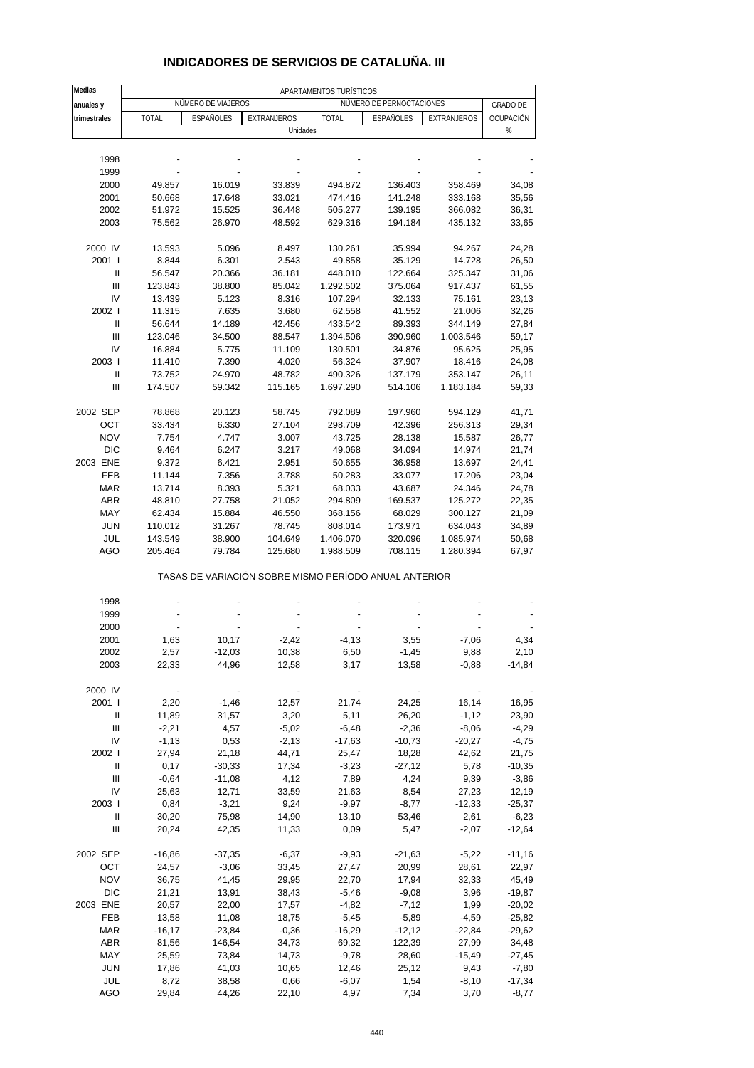# INDICADORES DE SERVICIOS DE CATALUÑA. III

| Medias anuales y trimestrales | APARTAMENTOS TURÍSTICOS | | | | | | |
|---|---|---|---|---|---|---|---|
| | NÚMERO DE VIAJEROS | | | NÚMERO DE PERNOCTACIONES | | | GRADO DE OCUPACIÓN |
| | TOTAL | ESPAÑOLES | EXTRANJEROS | TOTAL | ESPAÑOLES | EXTRANJEROS | |
| | Unidades | | | | | | % |
| 1998 | - | - | - | - | - | - | - |
| 1999 | - | - | - | - | - | - | - |
| 2000 | 49.857 | 16.019 | 33.839 | 494.872 | 136.403 | 358.469 | 34,08 |
| 2001 | 50.668 | 17.648 | 33.021 | 474.416 | 141.248 | 333.168 | 35,56 |
| 2002 | 51.972 | 15.525 | 36.448 | 505.277 | 139.195 | 366.082 | 36,31 |
| 2003 | 75.562 | 26.970 | 48.592 | 629.316 | 194.184 | 435.132 | 33,65 |
| 2000 IV | 13.593 | 5.096 | 8.497 | 130.261 | 35.994 | 94.267 | 24,28 |
| 2001 I | 8.844 | 6.301 | 2.543 | 49.858 | 35.129 | 14.728 | 26,50 |
| II | 56.547 | 20.366 | 36.181 | 448.010 | 122.664 | 325.347 | 31,06 |
| III | 123.843 | 38.800 | 85.042 | 1.292.502 | 375.064 | 917.437 | 61,55 |
| IV | 13.439 | 5.123 | 8.316 | 107.294 | 32.133 | 75.161 | 23,13 |
| 2002 I | 11.315 | 7.635 | 3.680 | 62.558 | 41.552 | 21.006 | 32,26 |
| II | 56.644 | 14.189 | 42.456 | 433.542 | 89.393 | 344.149 | 27,84 |
| III | 123.046 | 34.500 | 88.547 | 1.394.506 | 390.960 | 1.003.546 | 59,17 |
| IV | 16.884 | 5.775 | 11.109 | 130.501 | 34.876 | 95.625 | 25,95 |
| 2003 I | 11.410 | 7.390 | 4.020 | 56.324 | 37.907 | 18.416 | 24,08 |
| II | 73.752 | 24.970 | 48.782 | 490.326 | 137.179 | 353.147 | 26,11 |
| III | 174.507 | 59.342 | 115.165 | 1.697.290 | 514.106 | 1.183.184 | 59,33 |
| 2002 SEP | 78.868 | 20.123 | 58.745 | 792.089 | 197.960 | 594.129 | 41,71 |
| OCT | 33.434 | 6.330 | 27.104 | 298.709 | 42.396 | 256.313 | 29,34 |
| NOV | 7.754 | 4.747 | 3.007 | 43.725 | 28.138 | 15.587 | 26,77 |
| DIC | 9.464 | 6.247 | 3.217 | 49.068 | 34.094 | 14.974 | 21,74 |
| 2003 ENE | 9.372 | 6.421 | 2.951 | 50.655 | 36.958 | 13.697 | 24,41 |
| FEB | 11.144 | 7.356 | 3.788 | 50.283 | 33.077 | 17.206 | 23,04 |
| MAR | 13.714 | 8.393 | 5.321 | 68.033 | 43.687 | 24.346 | 24,78 |
| ABR | 48.810 | 27.758 | 21.052 | 294.809 | 169.537 | 125.272 | 22,35 |
| MAY | 62.434 | 15.884 | 46.550 | 368.156 | 68.029 | 300.127 | 21,09 |
| JUN | 110.012 | 31.267 | 78.745 | 808.014 | 173.971 | 634.043 | 34,89 |
| JUL | 143.549 | 38.900 | 104.649 | 1.406.070 | 320.096 | 1.085.974 | 50,68 |
| AGO | 205.464 | 79.784 | 125.680 | 1.988.509 | 708.115 | 1.280.394 | 67,97 |
| | TASAS DE VARIACIÓN SOBRE MISMO PERÍODO ANUAL ANTERIOR | | | | | | |
| 1998 | - | - | - | - | - | - | - |
| 1999 | - | - | - | - | - | - | - |
| 2000 | - | - | - | - | - | - | - |
| 2001 | 1,63 | 10,17 | -2,42 | -4,13 | 3,55 | -7,06 | 4,34 |
| 2002 | 2,57 | -12,03 | 10,38 | 6,50 | -1,45 | 9,88 | 2,10 |
| 2003 | 22,33 | 44,96 | 12,58 | 3,17 | 13,58 | -0,88 | -14,84 |
| 2000 IV | - | - | - | - | - | - | - |
| 2001 I | 2,20 | -1,46 | 12,57 | 21,74 | 24,25 | 16,14 | 16,95 |
| II | 11,89 | 31,57 | 3,20 | 5,11 | 26,20 | -1,12 | 23,90 |
| III | -2,21 | 4,57 | -5,02 | -6,48 | -2,36 | -8,06 | -4,29 |
| IV | -1,13 | 0,53 | -2,13 | -17,63 | -10,73 | -20,27 | -4,75 |
| 2002 I | 27,94 | 21,18 | 44,71 | 25,47 | 18,28 | 42,62 | 21,75 |
| II | 0,17 | -30,33 | 17,34 | -3,23 | -27,12 | 5,78 | -10,35 |
| III | -0,64 | -11,08 | 4,12 | 7,89 | 4,24 | 9,39 | -3,86 |
| IV | 25,63 | 12,71 | 33,59 | 21,63 | 8,54 | 27,23 | 12,19 |
| 2003 I | 0,84 | -3,21 | 9,24 | -9,97 | -8,77 | -12,33 | -25,37 |
| II | 30,20 | 75,98 | 14,90 | 13,10 | 53,46 | 2,61 | -6,23 |
| III | 20,24 | 42,35 | 11,33 | 0,09 | 5,47 | -2,07 | -12,64 |
| 2002 SEP | -16,86 | -37,35 | -6,37 | -9,93 | -21,63 | -5,22 | -11,16 |
| OCT | 24,57 | -3,06 | 33,45 | 27,47 | 20,99 | 28,61 | 22,97 |
| NOV | 36,75 | 41,45 | 29,95 | 22,70 | 17,94 | 32,33 | 45,49 |
| DIC | 21,21 | 13,91 | 38,43 | -5,46 | -9,08 | 3,96 | -19,87 |
| 2003 ENE | 20,57 | 22,00 | 17,57 | -4,82 | -7,12 | 1,99 | -20,02 |
| FEB | 13,58 | 11,08 | 18,75 | -5,45 | -5,89 | -4,59 | -25,82 |
| MAR | -16,17 | -23,84 | -0,36 | -16,29 | -12,12 | -22,84 | -29,62 |
| ABR | 81,56 | 146,54 | 34,73 | 69,32 | 122,39 | 27,99 | 34,48 |
| MAY | 25,59 | 73,84 | 14,73 | -9,78 | 28,60 | -15,49 | -27,45 |
| JUN | 17,86 | 41,03 | 10,65 | 12,46 | 25,12 | 9,43 | -7,80 |
| JUL | 8,72 | 38,58 | 0,66 | -6,07 | 1,54 | -8,10 | -17,34 |
| AGO | 29,84 | 44,26 | 22,10 | 4,97 | 7,34 | 3,70 | -8,77 |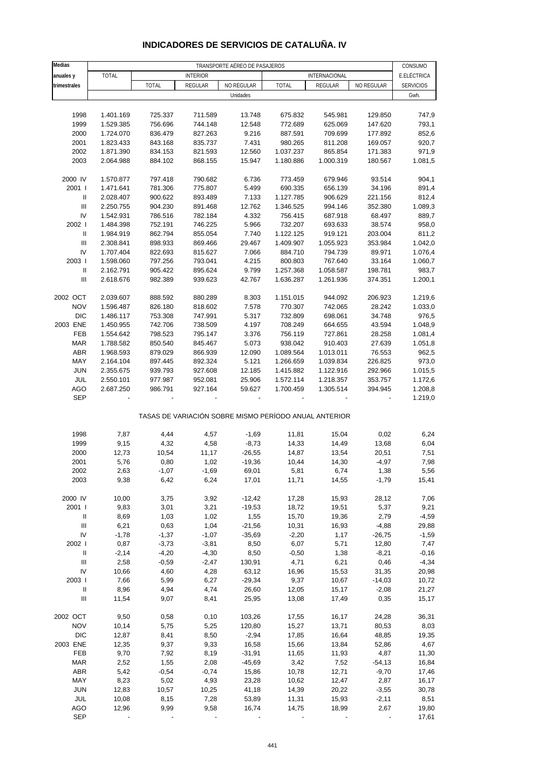# INDICADORES DE SERVICIOS DE CATALUÑA. IV

| Medias anuales y trimestrales | TRANSPORTE AÉREO DE PASAJEROS | | | | | | | CONSUMO E.ELÉCTRICA |
|---|---|---|---|---|---|---|---|---|
| | TOTAL | INTERIOR | | | INTERNACIONAL | | | SERVICIOS |
| | | TOTAL | REGULAR | NO REGULAR | TOTAL | REGULAR | NO REGULAR | |
| | Unidades | | | | | | | Gwh. |
| 1998 | 1.401.169 | 725.337 | 711.589 | 13.748 | 675.832 | 545.981 | 129.850 | 747,9 |
| 1999 | 1.529.385 | 756.696 | 744.148 | 12.548 | 772.689 | 625.069 | 147.620 | 793,1 |
| 2000 | 1.724.070 | 836.479 | 827.263 | 9.216 | 887.591 | 709.699 | 177.892 | 852,6 |
| 2001 | 1.823.433 | 843.168 | 835.737 | 7.431 | 980.265 | 811.208 | 169.057 | 920,7 |
| 2002 | 1.871.390 | 834.153 | 821.593 | 12.560 | 1.037.237 | 865.854 | 171.383 | 971,9 |
| 2003 | 2.064.988 | 884.102 | 868.155 | 15.947 | 1.180.886 | 1.000.319 | 180.567 | 1.081,5 |
| 2000 IV | 1.570.877 | 797.418 | 790.682 | 6.736 | 773.459 | 679.946 | 93.514 | 904,1 |
| 2001 I | 1.471.641 | 781.306 | 775.807 | 5.499 | 690.335 | 656.139 | 34.196 | 891,4 |
| II | 2.028.407 | 900.622 | 893.489 | 7.133 | 1.127.785 | 906.629 | 221.156 | 812,4 |
| III | 2.250.755 | 904.230 | 891.468 | 12.762 | 1.346.525 | 994.146 | 352.380 | 1.089,3 |
| IV | 1.542.931 | 786.516 | 782.184 | 4.332 | 756.415 | 687.918 | 68.497 | 889,7 |
| 2002 I | 1.484.398 | 752.191 | 746.225 | 5.966 | 732.207 | 693.633 | 38.574 | 958,0 |
| II | 1.984.919 | 862.794 | 855.054 | 7.740 | 1.122.125 | 919.121 | 203.004 | 811,2 |
| III | 2.308.841 | 898.933 | 869.466 | 29.467 | 1.409.907 | 1.055.923 | 353.984 | 1.042,0 |
| IV | 1.707.404 | 822.693 | 815.627 | 7.066 | 884.710 | 794.739 | 89.971 | 1.076,4 |
| 2003 I | 1.598.060 | 797.256 | 793.041 | 4.215 | 800.803 | 767.640 | 33.164 | 1.060,7 |
| II | 2.162.791 | 905.422 | 895.624 | 9.799 | 1.257.368 | 1.058.587 | 198.781 | 983,7 |
| III | 2.618.676 | 982.389 | 939.623 | 42.767 | 1.636.287 | 1.261.936 | 374.351 | 1.200,1 |
| 2002 OCT | 2.039.607 | 888.592 | 880.289 | 8.303 | 1.151.015 | 944.092 | 206.923 | 1.219,6 |
| NOV | 1.596.487 | 826.180 | 818.602 | 7.578 | 770.307 | 742.065 | 28.242 | 1.033,0 |
| DIC | 1.486.117 | 753.308 | 747.991 | 5.317 | 732.809 | 698.061 | 34.748 | 976,5 |
| 2003 ENE | 1.450.955 | 742.706 | 738.509 | 4.197 | 708.249 | 664.655 | 43.594 | 1.048,9 |
| FEB | 1.554.642 | 798.523 | 795.147 | 3.376 | 756.119 | 727.861 | 28.258 | 1.081,4 |
| MAR | 1.788.582 | 850.540 | 845.467 | 5.073 | 938.042 | 910.403 | 27.639 | 1.051,8 |
| ABR | 1.968.593 | 879.029 | 866.939 | 12.090 | 1.089.564 | 1.013.011 | 76.553 | 962,5 |
| MAY | 2.164.104 | 897.445 | 892.324 | 5.121 | 1.266.659 | 1.039.834 | 226.825 | 973,0 |
| JUN | 2.355.675 | 939.793 | 927.608 | 12.185 | 1.415.882 | 1.122.916 | 292.966 | 1.015,5 |
| JUL | 2.550.101 | 977.987 | 952.081 | 25.906 | 1.572.114 | 1.218.357 | 353.757 | 1.172,6 |
| AGO | 2.687.250 | 986.791 | 927.164 | 59.627 | 1.700.459 | 1.305.514 | 394.945 | 1.208,8 |
| SEP | - | - | - | - | - | - | - | 1.219,0 |
| | TASAS DE VARIACIÓN SOBRE MISMO PERÍODO ANUAL ANTERIOR | | | | | | | |
| 1998 | 7,87 | 4,44 | 4,57 | -1,69 | 11,81 | 15,04 | 0,02 | 6,24 |
| 1999 | 9,15 | 4,32 | 4,58 | -8,73 | 14,33 | 14,49 | 13,68 | 6,04 |
| 2000 | 12,73 | 10,54 | 11,17 | -26,55 | 14,87 | 13,54 | 20,51 | 7,51 |
| 2001 | 5,76 | 0,80 | 1,02 | -19,36 | 10,44 | 14,30 | -4,97 | 7,98 |
| 2002 | 2,63 | -1,07 | -1,69 | 69,01 | 5,81 | 6,74 | 1,38 | 5,56 |
| 2003 | 9,38 | 6,42 | 6,24 | 17,01 | 11,71 | 14,55 | -1,79 | 15,41 |
| 2000 IV | 10,00 | 3,75 | 3,92 | -12,42 | 17,28 | 15,93 | 28,12 | 7,06 |
| 2001 I | 9,83 | 3,01 | 3,21 | -19,53 | 18,72 | 19,51 | 5,37 | 9,21 |
| II | 8,69 | 1,03 | 1,02 | 1,55 | 15,70 | 19,36 | 2,79 | -4,59 |
| III | 6,21 | 0,63 | 1,04 | -21,56 | 10,31 | 16,93 | -4,88 | 29,88 |
| IV | -1,78 | -1,37 | -1,07 | -35,69 | -2,20 | 1,17 | -26,75 | -1,59 |
| 2002 I | 0,87 | -3,73 | -3,81 | 8,50 | 6,07 | 5,71 | 12,80 | 7,47 |
| II | -2,14 | -4,20 | -4,30 | 8,50 | -0,50 | 1,38 | -8,21 | -0,16 |
| III | 2,58 | -0,59 | -2,47 | 130,91 | 4,71 | 6,21 | 0,46 | -4,34 |
| IV | 10,66 | 4,60 | 4,28 | 63,12 | 16,96 | 15,53 | 31,35 | 20,98 |
| 2003 I | 7,66 | 5,99 | 6,27 | -29,34 | 9,37 | 10,67 | -14,03 | 10,72 |
| II | 8,96 | 4,94 | 4,74 | 26,60 | 12,05 | 15,17 | -2,08 | 21,27 |
| III | 11,54 | 9,07 | 8,41 | 25,95 | 13,08 | 17,49 | 0,35 | 15,17 |
| 2002 OCT | 9,50 | 0,58 | 0,10 | 103,26 | 17,55 | 16,17 | 24,28 | 36,31 |
| NOV | 10,14 | 5,75 | 5,25 | 120,80 | 15,27 | 13,71 | 80,53 | 8,03 |
| DIC | 12,87 | 8,41 | 8,50 | -2,94 | 17,85 | 16,64 | 48,85 | 19,35 |
| 2003 ENE | 12,35 | 9,37 | 9,33 | 16,58 | 15,66 | 13,84 | 52,86 | 4,67 |
| FEB | 9,70 | 7,92 | 8,19 | -31,91 | 11,65 | 11,93 | 4,87 | 11,30 |
| MAR | 2,52 | 1,55 | 2,08 | -45,69 | 3,42 | 7,52 | -54,13 | 16,84 |
| ABR | 5,42 | -0,54 | -0,74 | 15,86 | 10,78 | 12,71 | -9,70 | 17,46 |
| MAY | 8,23 | 5,02 | 4,93 | 23,28 | 10,62 | 12,47 | 2,87 | 16,17 |
| JUN | 12,83 | 10,57 | 10,25 | 41,18 | 14,39 | 20,22 | -3,55 | 30,78 |
| JUL | 10,08 | 8,15 | 7,28 | 53,89 | 11,31 | 15,93 | -2,11 | 8,51 |
| AGO | 12,96 | 9,99 | 9,58 | 16,74 | 14,75 | 18,99 | 2,67 | 19,80 |
| SEP | - | - | - | - | - | - | - | 17,61 |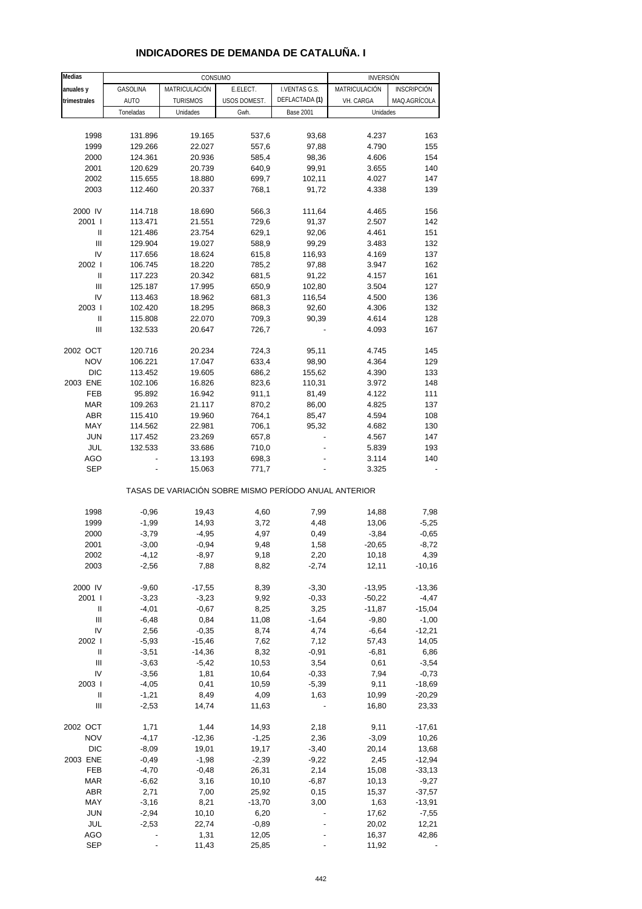# INDICADORES DE DEMANDA DE CATALUÑA. I

| Medias anuales y trimestrales | CONSUMO | | | | INVERSIÓN | |
|---|---|---|---|---|---|---|
| | GASOLINA AUTO | MATRICULACIÓN TURISMOS | E.ELECT. USOS DOMEST. | I.VENTAS G.S. DEFLACTADA (1) | MATRICULACIÓN VH. CARGA | INSCRIPCIÓN MAQ.AGRÍCOLA |
| | Toneladas | Unidades | Gwh. | Base 2001 | Unidades | |
| 1998 | 131.896 | 19.165 | 537,6 | 93,68 | 4.237 | 163 |
| 1999 | 129.266 | 22.027 | 557,6 | 97,88 | 4.790 | 155 |
| 2000 | 124.361 | 20.936 | 585,4 | 98,36 | 4.606 | 154 |
| 2001 | 120.629 | 20.739 | 640,9 | 99,91 | 3.655 | 140 |
| 2002 | 115.655 | 18.880 | 699,7 | 102,11 | 4.027 | 147 |
| 2003 | 112.460 | 20.337 | 768,1 | 91,72 | 4.338 | 139 |
| 2000 IV | 114.718 | 18.690 | 566,3 | 111,64 | 4.465 | 156 |
| 2001 I | 113.471 | 21.551 | 729,6 | 91,37 | 2.507 | 142 |
| II | 121.486 | 23.754 | 629,1 | 92,06 | 4.461 | 151 |
| III | 129.904 | 19.027 | 588,9 | 99,29 | 3.483 | 132 |
| IV | 117.656 | 18.624 | 615,8 | 116,93 | 4.169 | 137 |
| 2002 I | 106.745 | 18.220 | 785,2 | 97,88 | 3.947 | 162 |
| II | 117.223 | 20.342 | 681,5 | 91,22 | 4.157 | 161 |
| III | 125.187 | 17.995 | 650,9 | 102,80 | 3.504 | 127 |
| IV | 113.463 | 18.962 | 681,3 | 116,54 | 4.500 | 136 |
| 2003 I | 102.420 | 18.295 | 868,3 | 92,60 | 4.306 | 132 |
| II | 115.808 | 22.070 | 709,3 | 90,39 | 4.614 | 128 |
| III | 132.533 | 20.647 | 726,7 | - | 4.093 | 167 |
| 2002 OCT | 120.716 | 20.234 | 724,3 | 95,11 | 4.745 | 145 |
| NOV | 106.221 | 17.047 | 633,4 | 98,90 | 4.364 | 129 |
| DIC | 113.452 | 19.605 | 686,2 | 155,62 | 4.390 | 133 |
| 2003 ENE | 102.106 | 16.826 | 823,6 | 110,31 | 3.972 | 148 |
| FEB | 95.892 | 16.942 | 911,1 | 81,49 | 4.122 | 111 |
| MAR | 109.263 | 21.117 | 870,2 | 86,00 | 4.825 | 137 |
| ABR | 115.410 | 19.960 | 764,1 | 85,47 | 4.594 | 108 |
| MAY | 114.562 | 22.981 | 706,1 | 95,32 | 4.682 | 130 |
| JUN | 117.452 | 23.269 | 657,8 | - | 4.567 | 147 |
| JUL | 132.533 | 33.686 | 710,0 | - | 5.839 | 193 |
| AGO | - | 13.193 | 698,3 | - | 3.114 | 140 |
| SEP | - | 15.063 | 771,7 | - | 3.325 | - |
| **TASAS DE VARIACIÓN SOBRE MISMO PERÍODO ANUAL ANTERIOR** | | | | | | |
| 1998 | -0,96 | 19,43 | 4,60 | 7,99 | 14,88 | 7,98 |
| 1999 | -1,99 | 14,93 | 3,72 | 4,48 | 13,06 | -5,25 |
| 2000 | -3,79 | -4,95 | 4,97 | 0,49 | -3,84 | -0,65 |
| 2001 | -3,00 | -0,94 | 9,48 | 1,58 | -20,65 | -8,72 |
| 2002 | -4,12 | -8,97 | 9,18 | 2,20 | 10,18 | 4,39 |
| 2003 | -2,56 | 7,88 | 8,82 | -2,74 | 12,11 | -10,16 |
| 2000 IV | -9,60 | -17,55 | 8,39 | -3,30 | -13,95 | -13,36 |
| 2001 I | -3,23 | -3,23 | 9,92 | -0,33 | -50,22 | -4,47 |
| II | -4,01 | -0,67 | 8,25 | 3,25 | -11,87 | -15,04 |
| III | -6,48 | 0,84 | 11,08 | -1,64 | -9,80 | -1,00 |
| IV | 2,56 | -0,35 | 8,74 | 4,74 | -6,64 | -12,21 |
| 2002 I | -5,93 | -15,46 | 7,62 | 7,12 | 57,43 | 14,05 |
| II | -3,51 | -14,36 | 8,32 | -0,91 | -6,81 | 6,86 |
| III | -3,63 | -5,42 | 10,53 | 3,54 | 0,61 | -3,54 |
| IV | -3,56 | 1,81 | 10,64 | -0,33 | 7,94 | -0,73 |
| 2003 I | -4,05 | 0,41 | 10,59 | -5,39 | 9,11 | -18,69 |
| II | -1,21 | 8,49 | 4,09 | 1,63 | 10,99 | -20,29 |
| III | -2,53 | 14,74 | 11,63 | - | 16,80 | 23,33 |
| 2002 OCT | 1,71 | 1,44 | 14,93 | 2,18 | 9,11 | -17,61 |
| NOV | -4,17 | -12,36 | -1,25 | 2,36 | -3,09 | 10,26 |
| DIC | -8,09 | 19,01 | 19,17 | -3,40 | 20,14 | 13,68 |
| 2003 ENE | -0,49 | -1,98 | -2,39 | -9,22 | 2,45 | -12,94 |
| FEB | -4,70 | -0,48 | 26,31 | 2,14 | 15,08 | -33,13 |
| MAR | -6,62 | 3,16 | 10,10 | -6,87 | 10,13 | -9,27 |
| ABR | 2,71 | 7,00 | 25,92 | 0,15 | 15,37 | -37,57 |
| MAY | -3,16 | 8,21 | -13,70 | 3,00 | 1,63 | -13,91 |
| JUN | -2,94 | 10,10 | 6,20 | - | 17,62 | -7,55 |
| JUL | -2,53 | 22,74 | -0,89 | - | 20,02 | 12,21 |
| AGO | - | 1,31 | 12,05 | - | 16,37 | 42,86 |
| SEP | - | 11,43 | 25,85 | - | 11,92 | - |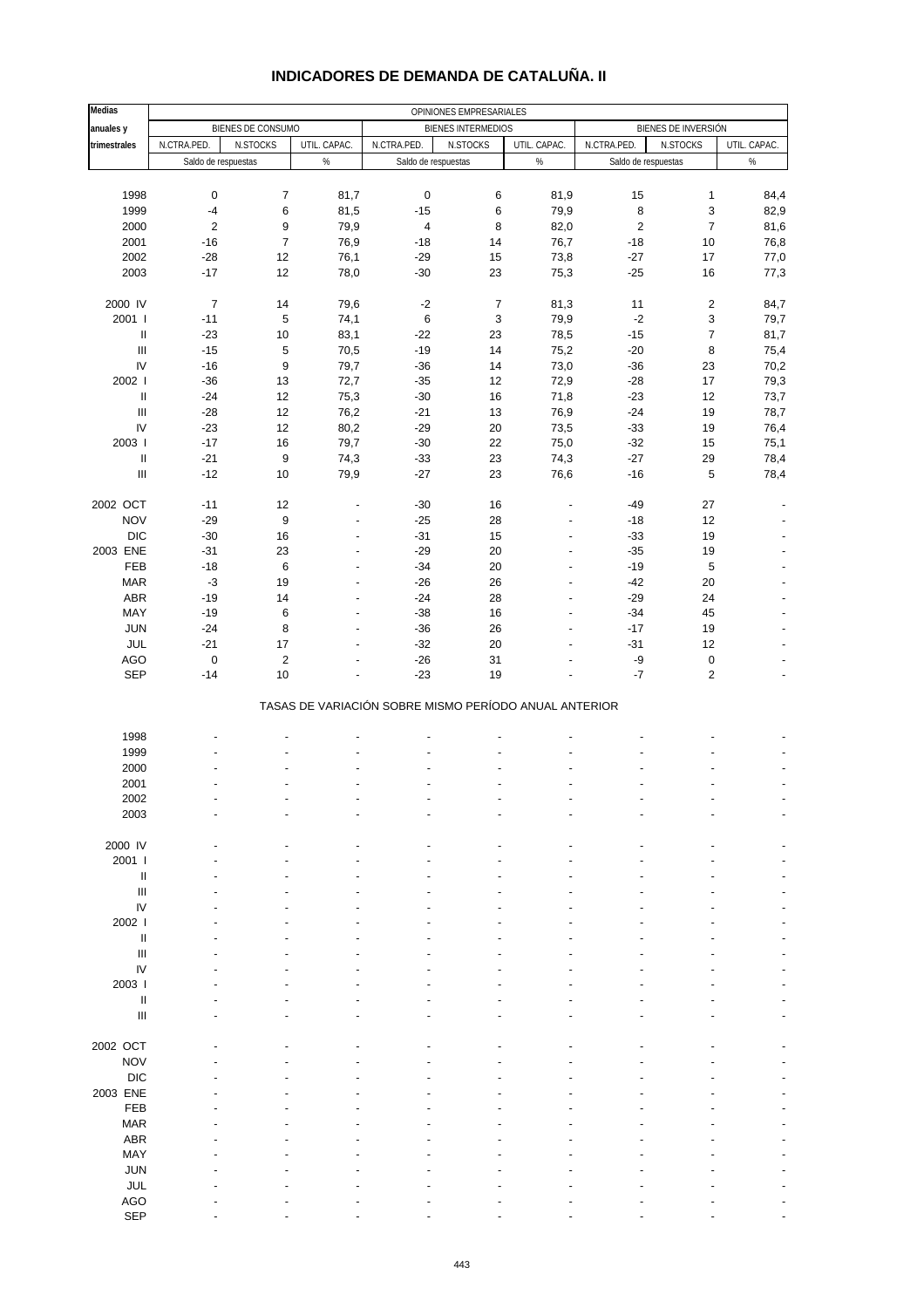# INDICADORES DE DEMANDA DE CATALUÑA. II

| Medias anuales y trimestrales | OPINIONES EMPRESARIALES | | | | | | | | |
|---|---|---|---|---|---|---|---|---|---|
| | BIENES DE CONSUMO | | | BIENES INTERMEDIOS | | | BIENES DE INVERSIÓN | | |
| | N.CTRA.PED. | N.STOCKS | UTIL. CAPAC. | N.CTRA.PED. | N.STOCKS | UTIL. CAPAC. | N.CTRA.PED. | N.STOCKS | UTIL. CAPAC. |
| | Saldo de respuestas | | % | Saldo de respuestas | | % | Saldo de respuestas | | % |
| 1998 | 0 | 7 | 81,7 | 0 | 6 | 81,9 | 15 | 1 | 84,4 |
| 1999 | -4 | 6 | 81,5 | -15 | 6 | 79,9 | 8 | 3 | 82,9 |
| 2000 | 2 | 9 | 79,9 | 4 | 8 | 82,0 | 2 | 7 | 81,6 |
| 2001 | -16 | 7 | 76,9 | -18 | 14 | 76,7 | -18 | 10 | 76,8 |
| 2002 | -28 | 12 | 76,1 | -29 | 15 | 73,8 | -27 | 17 | 77,0 |
| 2003 | -17 | 12 | 78,0 | -30 | 23 | 75,3 | -25 | 16 | 77,3 |
| 2000 IV | 7 | 14 | 79,6 | -2 | 7 | 81,3 | 11 | 2 | 84,7 |
| 2001 I | -11 | 5 | 74,1 | 6 | 3 | 79,9 | -2 | 3 | 79,7 |
| II | -23 | 10 | 83,1 | -22 | 23 | 78,5 | -15 | 7 | 81,7 |
| III | -15 | 5 | 70,5 | -19 | 14 | 75,2 | -20 | 8 | 75,4 |
| IV | -16 | 9 | 79,7 | -36 | 14 | 73,0 | -36 | 23 | 70,2 |
| 2002 I | -36 | 13 | 72,7 | -35 | 12 | 72,9 | -28 | 17 | 79,3 |
| II | -24 | 12 | 75,3 | -30 | 16 | 71,8 | -23 | 12 | 73,7 |
| III | -28 | 12 | 76,2 | -21 | 13 | 76,9 | -24 | 19 | 78,7 |
| IV | -23 | 12 | 80,2 | -29 | 20 | 73,5 | -33 | 19 | 76,4 |
| 2003 I | -17 | 16 | 79,7 | -30 | 22 | 75,0 | -32 | 15 | 75,1 |
| II | -21 | 9 | 74,3 | -33 | 23 | 74,3 | -27 | 29 | 78,4 |
| III | -12 | 10 | 79,9 | -27 | 23 | 76,6 | -16 | 5 | 78,4 |
| 2002 OCT | -11 | 12 | - | -30 | 16 | - | -49 | 27 | - |
| NOV | -29 | 9 | - | -25 | 28 | - | -18 | 12 | - |
| DIC | -30 | 16 | - | -31 | 15 | - | -33 | 19 | - |
| 2003 ENE | -31 | 23 | - | -29 | 20 | - | -35 | 19 | - |
| FEB | -18 | 6 | - | -34 | 20 | - | -19 | 5 | - |
| MAR | -3 | 19 | - | -26 | 26 | - | -42 | 20 | - |
| ABR | -19 | 14 | - | -24 | 28 | - | -29 | 24 | - |
| MAY | -19 | 6 | - | -38 | 16 | - | -34 | 45 | - |
| JUN | -24 | 8 | - | -36 | 26 | - | -17 | 19 | - |
| JUL | -21 | 17 | - | -32 | 20 | - | -31 | 12 | - |
| AGO | 0 | 2 | - | -26 | 31 | - | -9 | 0 | - |
| SEP | -14 | 10 | - | -23 | 19 | - | -7 | 2 | - |

TASAS DE VARIACIÓN SOBRE MISMO PERÍODO ANUAL ANTERIOR

| | | | | | | | | | |
|---|---|---|---|---|---|---|---|---|---|
| 1998 | - | - | - | - | - | - | - | - | - |
| 1999 | - | - | - | - | - | - | - | - | - |
| 2000 | - | - | - | - | - | - | - | - | - |
| 2001 | - | - | - | - | - | - | - | - | - |
| 2002 | - | - | - | - | - | - | - | - | - |
| 2003 | - | - | - | - | - | - | - | - | - |
| 2000 IV | - | - | - | - | - | - | - | - | - |
| 2001 I | - | - | - | - | - | - | - | - | - |
| II | - | - | - | - | - | - | - | - | - |
| III | - | - | - | - | - | - | - | - | - |
| IV | - | - | - | - | - | - | - | - | - |
| 2002 I | - | - | - | - | - | - | - | - | - |
| II | - | - | - | - | - | - | - | - | - |
| III | - | - | - | - | - | - | - | - | - |
| IV | - | - | - | - | - | - | - | - | - |
| 2003 I | - | - | - | - | - | - | - | - | - |
| II | - | - | - | - | - | - | - | - | - |
| III | - | - | - | - | - | - | - | - | - |
| 2002 OCT | - | - | - | - | - | - | - | - | - |
| NOV | - | - | - | - | - | - | - | - | - |
| DIC | - | - | - | - | - | - | - | - | - |
| 2003 ENE | - | - | - | - | - | - | - | - | - |
| FEB | - | - | - | - | - | - | - | - | - |
| MAR | - | - | - | - | - | - | - | - | - |
| ABR | - | - | - | - | - | - | - | - | - |
| MAY | - | - | - | - | - | - | - | - | - |
| JUN | - | - | - | - | - | - | - | - | - |
| JUL | - | - | - | - | - | - | - | - | - |
| AGO | - | - | - | - | - | - | - | - | - |
| SEP | - | - | - | - | - | - | - | - | - |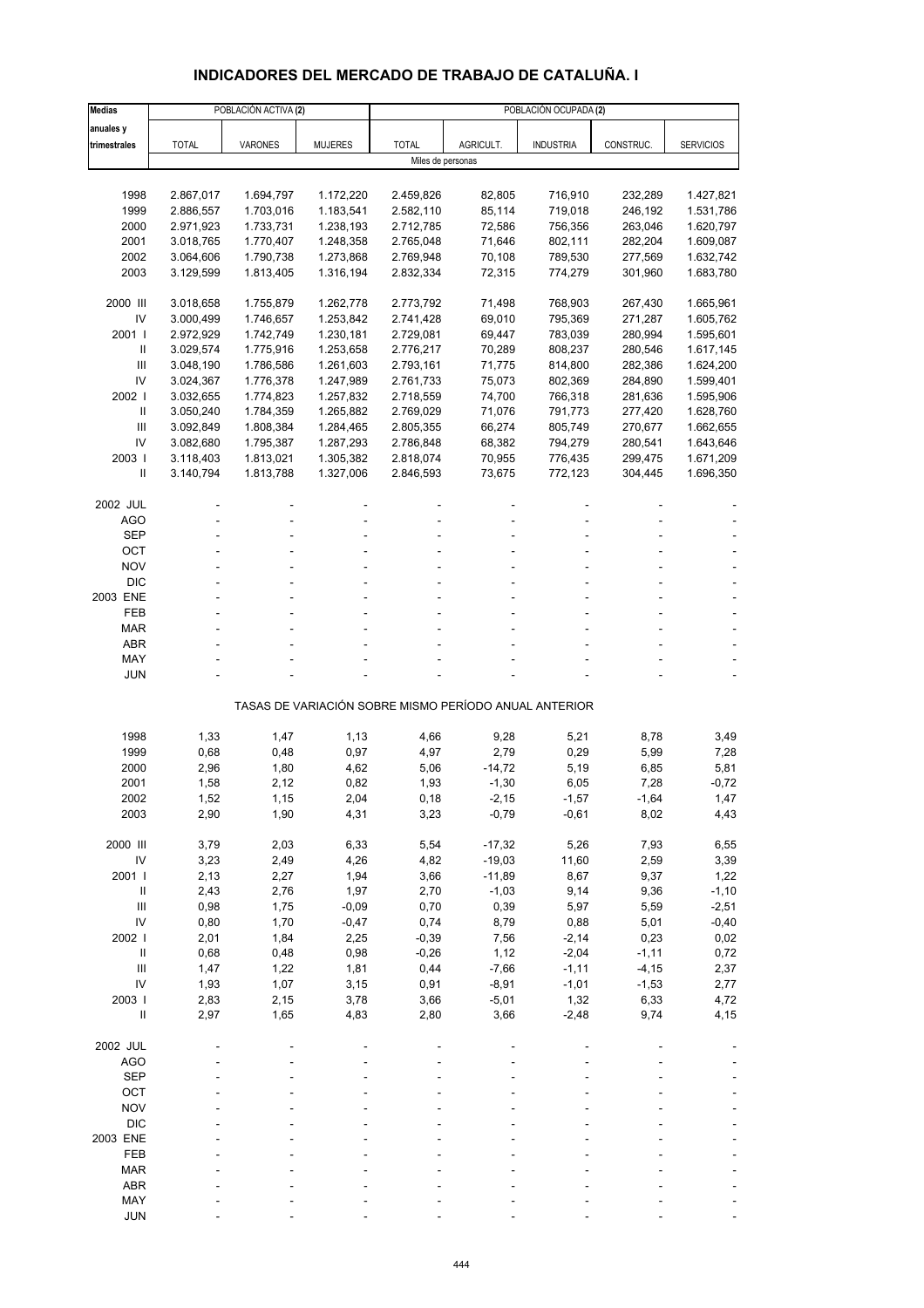# INDICADORES DEL MERCADO DE TRABAJO DE CATALUÑA. I

| Medias anuales y trimestrales | POBLACIÓN ACTIVA (2) | | | POBLACIÓN OCUPADA (2) | | | | |
|---|---|---|---|---|---|---|---|---|
| | TOTAL | VARONES | MUJERES | TOTAL | AGRICULT. | INDUSTRIA | CONSTRUC. | SERVICIOS |
| | Miles de personas | | | | | | | |
| 1998 | 2.867,017 | 1.694,797 | 1.172,220 | 2.459,826 | 82,805 | 716,910 | 232,289 | 1.427,821 |
| 1999 | 2.886,557 | 1.703,016 | 1.183,541 | 2.582,110 | 85,114 | 719,018 | 246,192 | 1.531,786 |
| 2000 | 2.971,923 | 1.733,731 | 1.238,193 | 2.712,785 | 72,586 | 756,356 | 263,046 | 1.620,797 |
| 2001 | 3.018,765 | 1.770,407 | 1.248,358 | 2.765,048 | 71,646 | 802,111 | 282,204 | 1.609,087 |
| 2002 | 3.064,606 | 1.790,738 | 1.273,868 | 2.769,948 | 70,108 | 789,530 | 277,569 | 1.632,742 |
| 2003 | 3.129,599 | 1.813,405 | 1.316,194 | 2.832,334 | 72,315 | 774,279 | 301,960 | 1.683,780 |
| 2000 III | 3.018,658 | 1.755,879 | 1.262,778 | 2.773,792 | 71,498 | 768,903 | 267,430 | 1.665,961 |
| IV | 3.000,499 | 1.746,657 | 1.253,842 | 2.741,428 | 69,010 | 795,369 | 271,287 | 1.605,762 |
| 2001 I | 2.972,929 | 1.742,749 | 1.230,181 | 2.729,081 | 69,447 | 783,039 | 280,994 | 1.595,601 |
| II | 3.029,574 | 1.775,916 | 1.253,658 | 2.776,217 | 70,289 | 808,237 | 280,546 | 1.617,145 |
| III | 3.048,190 | 1.786,586 | 1.261,603 | 2.793,161 | 71,775 | 814,800 | 282,386 | 1.624,200 |
| IV | 3.024,367 | 1.776,378 | 1.247,989 | 2.761,733 | 75,073 | 802,369 | 284,890 | 1.599,401 |
| 2002 I | 3.032,655 | 1.774,823 | 1.257,832 | 2.718,559 | 74,700 | 766,318 | 281,636 | 1.595,906 |
| II | 3.050,240 | 1.784,359 | 1.265,882 | 2.769,029 | 71,076 | 791,773 | 277,420 | 1.628,760 |
| III | 3.092,849 | 1.808,384 | 1.284,465 | 2.805,355 | 66,274 | 805,749 | 270,677 | 1.662,655 |
| IV | 3.082,680 | 1.795,387 | 1.287,293 | 2.786,848 | 68,382 | 794,279 | 280,541 | 1.643,646 |
| 2003 I | 3.118,403 | 1.813,021 | 1.305,382 | 2.818,074 | 70,955 | 776,435 | 299,475 | 1.671,209 |
| II | 3.140,794 | 1.813,788 | 1.327,006 | 2.846,593 | 73,675 | 772,123 | 304,445 | 1.696,350 |
| 2002 JUL | - | - | - | - | - | - | - | - |
| AGO | - | - | - | - | - | - | - | - |
| SEP | - | - | - | - | - | - | - | - |
| OCT | - | - | - | - | - | - | - | - |
| NOV | - | - | - | - | - | - | - | - |
| DIC | - | - | - | - | - | - | - | - |
| 2003 ENE | - | - | - | - | - | - | - | - |
| FEB | - | - | - | - | - | - | - | - |
| MAR | - | - | - | - | - | - | - | - |
| ABR | - | - | - | - | - | - | - | - |
| MAY | - | - | - | - | - | - | - | - |
| JUN | - | - | - | - | - | - | - | - |
| | TASAS DE VARIACIÓN SOBRE MISMO PERÍODO ANUAL ANTERIOR | | | | | | | |
| 1998 | 1,33 | 1,47 | 1,13 | 4,66 | 9,28 | 5,21 | 8,78 | 3,49 |
| 1999 | 0,68 | 0,48 | 0,97 | 4,97 | 2,79 | 0,29 | 5,99 | 7,28 |
| 2000 | 2,96 | 1,80 | 4,62 | 5,06 | -14,72 | 5,19 | 6,85 | 5,81 |
| 2001 | 1,58 | 2,12 | 0,82 | 1,93 | -1,30 | 6,05 | 7,28 | -0,72 |
| 2002 | 1,52 | 1,15 | 2,04 | 0,18 | -2,15 | -1,57 | -1,64 | 1,47 |
| 2003 | 2,90 | 1,90 | 4,31 | 3,23 | -0,79 | -0,61 | 8,02 | 4,43 |
| 2000 III | 3,79 | 2,03 | 6,33 | 5,54 | -17,32 | 5,26 | 7,93 | 6,55 |
| IV | 3,23 | 2,49 | 4,26 | 4,82 | -19,03 | 11,60 | 2,59 | 3,39 |
| 2001 I | 2,13 | 2,27 | 1,94 | 3,66 | -11,89 | 8,67 | 9,37 | 1,22 |
| II | 2,43 | 2,76 | 1,97 | 2,70 | -1,03 | 9,14 | 9,36 | -1,10 |
| III | 0,98 | 1,75 | -0,09 | 0,70 | 0,39 | 5,97 | 5,59 | -2,51 |
| IV | 0,80 | 1,70 | -0,47 | 0,74 | 8,79 | 0,88 | 5,01 | -0,40 |
| 2002 I | 2,01 | 1,84 | 2,25 | -0,39 | 7,56 | -2,14 | 0,23 | 0,02 |
| II | 0,68 | 0,48 | 0,98 | -0,26 | 1,12 | -2,04 | -1,11 | 0,72 |
| III | 1,47 | 1,22 | 1,81 | 0,44 | -7,66 | -1,11 | -4,15 | 2,37 |
| IV | 1,93 | 1,07 | 3,15 | 0,91 | -8,91 | -1,01 | -1,53 | 2,77 |
| 2003 I | 2,83 | 2,15 | 3,78 | 3,66 | -5,01 | 1,32 | 6,33 | 4,72 |
| II | 2,97 | 1,65 | 4,83 | 2,80 | 3,66 | -2,48 | 9,74 | 4,15 |
| 2002 JUL | - | - | - | - | - | - | - | - |
| AGO | - | - | - | - | - | - | - | - |
| SEP | - | - | - | - | - | - | - | - |
| OCT | - | - | - | - | - | - | - | - |
| NOV | - | - | - | - | - | - | - | - |
| DIC | - | - | - | - | - | - | - | - |
| 2003 ENE | - | - | - | - | - | - | - | - |
| FEB | - | - | - | - | - | - | - | - |
| MAR | - | - | - | - | - | - | - | - |
| ABR | - | - | - | - | - | - | - | - |
| MAY | - | - | - | - | - | - | - | - |
| JUN | - | - | - | - | - | - | - | - |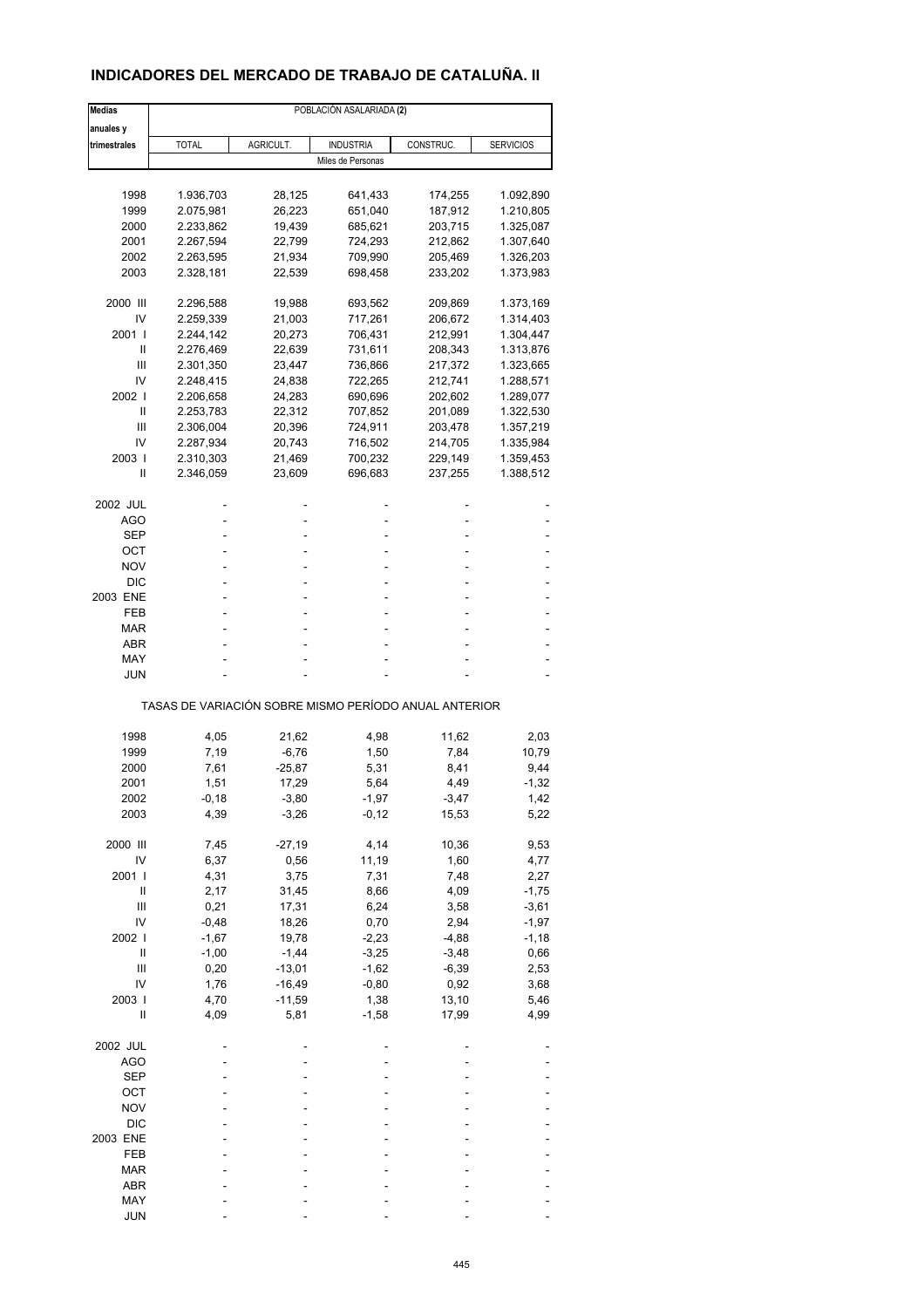# INDICADORES DEL MERCADO DE TRABAJO DE CATALUÑA. II

| Medias anuales y trimestrales | POBLACIÓN ASALARIADA (2) | | | | |
|---|---|---|---|---|---|
| | TOTAL | AGRICULT. | INDUSTRIA | CONSTRUC. | SERVICIOS |
| | Miles de Personas | | | | |
| 1998 | 1.936,703 | 28,125 | 641,433 | 174,255 | 1.092,890 |
| 1999 | 2.075,981 | 26,223 | 651,040 | 187,912 | 1.210,805 |
| 2000 | 2.233,862 | 19,439 | 685,621 | 203,715 | 1.325,087 |
| 2001 | 2.267,594 | 22,799 | 724,293 | 212,862 | 1.307,640 |
| 2002 | 2.263,595 | 21,934 | 709,990 | 205,469 | 1.326,203 |
| 2003 | 2.328,181 | 22,539 | 698,458 | 233,202 | 1.373,983 |
| 2000 III | 2.296,588 | 19,988 | 693,562 | 209,869 | 1.373,169 |
| IV | 2.259,339 | 21,003 | 717,261 | 206,672 | 1.314,403 |
| 2001 I | 2.244,142 | 20,273 | 706,431 | 212,991 | 1.304,447 |
| II | 2.276,469 | 22,639 | 731,611 | 208,343 | 1.313,876 |
| III | 2.301,350 | 23,447 | 736,866 | 217,372 | 1.323,665 |
| IV | 2.248,415 | 24,838 | 722,265 | 212,741 | 1.288,571 |
| 2002 I | 2.206,658 | 24,283 | 690,696 | 202,602 | 1.289,077 |
| II | 2.253,783 | 22,312 | 707,852 | 201,089 | 1.322,530 |
| III | 2.306,004 | 20,396 | 724,911 | 203,478 | 1.357,219 |
| IV | 2.287,934 | 20,743 | 716,502 | 214,705 | 1.335,984 |
| 2003 I | 2.310,303 | 21,469 | 700,232 | 229,149 | 1.359,453 |
| II | 2.346,059 | 23,609 | 696,683 | 237,255 | 1.388,512 |
| 2002 JUL | - | - | - | - | - |
| AGO | - | - | - | - | - |
| SEP | - | - | - | - | - |
| OCT | - | - | - | - | - |
| NOV | - | - | - | - | - |
| DIC | - | - | - | - | - |
| 2003 ENE | - | - | - | - | - |
| FEB | - | - | - | - | - |
| MAR | - | - | - | - | - |
| ABR | - | - | - | - | - |
| MAY | - | - | - | - | - |
| JUN | - | - | - | - | - |
| | TASAS DE VARIACIÓN SOBRE MISMO PERÍODO ANUAL ANTERIOR | | | | |
| 1998 | 4,05 | 21,62 | 4,98 | 11,62 | 2,03 |
| 1999 | 7,19 | -6,76 | 1,50 | 7,84 | 10,79 |
| 2000 | 7,61 | -25,87 | 5,31 | 8,41 | 9,44 |
| 2001 | 1,51 | 17,29 | 5,64 | 4,49 | -1,32 |
| 2002 | -0,18 | -3,80 | -1,97 | -3,47 | 1,42 |
| 2003 | 4,39 | -3,26 | -0,12 | 15,53 | 5,22 |
| 2000 III | 7,45 | -27,19 | 4,14 | 10,36 | 9,53 |
| IV | 6,37 | 0,56 | 11,19 | 1,60 | 4,77 |
| 2001 I | 4,31 | 3,75 | 7,31 | 7,48 | 2,27 |
| II | 2,17 | 31,45 | 8,66 | 4,09 | -1,75 |
| III | 0,21 | 17,31 | 6,24 | 3,58 | -3,61 |
| IV | -0,48 | 18,26 | 0,70 | 2,94 | -1,97 |
| 2002 I | -1,67 | 19,78 | -2,23 | -4,88 | -1,18 |
| II | -1,00 | -1,44 | -3,25 | -3,48 | 0,66 |
| III | 0,20 | -13,01 | -1,62 | -6,39 | 2,53 |
| IV | 1,76 | -16,49 | -0,80 | 0,92 | 3,68 |
| 2003 I | 4,70 | -11,59 | 1,38 | 13,10 | 5,46 |
| II | 4,09 | 5,81 | -1,58 | 17,99 | 4,99 |
| 2002 JUL | - | - | - | - | - |
| AGO | - | - | - | - | - |
| SEP | - | - | - | - | - |
| OCT | - | - | - | - | - |
| NOV | - | - | - | - | - |
| DIC | - | - | - | - | - |
| 2003 ENE | - | - | - | - | - |
| FEB | - | - | - | - | - |
| MAR | - | - | - | - | - |
| ABR | - | - | - | - | - |
| MAY | - | - | - | - | - |
| JUN | - | - | - | - | - |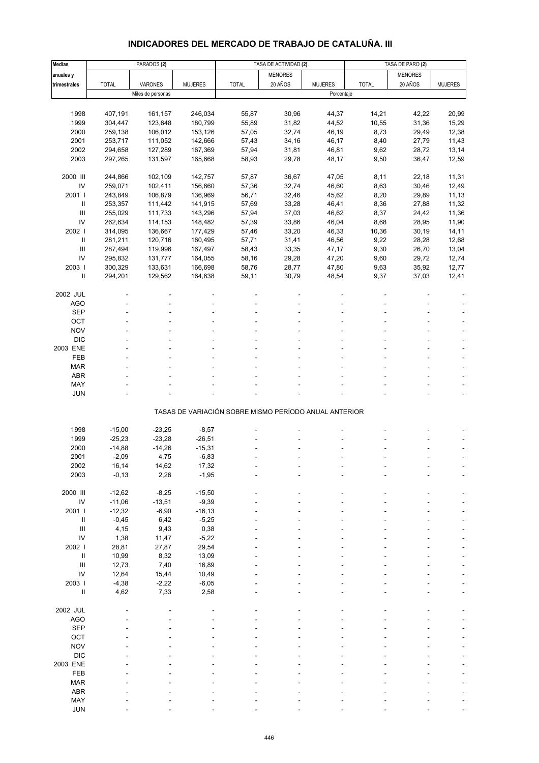# INDICADORES DEL MERCADO DE TRABAJO DE CATALUÑA. III

| Medias anuales y trimestrales | PARADOS (2) | | | TASA DE ACTIVIDAD (2) | | | TASA DE PARO (2) | | |
|---|---|---|---|---|---|---|---|---|---|
| | TOTAL | VARONES | MUJERES | TOTAL | MENORES 20 AÑOS | MUJERES | TOTAL | MENORES 20 AÑOS | MUJERES |
| | Miles de personas | | | Porcentaje | | | | | |
| 1998 | 407,191 | 161,157 | 246,034 | 55,87 | 30,96 | 44,37 | 14,21 | 42,22 | 20,99 |
| 1999 | 304,447 | 123,648 | 180,799 | 55,89 | 31,82 | 44,52 | 10,55 | 31,36 | 15,29 |
| 2000 | 259,138 | 106,012 | 153,126 | 57,05 | 32,74 | 46,19 | 8,73 | 29,49 | 12,38 |
| 2001 | 253,717 | 111,052 | 142,666 | 57,43 | 34,16 | 46,17 | 8,40 | 27,79 | 11,43 |
| 2002 | 294,658 | 127,289 | 167,369 | 57,94 | 31,81 | 46,81 | 9,62 | 28,72 | 13,14 |
| 2003 | 297,265 | 131,597 | 165,668 | 58,93 | 29,78 | 48,17 | 9,50 | 36,47 | 12,59 |
| 2000 III | 244,866 | 102,109 | 142,757 | 57,87 | 36,67 | 47,05 | 8,11 | 22,18 | 11,31 |
| IV | 259,071 | 102,411 | 156,660 | 57,36 | 32,74 | 46,60 | 8,63 | 30,46 | 12,49 |
| 2001 I | 243,849 | 106,879 | 136,969 | 56,71 | 32,46 | 45,62 | 8,20 | 29,89 | 11,13 |
| II | 253,357 | 111,442 | 141,915 | 57,69 | 33,28 | 46,41 | 8,36 | 27,88 | 11,32 |
| III | 255,029 | 111,733 | 143,296 | 57,94 | 37,03 | 46,62 | 8,37 | 24,42 | 11,36 |
| IV | 262,634 | 114,153 | 148,482 | 57,39 | 33,86 | 46,04 | 8,68 | 28,95 | 11,90 |
| 2002 I | 314,095 | 136,667 | 177,429 | 57,46 | 33,20 | 46,33 | 10,36 | 30,19 | 14,11 |
| II | 281,211 | 120,716 | 160,495 | 57,71 | 31,41 | 46,56 | 9,22 | 28,28 | 12,68 |
| III | 287,494 | 119,996 | 167,497 | 58,43 | 33,35 | 47,17 | 9,30 | 26,70 | 13,04 |
| IV | 295,832 | 131,777 | 164,055 | 58,16 | 29,28 | 47,20 | 9,60 | 29,72 | 12,74 |
| 2003 I | 300,329 | 133,631 | 166,698 | 58,76 | 28,77 | 47,80 | 9,63 | 35,92 | 12,77 |
| II | 294,201 | 129,562 | 164,638 | 59,11 | 30,79 | 48,54 | 9,37 | 37,03 | 12,41 |
| 2002 JUL | - | - | - | - | - | - | - | - | - |
| AGO | - | - | - | - | - | - | - | - | - |
| SEP | - | - | - | - | - | - | - | - | - |
| OCT | - | - | - | - | - | - | - | - | - |
| NOV | - | - | - | - | - | - | - | - | - |
| DIC | - | - | - | - | - | - | - | - | - |
| 2003 ENE | - | - | - | - | - | - | - | - | - |
| FEB | - | - | - | - | - | - | - | - | - |
| MAR | - | - | - | - | - | - | - | - | - |
| ABR | - | - | - | - | - | - | - | - | - |
| MAY | - | - | - | - | - | - | - | - | - |
| JUN | - | - | - | - | - | - | - | - | - |
| | TASAS DE VARIACIÓN SOBRE MISMO PERÍODO ANUAL ANTERIOR | | | | | | | | |
| 1998 | -15,00 | -23,25 | -8,57 | - | - | - | - | - | - |
| 1999 | -25,23 | -23,28 | -26,51 | - | - | - | - | - | - |
| 2000 | -14,88 | -14,26 | -15,31 | - | - | - | - | - | - |
| 2001 | -2,09 | 4,75 | -6,83 | - | - | - | - | - | - |
| 2002 | 16,14 | 14,62 | 17,32 | - | - | - | - | - | - |
| 2003 | -0,13 | 2,26 | -1,95 | - | - | - | - | - | - |
| 2000 III | -12,62 | -8,25 | -15,50 | - | - | - | - | - | - |
| IV | -11,06 | -13,51 | -9,39 | - | - | - | - | - | - |
| 2001 I | -12,32 | -6,90 | -16,13 | - | - | - | - | - | - |
| II | -0,45 | 6,42 | -5,25 | - | - | - | - | - | - |
| III | 4,15 | 9,43 | 0,38 | - | - | - | - | - | - |
| IV | 1,38 | 11,47 | -5,22 | - | - | - | - | - | - |
| 2002 I | 28,81 | 27,87 | 29,54 | - | - | - | - | - | - |
| II | 10,99 | 8,32 | 13,09 | - | - | - | - | - | - |
| III | 12,73 | 7,40 | 16,89 | - | - | - | - | - | - |
| IV | 12,64 | 15,44 | 10,49 | - | - | - | - | - | - |
| 2003 I | -4,38 | -2,22 | -6,05 | - | - | - | - | - | - |
| II | 4,62 | 7,33 | 2,58 | - | - | - | - | - | - |
| 2002 JUL | - | - | - | - | - | - | - | - | - |
| AGO | - | - | - | - | - | - | - | - | - |
| SEP | - | - | - | - | - | - | - | - | - |
| OCT | - | - | - | - | - | - | - | - | - |
| NOV | - | - | - | - | - | - | - | - | - |
| DIC | - | - | - | - | - | - | - | - | - |
| 2003 ENE | - | - | - | - | - | - | - | - | - |
| FEB | - | - | - | - | - | - | - | - | - |
| MAR | - | - | - | - | - | - | - | - | - |
| ABR | - | - | - | - | - | - | - | - | - |
| MAY | - | - | - | - | - | - | - | - | - |
| JUN | - | - | - | - | - | - | - | - | - |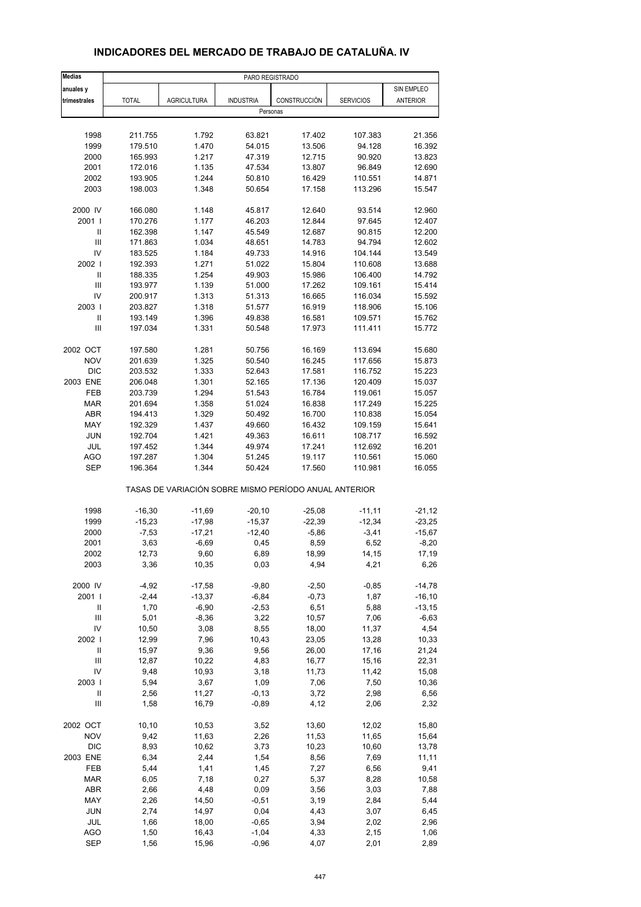## INDICADORES DEL MERCADO DE TRABAJO DE CATALUÑA. IV

| Medias anuales y trimestrales | PARO REGISTRADO | | | | | |
|---|---|---|---|---|---|---|
| | TOTAL | AGRICULTURA | INDUSTRIA | CONSTRUCCIÓN | SERVICIOS | SIN EMPLEO ANTERIOR |
| | Personas | | | | | |
| 1998 | 211.755 | 1.792 | 63.821 | 17.402 | 107.383 | 21.356 |
| 1999 | 179.510 | 1.470 | 54.015 | 13.506 | 94.128 | 16.392 |
| 2000 | 165.993 | 1.217 | 47.319 | 12.715 | 90.920 | 13.823 |
| 2001 | 172.016 | 1.135 | 47.534 | 13.807 | 96.849 | 12.690 |
| 2002 | 193.905 | 1.244 | 50.810 | 16.429 | 110.551 | 14.871 |
| 2003 | 198.003 | 1.348 | 50.654 | 17.158 | 113.296 | 15.547 |
| 2000 IV | 166.080 | 1.148 | 45.817 | 12.640 | 93.514 | 12.960 |
| 2001 I | 170.276 | 1.177 | 46.203 | 12.844 | 97.645 | 12.407 |
| II | 162.398 | 1.147 | 45.549 | 12.687 | 90.815 | 12.200 |
| III | 171.863 | 1.034 | 48.651 | 14.783 | 94.794 | 12.602 |
| IV | 183.525 | 1.184 | 49.733 | 14.916 | 104.144 | 13.549 |
| 2002 I | 192.393 | 1.271 | 51.022 | 15.804 | 110.608 | 13.688 |
| II | 188.335 | 1.254 | 49.903 | 15.986 | 106.400 | 14.792 |
| III | 193.977 | 1.139 | 51.000 | 17.262 | 109.161 | 15.414 |
| IV | 200.917 | 1.313 | 51.313 | 16.665 | 116.034 | 15.592 |
| 2003 I | 203.827 | 1.318 | 51.577 | 16.919 | 118.906 | 15.106 |
| II | 193.149 | 1.396 | 49.838 | 16.581 | 109.571 | 15.762 |
| III | 197.034 | 1.331 | 50.548 | 17.973 | 111.411 | 15.772 |
| 2002 OCT | 197.580 | 1.281 | 50.756 | 16.169 | 113.694 | 15.680 |
| NOV | 201.639 | 1.325 | 50.540 | 16.245 | 117.656 | 15.873 |
| DIC | 203.532 | 1.333 | 52.643 | 17.581 | 116.752 | 15.223 |
| 2003 ENE | 206.048 | 1.301 | 52.165 | 17.136 | 120.409 | 15.037 |
| FEB | 203.739 | 1.294 | 51.543 | 16.784 | 119.061 | 15.057 |
| MAR | 201.694 | 1.358 | 51.024 | 16.838 | 117.249 | 15.225 |
| ABR | 194.413 | 1.329 | 50.492 | 16.700 | 110.838 | 15.054 |
| MAY | 192.329 | 1.437 | 49.660 | 16.432 | 109.159 | 15.641 |
| JUN | 192.704 | 1.421 | 49.363 | 16.611 | 108.717 | 16.592 |
| JUL | 197.452 | 1.344 | 49.974 | 17.241 | 112.692 | 16.201 |
| AGO | 197.287 | 1.304 | 51.245 | 19.117 | 110.561 | 15.060 |
| SEP | 196.364 | 1.344 | 50.424 | 17.560 | 110.981 | 16.055 |
| | TASAS DE VARIACIÓN SOBRE MISMO PERÍODO ANUAL ANTERIOR | | | | | |
| 1998 | -16,30 | -11,69 | -20,10 | -25,08 | -11,11 | -21,12 |
| 1999 | -15,23 | -17,98 | -15,37 | -22,39 | -12,34 | -23,25 |
| 2000 | -7,53 | -17,21 | -12,40 | -5,86 | -3,41 | -15,67 |
| 2001 | 3,63 | -6,69 | 0,45 | 8,59 | 6,52 | -8,20 |
| 2002 | 12,73 | 9,60 | 6,89 | 18,99 | 14,15 | 17,19 |
| 2003 | 3,36 | 10,35 | 0,03 | 4,94 | 4,21 | 6,26 |
| 2000 IV | -4,92 | -17,58 | -9,80 | -2,50 | -0,85 | -14,78 |
| 2001 I | -2,44 | -13,37 | -6,84 | -0,73 | 1,87 | -16,10 |
| II | 1,70 | -6,90 | -2,53 | 6,51 | 5,88 | -13,15 |
| III | 5,01 | -8,36 | 3,22 | 10,57 | 7,06 | -6,63 |
| IV | 10,50 | 3,08 | 8,55 | 18,00 | 11,37 | 4,54 |
| 2002 I | 12,99 | 7,96 | 10,43 | 23,05 | 13,28 | 10,33 |
| II | 15,97 | 9,36 | 9,56 | 26,00 | 17,16 | 21,24 |
| III | 12,87 | 10,22 | 4,83 | 16,77 | 15,16 | 22,31 |
| IV | 9,48 | 10,93 | 3,18 | 11,73 | 11,42 | 15,08 |
| 2003 I | 5,94 | 3,67 | 1,09 | 7,06 | 7,50 | 10,36 |
| II | 2,56 | 11,27 | -0,13 | 3,72 | 2,98 | 6,56 |
| III | 1,58 | 16,79 | -0,89 | 4,12 | 2,06 | 2,32 |
| 2002 OCT | 10,10 | 10,53 | 3,52 | 13,60 | 12,02 | 15,80 |
| NOV | 9,42 | 11,63 | 2,26 | 11,53 | 11,65 | 15,64 |
| DIC | 8,93 | 10,62 | 3,73 | 10,23 | 10,60 | 13,78 |
| 2003 ENE | 6,34 | 2,44 | 1,54 | 8,56 | 7,69 | 11,11 |
| FEB | 5,44 | 1,41 | 1,45 | 7,27 | 6,56 | 9,41 |
| MAR | 6,05 | 7,18 | 0,27 | 5,37 | 8,28 | 10,58 |
| ABR | 2,66 | 4,48 | 0,09 | 3,56 | 3,03 | 7,88 |
| MAY | 2,26 | 14,50 | -0,51 | 3,19 | 2,84 | 5,44 |
| JUN | 2,74 | 14,97 | 0,04 | 4,43 | 3,07 | 6,45 |
| JUL | 1,66 | 18,00 | -0,65 | 3,94 | 2,02 | 2,96 |
| AGO | 1,50 | 16,43 | -1,04 | 4,33 | 2,15 | 1,06 |
| SEP | 1,56 | 15,96 | -0,96 | 4,07 | 2,01 | 2,89 |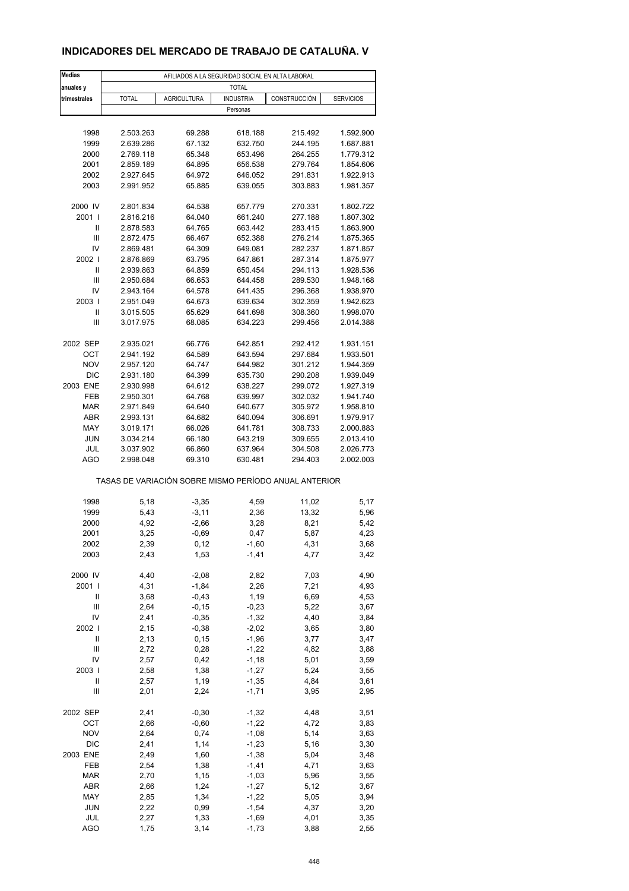## INDICADORES DEL MERCADO DE TRABAJO DE CATALUÑA. V

| Medias anuales y trimestrales | AFILIADOS A LA SEGURIDAD SOCIAL EN ALTA LABORAL | | | | |
|---|---|---|---|---|---|
| | TOTAL | | | | |
| | TOTAL | AGRICULTURA | INDUSTRIA | CONSTRUCCIÓN | SERVICIOS |
| | Personas | | | | |
| 1998 | 2.503.263 | 69.288 | 618.188 | 215.492 | 1.592.900 |
| 1999 | 2.639.286 | 67.132 | 632.750 | 244.195 | 1.687.881 |
| 2000 | 2.769.118 | 65.348 | 653.496 | 264.255 | 1.779.312 |
| 2001 | 2.859.189 | 64.895 | 656.538 | 279.764 | 1.854.606 |
| 2002 | 2.927.645 | 64.972 | 646.052 | 291.831 | 1.922.913 |
| 2003 | 2.991.952 | 65.885 | 639.055 | 303.883 | 1.981.357 |
| 2000 IV | 2.801.834 | 64.538 | 657.779 | 270.331 | 1.802.722 |
| 2001 I | 2.816.216 | 64.040 | 661.240 | 277.188 | 1.807.302 |
| II | 2.878.583 | 64.765 | 663.442 | 283.415 | 1.863.900 |
| III | 2.872.475 | 66.467 | 652.388 | 276.214 | 1.875.365 |
| IV | 2.869.481 | 64.309 | 649.081 | 282.237 | 1.871.857 |
| 2002 I | 2.876.869 | 63.795 | 647.861 | 287.314 | 1.875.977 |
| II | 2.939.863 | 64.859 | 650.454 | 294.113 | 1.928.536 |
| III | 2.950.684 | 66.653 | 644.458 | 289.530 | 1.948.168 |
| IV | 2.943.164 | 64.578 | 641.435 | 296.368 | 1.938.970 |
| 2003 I | 2.951.049 | 64.673 | 639.634 | 302.359 | 1.942.623 |
| II | 3.015.505 | 65.629 | 641.698 | 308.360 | 1.998.070 |
| III | 3.017.975 | 68.085 | 634.223 | 299.456 | 2.014.388 |
| 2002 SEP | 2.935.021 | 66.776 | 642.851 | 292.412 | 1.931.151 |
| OCT | 2.941.192 | 64.589 | 643.594 | 297.684 | 1.933.501 |
| NOV | 2.957.120 | 64.747 | 644.982 | 301.212 | 1.944.359 |
| DIC | 2.931.180 | 64.399 | 635.730 | 290.208 | 1.939.049 |
| 2003 ENE | 2.930.998 | 64.612 | 638.227 | 299.072 | 1.927.319 |
| FEB | 2.950.301 | 64.768 | 639.997 | 302.032 | 1.941.740 |
| MAR | 2.971.849 | 64.640 | 640.677 | 305.972 | 1.958.810 |
| ABR | 2.993.131 | 64.682 | 640.094 | 306.691 | 1.979.917 |
| MAY | 3.019.171 | 66.026 | 641.781 | 308.733 | 2.000.883 |
| JUN | 3.034.214 | 66.180 | 643.219 | 309.655 | 2.013.410 |
| JUL | 3.037.902 | 66.860 | 637.964 | 304.508 | 2.026.773 |
| AGO | 2.998.048 | 69.310 | 630.481 | 294.403 | 2.002.003 |
| | TASAS DE VARIACIÓN SOBRE MISMO PERÍODO ANUAL ANTERIOR | | | | |
| 1998 | 5,18 | -3,35 | 4,59 | 11,02 | 5,17 |
| 1999 | 5,43 | -3,11 | 2,36 | 13,32 | 5,96 |
| 2000 | 4,92 | -2,66 | 3,28 | 8,21 | 5,42 |
| 2001 | 3,25 | -0,69 | 0,47 | 5,87 | 4,23 |
| 2002 | 2,39 | 0,12 | -1,60 | 4,31 | 3,68 |
| 2003 | 2,43 | 1,53 | -1,41 | 4,77 | 3,42 |
| 2000 IV | 4,40 | -2,08 | 2,82 | 7,03 | 4,90 |
| 2001 I | 4,31 | -1,84 | 2,26 | 7,21 | 4,93 |
| II | 3,68 | -0,43 | 1,19 | 6,69 | 4,53 |
| III | 2,64 | -0,15 | -0,23 | 5,22 | 3,67 |
| IV | 2,41 | -0,35 | -1,32 | 4,40 | 3,84 |
| 2002 I | 2,15 | -0,38 | -2,02 | 3,65 | 3,80 |
| II | 2,13 | 0,15 | -1,96 | 3,77 | 3,47 |
| III | 2,72 | 0,28 | -1,22 | 4,82 | 3,88 |
| IV | 2,57 | 0,42 | -1,18 | 5,01 | 3,59 |
| 2003 I | 2,58 | 1,38 | -1,27 | 5,24 | 3,55 |
| II | 2,57 | 1,19 | -1,35 | 4,84 | 3,61 |
| III | 2,01 | 2,24 | -1,71 | 3,95 | 2,95 |
| 2002 SEP | 2,41 | -0,30 | -1,32 | 4,48 | 3,51 |
| OCT | 2,66 | -0,60 | -1,22 | 4,72 | 3,83 |
| NOV | 2,64 | 0,74 | -1,08 | 5,14 | 3,63 |
| DIC | 2,41 | 1,14 | -1,23 | 5,16 | 3,30 |
| 2003 ENE | 2,49 | 1,60 | -1,38 | 5,04 | 3,48 |
| FEB | 2,54 | 1,38 | -1,41 | 4,71 | 3,63 |
| MAR | 2,70 | 1,15 | -1,03 | 5,96 | 3,55 |
| ABR | 2,66 | 1,24 | -1,27 | 5,12 | 3,67 |
| MAY | 2,85 | 1,34 | -1,22 | 5,05 | 3,94 |
| JUN | 2,22 | 0,99 | -1,54 | 4,37 | 3,20 |
| JUL | 2,27 | 1,33 | -1,69 | 4,01 | 3,35 |
| AGO | 1,75 | 3,14 | -1,73 | 3,88 | 2,55 |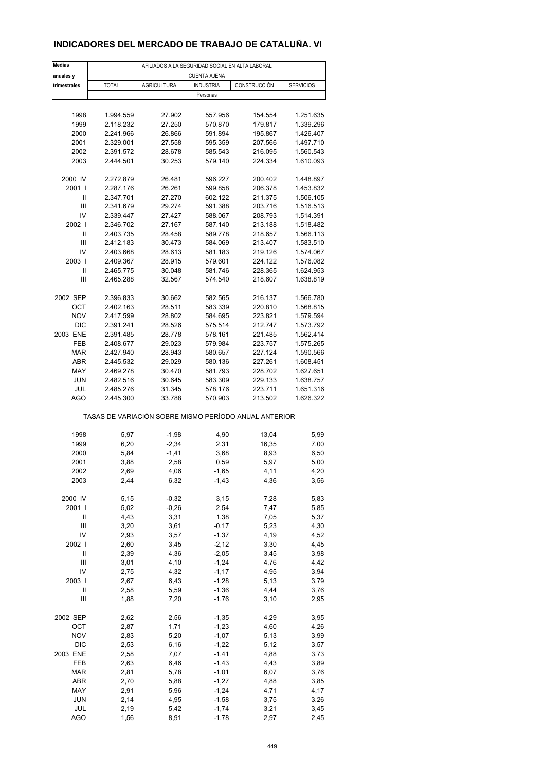## INDICADORES DEL MERCADO DE TRABAJO DE CATALUÑA. VI

| Medias anuales y trimestrales | AFILIADOS A LA SEGURIDAD SOCIAL EN ALTA LABORAL | | | | |
|---|---|---|---|---|---|
| | CUENTA AJENA | | | | |
| | TOTAL | AGRICULTURA | INDUSTRIA | CONSTRUCCIÓN | SERVICIOS |
| | Personas | | | | |
| 1998 | 1.994.559 | 27.902 | 557.956 | 154.554 | 1.251.635 |
| 1999 | 2.118.232 | 27.250 | 570.870 | 179.817 | 1.339.296 |
| 2000 | 2.241.966 | 26.866 | 591.894 | 195.867 | 1.426.407 |
| 2001 | 2.329.001 | 27.558 | 595.359 | 207.566 | 1.497.710 |
| 2002 | 2.391.572 | 28.678 | 585.543 | 216.095 | 1.560.543 |
| 2003 | 2.444.501 | 30.253 | 579.140 | 224.334 | 1.610.093 |
| 2000 IV | 2.272.879 | 26.481 | 596.227 | 200.402 | 1.448.897 |
| 2001 I | 2.287.176 | 26.261 | 599.858 | 206.378 | 1.453.832 |
| II | 2.347.701 | 27.270 | 602.122 | 211.375 | 1.506.105 |
| III | 2.341.679 | 29.274 | 591.388 | 203.716 | 1.516.513 |
| IV | 2.339.447 | 27.427 | 588.067 | 208.793 | 1.514.391 |
| 2002 I | 2.346.702 | 27.167 | 587.140 | 213.188 | 1.518.482 |
| II | 2.403.735 | 28.458 | 589.778 | 218.657 | 1.566.113 |
| III | 2.412.183 | 30.473 | 584.069 | 213.407 | 1.583.510 |
| IV | 2.403.668 | 28.613 | 581.183 | 219.126 | 1.574.067 |
| 2003 I | 2.409.367 | 28.915 | 579.601 | 224.122 | 1.576.082 |
| II | 2.465.775 | 30.048 | 581.746 | 228.365 | 1.624.953 |
| III | 2.465.288 | 32.567 | 574.540 | 218.607 | 1.638.819 |
| 2002 SEP | 2.396.833 | 30.662 | 582.565 | 216.137 | 1.566.780 |
| OCT | 2.402.163 | 28.511 | 583.339 | 220.810 | 1.568.815 |
| NOV | 2.417.599 | 28.802 | 584.695 | 223.821 | 1.579.594 |
| DIC | 2.391.241 | 28.526 | 575.514 | 212.747 | 1.573.792 |
| 2003 ENE | 2.391.485 | 28.778 | 578.161 | 221.485 | 1.562.414 |
| FEB | 2.408.677 | 29.023 | 579.984 | 223.757 | 1.575.265 |
| MAR | 2.427.940 | 28.943 | 580.657 | 227.124 | 1.590.566 |
| ABR | 2.445.532 | 29.029 | 580.136 | 227.261 | 1.608.451 |
| MAY | 2.469.278 | 30.470 | 581.793 | 228.702 | 1.627.651 |
| JUN | 2.482.516 | 30.645 | 583.309 | 229.133 | 1.638.757 |
| JUL | 2.485.276 | 31.345 | 578.176 | 223.711 | 1.651.316 |
| AGO | 2.445.300 | 33.788 | 570.903 | 213.502 | 1.626.322 |
| | TASAS DE VARIACIÓN SOBRE MISMO PERÍODO ANUAL ANTERIOR | | | | |
| 1998 | 5,97 | -1,98 | 4,90 | 13,04 | 5,99 |
| 1999 | 6,20 | -2,34 | 2,31 | 16,35 | 7,00 |
| 2000 | 5,84 | -1,41 | 3,68 | 8,93 | 6,50 |
| 2001 | 3,88 | 2,58 | 0,59 | 5,97 | 5,00 |
| 2002 | 2,69 | 4,06 | -1,65 | 4,11 | 4,20 |
| 2003 | 2,44 | 6,32 | -1,43 | 4,36 | 3,56 |
| 2000 IV | 5,15 | -0,32 | 3,15 | 7,28 | 5,83 |
| 2001 I | 5,02 | -0,26 | 2,54 | 7,47 | 5,85 |
| II | 4,43 | 3,31 | 1,38 | 7,05 | 5,37 |
| III | 3,20 | 3,61 | -0,17 | 5,23 | 4,30 |
| IV | 2,93 | 3,57 | -1,37 | 4,19 | 4,52 |
| 2002 I | 2,60 | 3,45 | -2,12 | 3,30 | 4,45 |
| II | 2,39 | 4,36 | -2,05 | 3,45 | 3,98 |
| III | 3,01 | 4,10 | -1,24 | 4,76 | 4,42 |
| IV | 2,75 | 4,32 | -1,17 | 4,95 | 3,94 |
| 2003 I | 2,67 | 6,43 | -1,28 | 5,13 | 3,79 |
| II | 2,58 | 5,59 | -1,36 | 4,44 | 3,76 |
| III | 1,88 | 7,20 | -1,76 | 3,10 | 2,95 |
| 2002 SEP | 2,62 | 2,56 | -1,35 | 4,29 | 3,95 |
| OCT | 2,87 | 1,71 | -1,23 | 4,60 | 4,26 |
| NOV | 2,83 | 5,20 | -1,07 | 5,13 | 3,99 |
| DIC | 2,53 | 6,16 | -1,22 | 5,12 | 3,57 |
| 2003 ENE | 2,58 | 7,07 | -1,41 | 4,88 | 3,73 |
| FEB | 2,63 | 6,46 | -1,43 | 4,43 | 3,89 |
| MAR | 2,81 | 5,78 | -1,01 | 6,07 | 3,76 |
| ABR | 2,70 | 5,88 | -1,27 | 4,88 | 3,85 |
| MAY | 2,91 | 5,96 | -1,24 | 4,71 | 4,17 |
| JUN | 2,14 | 4,95 | -1,58 | 3,75 | 3,26 |
| JUL | 2,19 | 5,42 | -1,74 | 3,21 | 3,45 |
| AGO | 1,56 | 8,91 | -1,78 | 2,97 | 2,45 |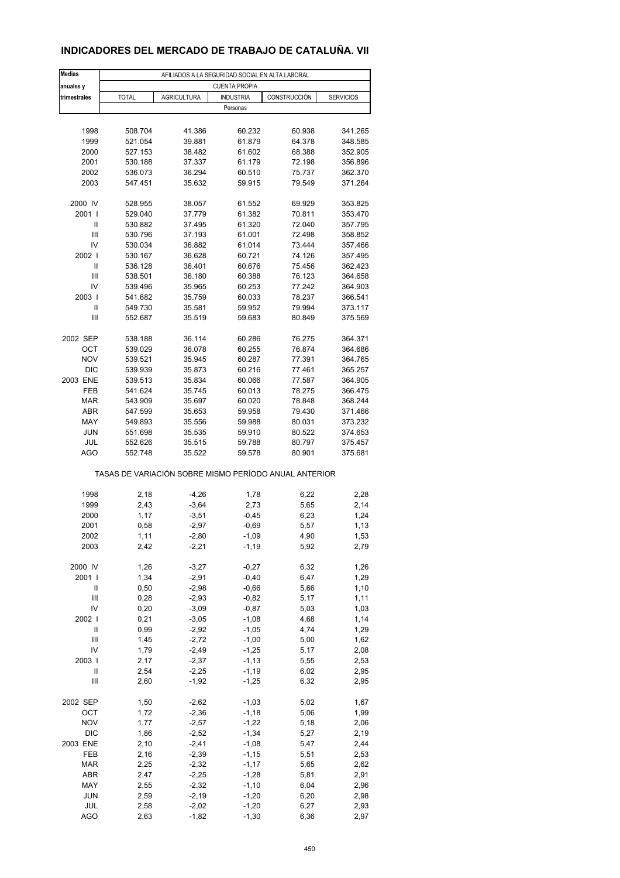## INDICADORES DEL MERCADO DE TRABAJO DE CATALUÑA. VII

| Medias anuales y trimestrales | AFILIADOS A LA SEGURIDAD SOCIAL EN ALTA LABORAL | | | | |
|---|---|---|---|---|---|
| | CUENTA PROPIA | | | | |
| | TOTAL | AGRICULTURA | INDUSTRIA | CONSTRUCCIÓN | SERVICIOS |
| | Personas | | | | |
| 1998 | 508.704 | 41.386 | 60.232 | 60.938 | 341.265 |
| 1999 | 521.054 | 39.881 | 61.879 | 64.378 | 348.585 |
| 2000 | 527.153 | 38.482 | 61.602 | 68.388 | 352.905 |
| 2001 | 530.188 | 37.337 | 61.179 | 72.198 | 356.896 |
| 2002 | 536.073 | 36.294 | 60.510 | 75.737 | 362.370 |
| 2003 | 547.451 | 35.632 | 59.915 | 79.549 | 371.264 |
| 2000 IV | 528.955 | 38.057 | 61.552 | 69.929 | 353.825 |
| 2001 I | 529.040 | 37.779 | 61.382 | 70.811 | 353.470 |
| II | 530.882 | 37.495 | 61.320 | 72.040 | 357.795 |
| III | 530.796 | 37.193 | 61.001 | 72.498 | 358.852 |
| IV | 530.034 | 36.882 | 61.014 | 73.444 | 357.466 |
| 2002 I | 530.167 | 36.628 | 60.721 | 74.126 | 357.495 |
| II | 536.128 | 36.401 | 60.676 | 75.456 | 362.423 |
| III | 538.501 | 36.180 | 60.388 | 76.123 | 364.658 |
| IV | 539.496 | 35.965 | 60.253 | 77.242 | 364.903 |
| 2003 I | 541.682 | 35.759 | 60.033 | 78.237 | 366.541 |
| II | 549.730 | 35.581 | 59.952 | 79.994 | 373.117 |
| III | 552.687 | 35.519 | 59.683 | 80.849 | 375.569 |
| 2002 SEP | 538.188 | 36.114 | 60.286 | 76.275 | 364.371 |
| OCT | 539.029 | 36.078 | 60.255 | 76.874 | 364.686 |
| NOV | 539.521 | 35.945 | 60.287 | 77.391 | 364.765 |
| DIC | 539.939 | 35.873 | 60.216 | 77.461 | 365.257 |
| 2003 ENE | 539.513 | 35.834 | 60.066 | 77.587 | 364.905 |
| FEB | 541.624 | 35.745 | 60.013 | 78.275 | 366.475 |
| MAR | 543.909 | 35.697 | 60.020 | 78.848 | 368.244 |
| ABR | 547.599 | 35.653 | 59.958 | 79.430 | 371.466 |
| MAY | 549.893 | 35.556 | 59.988 | 80.031 | 373.232 |
| JUN | 551.698 | 35.535 | 59.910 | 80.522 | 374.653 |
| JUL | 552.626 | 35.515 | 59.788 | 80.797 | 375.457 |
| AGO | 552.748 | 35.522 | 59.578 | 80.901 | 375.681 |
| | TASAS DE VARIACIÓN SOBRE MISMO PERÍODO ANUAL ANTERIOR | | | | |
| 1998 | 2,18 | -4,26 | 1,78 | 6,22 | 2,28 |
| 1999 | 2,43 | -3,64 | 2,73 | 5,65 | 2,14 |
| 2000 | 1,17 | -3,51 | -0,45 | 6,23 | 1,24 |
| 2001 | 0,58 | -2,97 | -0,69 | 5,57 | 1,13 |
| 2002 | 1,11 | -2,80 | -1,09 | 4,90 | 1,53 |
| 2003 | 2,42 | -2,21 | -1,19 | 5,92 | 2,79 |
| 2000 IV | 1,26 | -3,27 | -0,27 | 6,32 | 1,26 |
| 2001 I | 1,34 | -2,91 | -0,40 | 6,47 | 1,29 |
| II | 0,50 | -2,98 | -0,66 | 5,66 | 1,10 |
| III | 0,28 | -2,93 | -0,82 | 5,17 | 1,11 |
| IV | 0,20 | -3,09 | -0,87 | 5,03 | 1,03 |
| 2002 I | 0,21 | -3,05 | -1,08 | 4,68 | 1,14 |
| II | 0,99 | -2,92 | -1,05 | 4,74 | 1,29 |
| III | 1,45 | -2,72 | -1,00 | 5,00 | 1,62 |
| IV | 1,79 | -2,49 | -1,25 | 5,17 | 2,08 |
| 2003 I | 2,17 | -2,37 | -1,13 | 5,55 | 2,53 |
| II | 2,54 | -2,25 | -1,19 | 6,02 | 2,95 |
| III | 2,60 | -1,92 | -1,25 | 6,32 | 2,95 |
| 2002 SEP | 1,50 | -2,62 | -1,03 | 5,02 | 1,67 |
| OCT | 1,72 | -2,36 | -1,18 | 5,06 | 1,99 |
| NOV | 1,77 | -2,57 | -1,22 | 5,18 | 2,06 |
| DIC | 1,86 | -2,52 | -1,34 | 5,27 | 2,19 |
| 2003 ENE | 2,10 | -2,41 | -1,08 | 5,47 | 2,44 |
| FEB | 2,16 | -2,39 | -1,15 | 5,51 | 2,53 |
| MAR | 2,25 | -2,32 | -1,17 | 5,65 | 2,62 |
| ABR | 2,47 | -2,25 | -1,28 | 5,81 | 2,91 |
| MAY | 2,55 | -2,32 | -1,10 | 6,04 | 2,96 |
| JUN | 2,59 | -2,19 | -1,20 | 6,20 | 2,98 |
| JUL | 2,58 | -2,02 | -1,20 | 6,27 | 2,93 |
| AGO | 2,63 | -1,82 | -1,30 | 6,36 | 2,97 |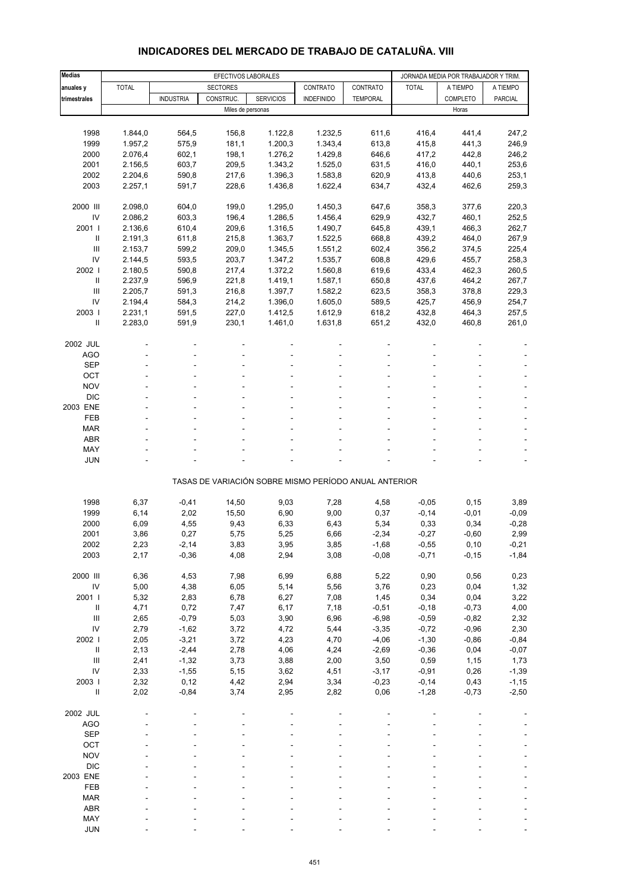# INDICADORES DEL MERCADO DE TRABAJO DE CATALUÑA. VIII

| Medias anuales y trimestrales | EFECTIVOS LABORALES | | | | | | JORNADA MEDIA POR TRABAJADOR Y TRIM. | | |
|---|---|---|---|---|---|---|---|---|---|
| | TOTAL | SECTORES | | | CONTRATO | CONTRATO | TOTAL | A TIEMPO | A TIEMPO |
| | | INDUSTRIA | CONSTRUC. | SERVICIOS | INDEFINIDO | TEMPORAL | | COMPLETO | PARCIAL |
| | Miles de personas | | | | | | Horas | | |
| 1998 | 1.844,0 | 564,5 | 156,8 | 1.122,8 | 1.232,5 | 611,6 | 416,4 | 441,4 | 247,2 |
| 1999 | 1.957,2 | 575,9 | 181,1 | 1.200,3 | 1.343,4 | 613,8 | 415,8 | 441,3 | 246,9 |
| 2000 | 2.076,4 | 602,1 | 198,1 | 1.276,2 | 1.429,8 | 646,6 | 417,2 | 442,8 | 246,2 |
| 2001 | 2.156,5 | 603,7 | 209,5 | 1.343,2 | 1.525,0 | 631,5 | 416,0 | 440,1 | 253,6 |
| 2002 | 2.204,6 | 590,8 | 217,6 | 1.396,3 | 1.583,8 | 620,9 | 413,8 | 440,6 | 253,1 |
| 2003 | 2.257,1 | 591,7 | 228,6 | 1.436,8 | 1.622,4 | 634,7 | 432,4 | 462,6 | 259,3 |
| 2000 III | 2.098,0 | 604,0 | 199,0 | 1.295,0 | 1.450,3 | 647,6 | 358,3 | 377,6 | 220,3 |
| IV | 2.086,2 | 603,3 | 196,4 | 1.286,5 | 1.456,4 | 629,9 | 432,7 | 460,1 | 252,5 |
| 2001 I | 2.136,6 | 610,4 | 209,6 | 1.316,5 | 1.490,7 | 645,8 | 439,1 | 466,3 | 262,7 |
| II | 2.191,3 | 611,8 | 215,8 | 1.363,7 | 1.522,5 | 668,8 | 439,2 | 464,0 | 267,9 |
| III | 2.153,7 | 599,2 | 209,0 | 1.345,5 | 1.551,2 | 602,4 | 356,2 | 374,5 | 225,4 |
| IV | 2.144,5 | 593,5 | 203,7 | 1.347,2 | 1.535,7 | 608,8 | 429,6 | 455,7 | 258,3 |
| 2002 I | 2.180,5 | 590,8 | 217,4 | 1.372,2 | 1.560,8 | 619,6 | 433,4 | 462,3 | 260,5 |
| II | 2.237,9 | 596,9 | 221,8 | 1.419,1 | 1.587,1 | 650,8 | 437,6 | 464,2 | 267,7 |
| III | 2.205,7 | 591,3 | 216,8 | 1.397,7 | 1.582,2 | 623,5 | 358,3 | 378,8 | 229,3 |
| IV | 2.194,4 | 584,3 | 214,2 | 1.396,0 | 1.605,0 | 589,5 | 425,7 | 456,9 | 254,7 |
| 2003 I | 2.231,1 | 591,5 | 227,0 | 1.412,5 | 1.612,9 | 618,2 | 432,8 | 464,3 | 257,5 |
| II | 2.283,0 | 591,9 | 230,1 | 1.461,0 | 1.631,8 | 651,2 | 432,0 | 460,8 | 261,0 |
| 2002 JUL | - | - | - | - | - | - | - | - | - |
| AGO | - | - | - | - | - | - | - | - | - |
| SEP | - | - | - | - | - | - | - | - | - |
| OCT | - | - | - | - | - | - | - | - | - |
| NOV | - | - | - | - | - | - | - | - | - |
| DIC | - | - | - | - | - | - | - | - | - |
| 2003 ENE | - | - | - | - | - | - | - | - | - |
| FEB | - | - | - | - | - | - | - | - | - |
| MAR | - | - | - | - | - | - | - | - | - |
| ABR | - | - | - | - | - | - | - | - | - |
| MAY | - | - | - | - | - | - | - | - | - |
| JUN | - | - | - | - | - | - | - | - | - |
| | TASAS DE VARIACIÓN SOBRE MISMO PERÍODO ANUAL ANTERIOR | | | | | | | | |
| 1998 | 6,37 | -0,41 | 14,50 | 9,03 | 7,28 | 4,58 | -0,05 | 0,15 | 3,89 |
| 1999 | 6,14 | 2,02 | 15,50 | 6,90 | 9,00 | 0,37 | -0,14 | -0,01 | -0,09 |
| 2000 | 6,09 | 4,55 | 9,43 | 6,33 | 6,43 | 5,34 | 0,33 | 0,34 | -0,28 |
| 2001 | 3,86 | 0,27 | 5,75 | 5,25 | 6,66 | -2,34 | -0,27 | -0,60 | 2,99 |
| 2002 | 2,23 | -2,14 | 3,83 | 3,95 | 3,85 | -1,68 | -0,55 | 0,10 | -0,21 |
| 2003 | 2,17 | -0,36 | 4,08 | 2,94 | 3,08 | -0,08 | -0,71 | -0,15 | -1,84 |
| 2000 III | 6,36 | 4,53 | 7,98 | 6,99 | 6,88 | 5,22 | 0,90 | 0,56 | 0,23 |
| IV | 5,00 | 4,38 | 6,05 | 5,14 | 5,56 | 3,76 | 0,23 | 0,04 | 1,32 |
| 2001 I | 5,32 | 2,83 | 6,78 | 6,27 | 7,08 | 1,45 | 0,34 | 0,04 | 3,22 |
| II | 4,71 | 0,72 | 7,47 | 6,17 | 7,18 | -0,51 | -0,18 | -0,73 | 4,00 |
| III | 2,65 | -0,79 | 5,03 | 3,90 | 6,96 | -6,98 | -0,59 | -0,82 | 2,32 |
| IV | 2,79 | -1,62 | 3,72 | 4,72 | 5,44 | -3,35 | -0,72 | -0,96 | 2,30 |
| 2002 I | 2,05 | -3,21 | 3,72 | 4,23 | 4,70 | -4,06 | -1,30 | -0,86 | -0,84 |
| II | 2,13 | -2,44 | 2,78 | 4,06 | 4,24 | -2,69 | -0,36 | 0,04 | -0,07 |
| III | 2,41 | -1,32 | 3,73 | 3,88 | 2,00 | 3,50 | 0,59 | 1,15 | 1,73 |
| IV | 2,33 | -1,55 | 5,15 | 3,62 | 4,51 | -3,17 | -0,91 | 0,26 | -1,39 |
| 2003 I | 2,32 | 0,12 | 4,42 | 2,94 | 3,34 | -0,23 | -0,14 | 0,43 | -1,15 |
| II | 2,02 | -0,84 | 3,74 | 2,95 | 2,82 | 0,06 | -1,28 | -0,73 | -2,50 |
| 2002 JUL | - | - | - | - | - | - | - | - | - |
| AGO | - | - | - | - | - | - | - | - | - |
| SEP | - | - | - | - | - | - | - | - | - |
| OCT | - | - | - | - | - | - | - | - | - |
| NOV | - | - | - | - | - | - | - | - | - |
| DIC | - | - | - | - | - | - | - | - | - |
| 2003 ENE | - | - | - | - | - | - | - | - | - |
| FEB | - | - | - | - | - | - | - | - | - |
| MAR | - | - | - | - | - | - | - | - | - |
| ABR | - | - | - | - | - | - | - | - | - |
| MAY | - | - | - | - | - | - | - | - | - |
| JUN | - | - | - | - | - | - | - | - | - |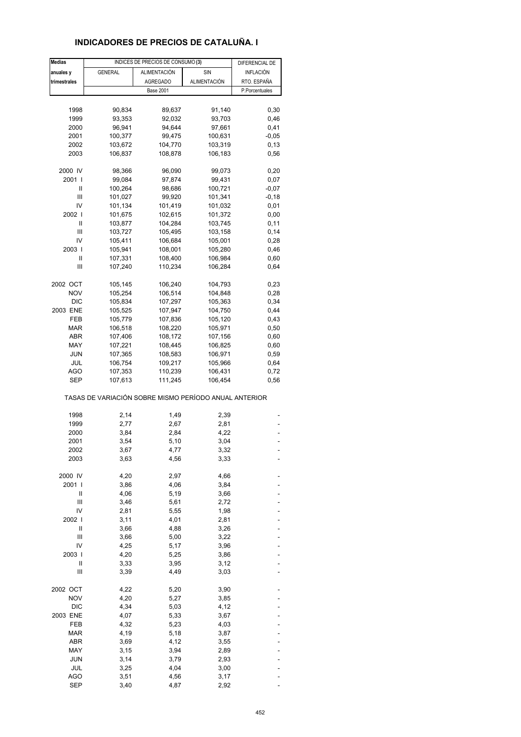# INDICADORES DE PRECIOS DE CATALUÑA. I

| Medias anuales y trimestrales | INDICES DE PRECIOS DE CONSUMO (3) | | | DIFERENCIAL DE INFLACIÓN RTO. ESPAÑA |
|---|---|---|---|---|
| | GENERAL | ALIMENTACIÓN AGREGADO | SIN ALIMENTACIÓN | |
| | Base 2001 | | | P.Porcentuales |
| 1998 | 90,834 | 89,637 | 91,140 | 0,30 |
| 1999 | 93,353 | 92,032 | 93,703 | 0,46 |
| 2000 | 96,941 | 94,644 | 97,661 | 0,41 |
| 2001 | 100,377 | 99,475 | 100,631 | -0,05 |
| 2002 | 103,672 | 104,770 | 103,319 | 0,13 |
| 2003 | 106,837 | 108,878 | 106,183 | 0,56 |
| 2000 IV | 98,366 | 96,090 | 99,073 | 0,20 |
| 2001 I | 99,084 | 97,874 | 99,431 | 0,07 |
| II | 100,264 | 98,686 | 100,721 | -0,07 |
| III | 101,027 | 99,920 | 101,341 | -0,18 |
| IV | 101,134 | 101,419 | 101,032 | 0,01 |
| 2002 I | 101,675 | 102,615 | 101,372 | 0,00 |
| II | 103,877 | 104,284 | 103,745 | 0,11 |
| III | 103,727 | 105,495 | 103,158 | 0,14 |
| IV | 105,411 | 106,684 | 105,001 | 0,28 |
| 2003 I | 105,941 | 108,001 | 105,280 | 0,46 |
| II | 107,331 | 108,400 | 106,984 | 0,60 |
| III | 107,240 | 110,234 | 106,284 | 0,64 |
| 2002 OCT | 105,145 | 106,240 | 104,793 | 0,23 |
| NOV | 105,254 | 106,514 | 104,848 | 0,28 |
| DIC | 105,834 | 107,297 | 105,363 | 0,34 |
| 2003 ENE | 105,525 | 107,947 | 104,750 | 0,44 |
| FEB | 105,779 | 107,836 | 105,120 | 0,43 |
| MAR | 106,518 | 108,220 | 105,971 | 0,50 |
| ABR | 107,406 | 108,172 | 107,156 | 0,60 |
| MAY | 107,221 | 108,445 | 106,825 | 0,60 |
| JUN | 107,365 | 108,583 | 106,971 | 0,59 |
| JUL | 106,754 | 109,217 | 105,966 | 0,64 |
| AGO | 107,353 | 110,239 | 106,431 | 0,72 |
| SEP | 107,613 | 111,245 | 106,454 | 0,56 |
| TASAS DE VARIACIÓN SOBRE MISMO PERÍODO ANUAL ANTERIOR | | | | |
| 1998 | 2,14 | 1,49 | 2,39 | - |
| 1999 | 2,77 | 2,67 | 2,81 | - |
| 2000 | 3,84 | 2,84 | 4,22 | - |
| 2001 | 3,54 | 5,10 | 3,04 | - |
| 2002 | 3,67 | 4,77 | 3,32 | - |
| 2003 | 3,63 | 4,56 | 3,33 | - |
| 2000 IV | 4,20 | 2,97 | 4,66 | - |
| 2001 I | 3,86 | 4,06 | 3,84 | - |
| II | 4,06 | 5,19 | 3,66 | - |
| III | 3,46 | 5,61 | 2,72 | - |
| IV | 2,81 | 5,55 | 1,98 | - |
| 2002 I | 3,11 | 4,01 | 2,81 | - |
| II | 3,66 | 4,88 | 3,26 | - |
| III | 3,66 | 5,00 | 3,22 | - |
| IV | 4,25 | 5,17 | 3,96 | - |
| 2003 I | 4,20 | 5,25 | 3,86 | - |
| II | 3,33 | 3,95 | 3,12 | - |
| III | 3,39 | 4,49 | 3,03 | - |
| 2002 OCT | 4,22 | 5,20 | 3,90 | - |
| NOV | 4,20 | 5,27 | 3,85 | - |
| DIC | 4,34 | 5,03 | 4,12 | - |
| 2003 ENE | 4,07 | 5,33 | 3,67 | - |
| FEB | 4,32 | 5,23 | 4,03 | - |
| MAR | 4,19 | 5,18 | 3,87 | - |
| ABR | 3,69 | 4,12 | 3,55 | - |
| MAY | 3,15 | 3,94 | 2,89 | - |
| JUN | 3,14 | 3,79 | 2,93 | - |
| JUL | 3,25 | 4,04 | 3,00 | - |
| AGO | 3,51 | 4,56 | 3,17 | - |
| SEP | 3,40 | 4,87 | 2,92 | - |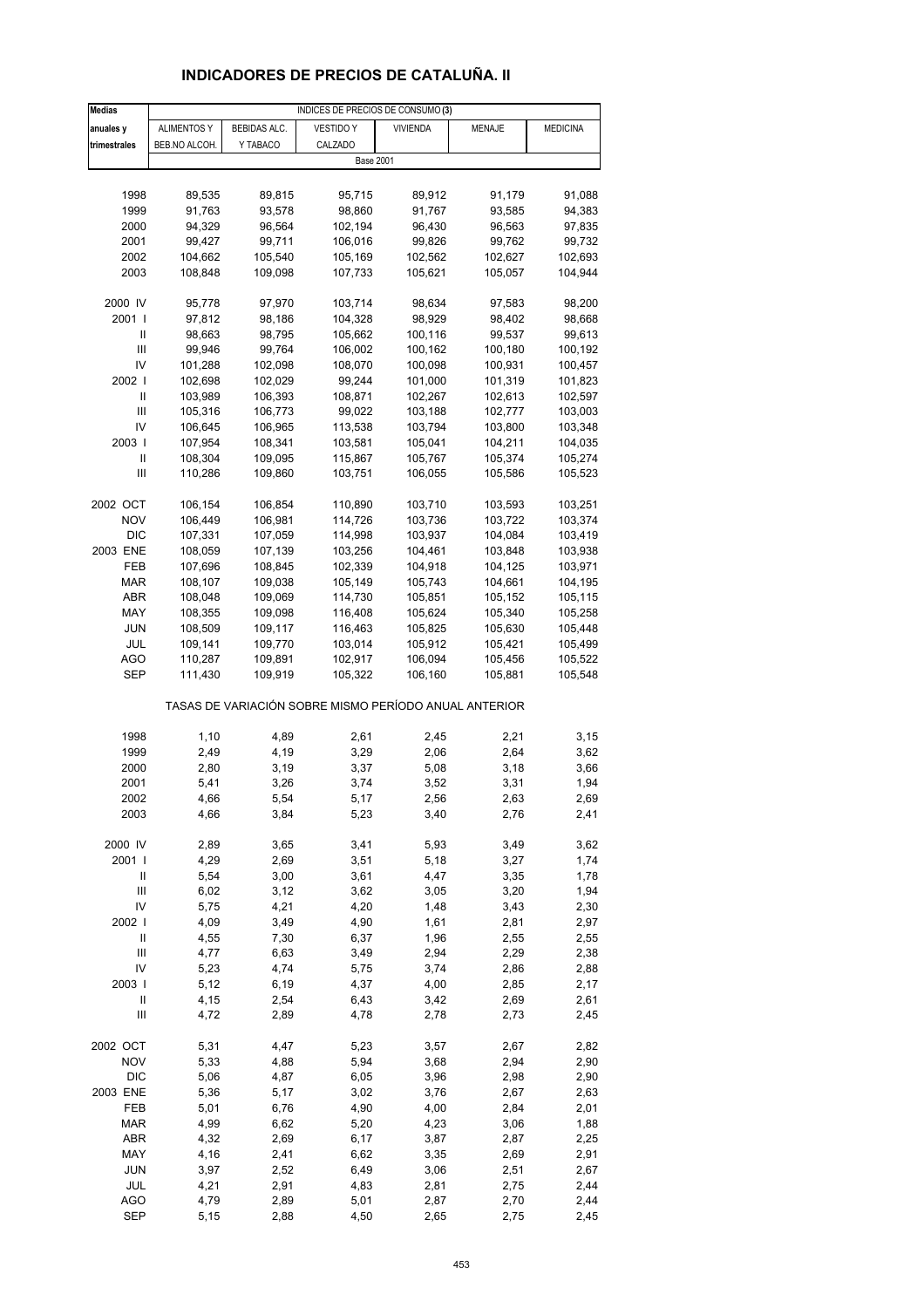# INDICADORES DE PRECIOS DE CATALUÑA. II

| Medias anuales y trimestrales | INDICES DE PRECIOS DE CONSUMO (3) | | | | | |
|---|---|---|---|---|---|---|
| | ALIMENTOS Y BEB.NO ALCOH. | BEBIDAS ALC. Y TABACO | VESTIDO Y CALZADO | VIVIENDA | MENAJE | MEDICINA |
| | Base 2001 | | | | | |
| 1998 | 89,535 | 89,815 | 95,715 | 89,912 | 91,179 | 91,088 |
| 1999 | 91,763 | 93,578 | 98,860 | 91,767 | 93,585 | 94,383 |
| 2000 | 94,329 | 96,564 | 102,194 | 96,430 | 96,563 | 97,835 |
| 2001 | 99,427 | 99,711 | 106,016 | 99,826 | 99,762 | 99,732 |
| 2002 | 104,662 | 105,540 | 105,169 | 102,562 | 102,627 | 102,693 |
| 2003 | 108,848 | 109,098 | 107,733 | 105,621 | 105,057 | 104,944 |
| 2000 IV | 95,778 | 97,970 | 103,714 | 98,634 | 97,583 | 98,200 |
| 2001 I | 97,812 | 98,186 | 104,328 | 98,929 | 98,402 | 98,668 |
| II | 98,663 | 98,795 | 105,662 | 100,116 | 99,537 | 99,613 |
| III | 99,946 | 99,764 | 106,002 | 100,162 | 100,180 | 100,192 |
| IV | 101,288 | 102,098 | 108,070 | 100,098 | 100,931 | 100,457 |
| 2002 I | 102,698 | 102,029 | 99,244 | 101,000 | 101,319 | 101,823 |
| II | 103,989 | 106,393 | 108,871 | 102,267 | 102,613 | 102,597 |
| III | 105,316 | 106,773 | 99,022 | 103,188 | 102,777 | 103,003 |
| IV | 106,645 | 106,965 | 113,538 | 103,794 | 103,800 | 103,348 |
| 2003 I | 107,954 | 108,341 | 103,581 | 105,041 | 104,211 | 104,035 |
| II | 108,304 | 109,095 | 115,867 | 105,767 | 105,374 | 105,274 |
| III | 110,286 | 109,860 | 103,751 | 106,055 | 105,586 | 105,523 |
| 2002 OCT | 106,154 | 106,854 | 110,890 | 103,710 | 103,593 | 103,251 |
| NOV | 106,449 | 106,981 | 114,726 | 103,736 | 103,722 | 103,374 |
| DIC | 107,331 | 107,059 | 114,998 | 103,937 | 104,084 | 103,419 |
| 2003 ENE | 108,059 | 107,139 | 103,256 | 104,461 | 103,848 | 103,938 |
| FEB | 107,696 | 108,845 | 102,339 | 104,918 | 104,125 | 103,971 |
| MAR | 108,107 | 109,038 | 105,149 | 105,743 | 104,661 | 104,195 |
| ABR | 108,048 | 109,069 | 114,730 | 105,851 | 105,152 | 105,115 |
| MAY | 108,355 | 109,098 | 116,408 | 105,624 | 105,340 | 105,258 |
| JUN | 108,509 | 109,117 | 116,463 | 105,825 | 105,630 | 105,448 |
| JUL | 109,141 | 109,770 | 103,014 | 105,912 | 105,421 | 105,499 |
| AGO | 110,287 | 109,891 | 102,917 | 106,094 | 105,456 | 105,522 |
| SEP | 111,430 | 109,919 | 105,322 | 106,160 | 105,881 | 105,548 |
| | TASAS DE VARIACIÓN SOBRE MISMO PERÍODO ANUAL ANTERIOR | | | | | |
| 1998 | 1,10 | 4,89 | 2,61 | 2,45 | 2,21 | 3,15 |
| 1999 | 2,49 | 4,19 | 3,29 | 2,06 | 2,64 | 3,62 |
| 2000 | 2,80 | 3,19 | 3,37 | 5,08 | 3,18 | 3,66 |
| 2001 | 5,41 | 3,26 | 3,74 | 3,52 | 3,31 | 1,94 |
| 2002 | 4,66 | 5,54 | 5,17 | 2,56 | 2,63 | 2,69 |
| 2003 | 4,66 | 3,84 | 5,23 | 3,40 | 2,76 | 2,41 |
| 2000 IV | 2,89 | 3,65 | 3,41 | 5,93 | 3,49 | 3,62 |
| 2001 I | 4,29 | 2,69 | 3,51 | 5,18 | 3,27 | 1,74 |
| II | 5,54 | 3,00 | 3,61 | 4,47 | 3,35 | 1,78 |
| III | 6,02 | 3,12 | 3,62 | 3,05 | 3,20 | 1,94 |
| IV | 5,75 | 4,21 | 4,20 | 1,48 | 3,43 | 2,30 |
| 2002 I | 4,09 | 3,49 | 4,90 | 1,61 | 2,81 | 2,97 |
| II | 4,55 | 7,30 | 6,37 | 1,96 | 2,55 | 2,55 |
| III | 4,77 | 6,63 | 3,49 | 2,94 | 2,29 | 2,38 |
| IV | 5,23 | 4,74 | 5,75 | 3,74 | 2,86 | 2,88 |
| 2003 I | 5,12 | 6,19 | 4,37 | 4,00 | 2,85 | 2,17 |
| II | 4,15 | 2,54 | 6,43 | 3,42 | 2,69 | 2,61 |
| III | 4,72 | 2,89 | 4,78 | 2,78 | 2,73 | 2,45 |
| 2002 OCT | 5,31 | 4,47 | 5,23 | 3,57 | 2,67 | 2,82 |
| NOV | 5,33 | 4,88 | 5,94 | 3,68 | 2,94 | 2,90 |
| DIC | 5,06 | 4,87 | 6,05 | 3,96 | 2,98 | 2,90 |
| 2003 ENE | 5,36 | 5,17 | 3,02 | 3,76 | 2,67 | 2,63 |
| FEB | 5,01 | 6,76 | 4,90 | 4,00 | 2,84 | 2,01 |
| MAR | 4,99 | 6,62 | 5,20 | 4,23 | 3,06 | 1,88 |
| ABR | 4,32 | 2,69 | 6,17 | 3,87 | 2,87 | 2,25 |
| MAY | 4,16 | 2,41 | 6,62 | 3,35 | 2,69 | 2,91 |
| JUN | 3,97 | 2,52 | 6,49 | 3,06 | 2,51 | 2,67 |
| JUL | 4,21 | 2,91 | 4,83 | 2,81 | 2,75 | 2,44 |
| AGO | 4,79 | 2,89 | 5,01 | 2,87 | 2,70 | 2,44 |
| SEP | 5,15 | 2,88 | 4,50 | 2,65 | 2,75 | 2,45 |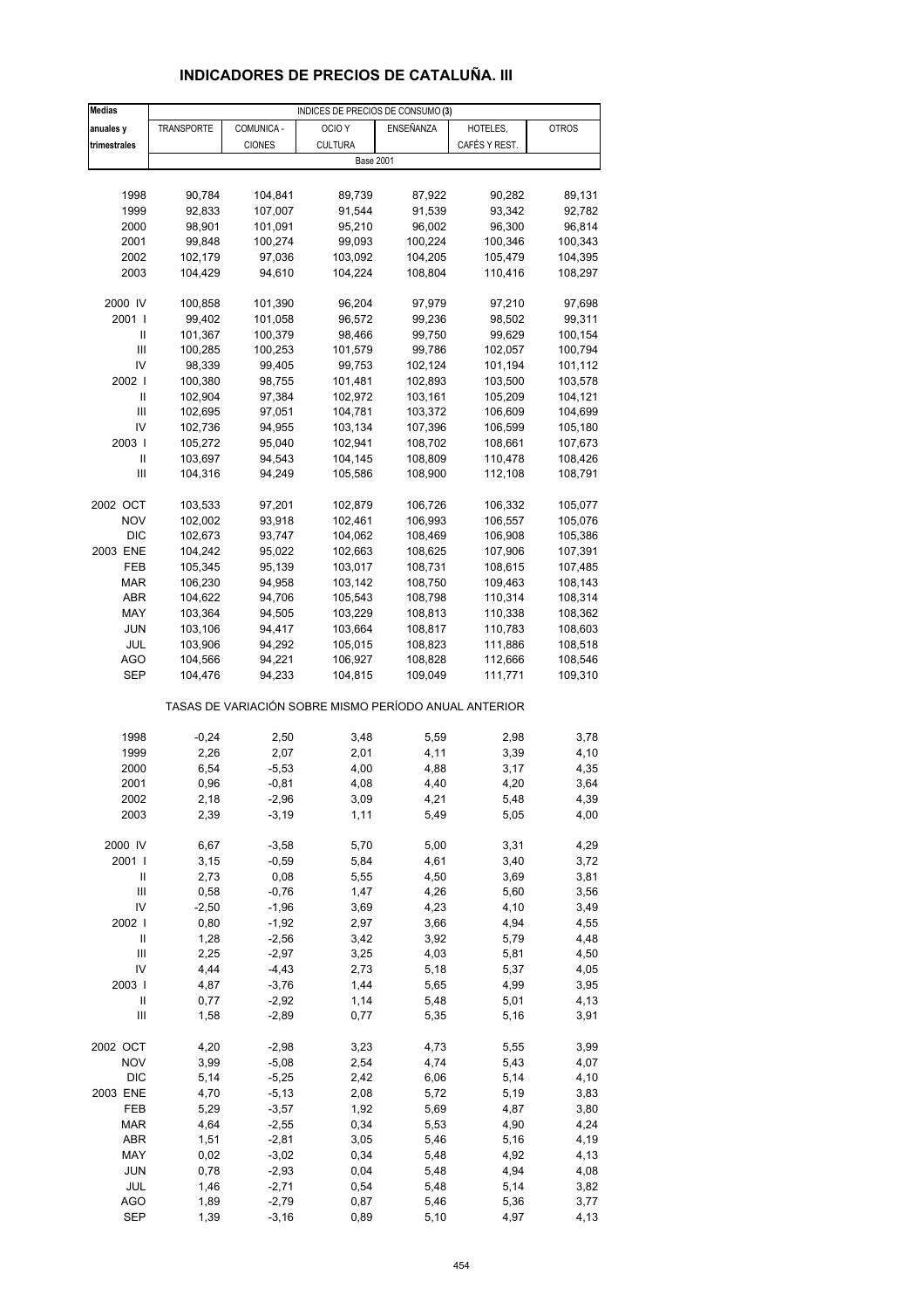# INDICADORES DE PRECIOS DE CATALUÑA. III

| Medias anuales y trimestrales | INDICES DE PRECIOS DE CONSUMO (3) | | | | | |
|---|---|---|---|---|---|---|
| | TRANSPORTE | COMUNICA - CIONES | OCIO Y CULTURA | ENSEÑANZA | HOTELES, CAFÉS Y REST. | OTROS |
| | Base 2001 | | | | | |
| 1998 | 90,784 | 104,841 | 89,739 | 87,922 | 90,282 | 89,131 |
| 1999 | 92,833 | 107,007 | 91,544 | 91,539 | 93,342 | 92,782 |
| 2000 | 98,901 | 101,091 | 95,210 | 96,002 | 96,300 | 96,814 |
| 2001 | 99,848 | 100,274 | 99,093 | 100,224 | 100,346 | 100,343 |
| 2002 | 102,179 | 97,036 | 103,092 | 104,205 | 105,479 | 104,395 |
| 2003 | 104,429 | 94,610 | 104,224 | 108,804 | 110,416 | 108,297 |
| 2000 IV | 100,858 | 101,390 | 96,204 | 97,979 | 97,210 | 97,698 |
| 2001 I | 99,402 | 101,058 | 96,572 | 99,236 | 98,502 | 99,311 |
| II | 101,367 | 100,379 | 98,466 | 99,750 | 99,629 | 100,154 |
| III | 100,285 | 100,253 | 101,579 | 99,786 | 102,057 | 100,794 |
| IV | 98,339 | 99,405 | 99,753 | 102,124 | 101,194 | 101,112 |
| 2002 I | 100,380 | 98,755 | 101,481 | 102,893 | 103,500 | 103,578 |
| II | 102,904 | 97,384 | 102,972 | 103,161 | 105,209 | 104,121 |
| III | 102,695 | 97,051 | 104,781 | 103,372 | 106,609 | 104,699 |
| IV | 102,736 | 94,955 | 103,134 | 107,396 | 106,599 | 105,180 |
| 2003 I | 105,272 | 95,040 | 102,941 | 108,702 | 108,661 | 107,673 |
| II | 103,697 | 94,543 | 104,145 | 108,809 | 110,478 | 108,426 |
| III | 104,316 | 94,249 | 105,586 | 108,900 | 112,108 | 108,791 |
| 2002 OCT | 103,533 | 97,201 | 102,879 | 106,726 | 106,332 | 105,077 |
| NOV | 102,002 | 93,918 | 102,461 | 106,993 | 106,557 | 105,076 |
| DIC | 102,673 | 93,747 | 104,062 | 108,469 | 106,908 | 105,386 |
| 2003 ENE | 104,242 | 95,022 | 102,663 | 108,625 | 107,906 | 107,391 |
| FEB | 105,345 | 95,139 | 103,017 | 108,731 | 108,615 | 107,485 |
| MAR | 106,230 | 94,958 | 103,142 | 108,750 | 109,463 | 108,143 |
| ABR | 104,622 | 94,706 | 105,543 | 108,798 | 110,314 | 108,314 |
| MAY | 103,364 | 94,505 | 103,229 | 108,813 | 110,338 | 108,362 |
| JUN | 103,106 | 94,417 | 103,664 | 108,817 | 110,783 | 108,603 |
| JUL | 103,906 | 94,292 | 105,015 | 108,823 | 111,886 | 108,518 |
| AGO | 104,566 | 94,221 | 106,927 | 108,828 | 112,666 | 108,546 |
| SEP | 104,476 | 94,233 | 104,815 | 109,049 | 111,771 | 109,310 |
| | TASAS DE VARIACIÓN SOBRE MISMO PERÍODO ANUAL ANTERIOR | | | | | |
| 1998 | -0,24 | 2,50 | 3,48 | 5,59 | 2,98 | 3,78 |
| 1999 | 2,26 | 2,07 | 2,01 | 4,11 | 3,39 | 4,10 |
| 2000 | 6,54 | -5,53 | 4,00 | 4,88 | 3,17 | 4,35 |
| 2001 | 0,96 | -0,81 | 4,08 | 4,40 | 4,20 | 3,64 |
| 2002 | 2,18 | -2,96 | 3,09 | 4,21 | 5,48 | 4,39 |
| 2003 | 2,39 | -3,19 | 1,11 | 5,49 | 5,05 | 4,00 |
| 2000 IV | 6,67 | -3,58 | 5,70 | 5,00 | 3,31 | 4,29 |
| 2001 I | 3,15 | -0,59 | 5,84 | 4,61 | 3,40 | 3,72 |
| II | 2,73 | 0,08 | 5,55 | 4,50 | 3,69 | 3,81 |
| III | 0,58 | -0,76 | 1,47 | 4,26 | 5,60 | 3,56 |
| IV | -2,50 | -1,96 | 3,69 | 4,23 | 4,10 | 3,49 |
| 2002 I | 0,80 | -1,92 | 2,97 | 3,66 | 4,94 | 4,55 |
| II | 1,28 | -2,56 | 3,42 | 3,92 | 5,79 | 4,48 |
| III | 2,25 | -2,97 | 3,25 | 4,03 | 5,81 | 4,50 |
| IV | 4,44 | -4,43 | 2,73 | 5,18 | 5,37 | 4,05 |
| 2003 I | 4,87 | -3,76 | 1,44 | 5,65 | 4,99 | 3,95 |
| II | 0,77 | -2,92 | 1,14 | 5,48 | 5,01 | 4,13 |
| III | 1,58 | -2,89 | 0,77 | 5,35 | 5,16 | 3,91 |
| 2002 OCT | 4,20 | -2,98 | 3,23 | 4,73 | 5,55 | 3,99 |
| NOV | 3,99 | -5,08 | 2,54 | 4,74 | 5,43 | 4,07 |
| DIC | 5,14 | -5,25 | 2,42 | 6,06 | 5,14 | 4,10 |
| 2003 ENE | 4,70 | -5,13 | 2,08 | 5,72 | 5,19 | 3,83 |
| FEB | 5,29 | -3,57 | 1,92 | 5,69 | 4,87 | 3,80 |
| MAR | 4,64 | -2,55 | 0,34 | 5,53 | 4,90 | 4,24 |
| ABR | 1,51 | -2,81 | 3,05 | 5,46 | 5,16 | 4,19 |
| MAY | 0,02 | -3,02 | 0,34 | 5,48 | 4,92 | 4,13 |
| JUN | 0,78 | -2,93 | 0,04 | 5,48 | 4,94 | 4,08 |
| JUL | 1,46 | -2,71 | 0,54 | 5,48 | 5,14 | 3,82 |
| AGO | 1,89 | -2,79 | 0,87 | 5,46 | 5,36 | 3,77 |
| SEP | 1,39 | -3,16 | 0,89 | 5,10 | 4,97 | 4,13 |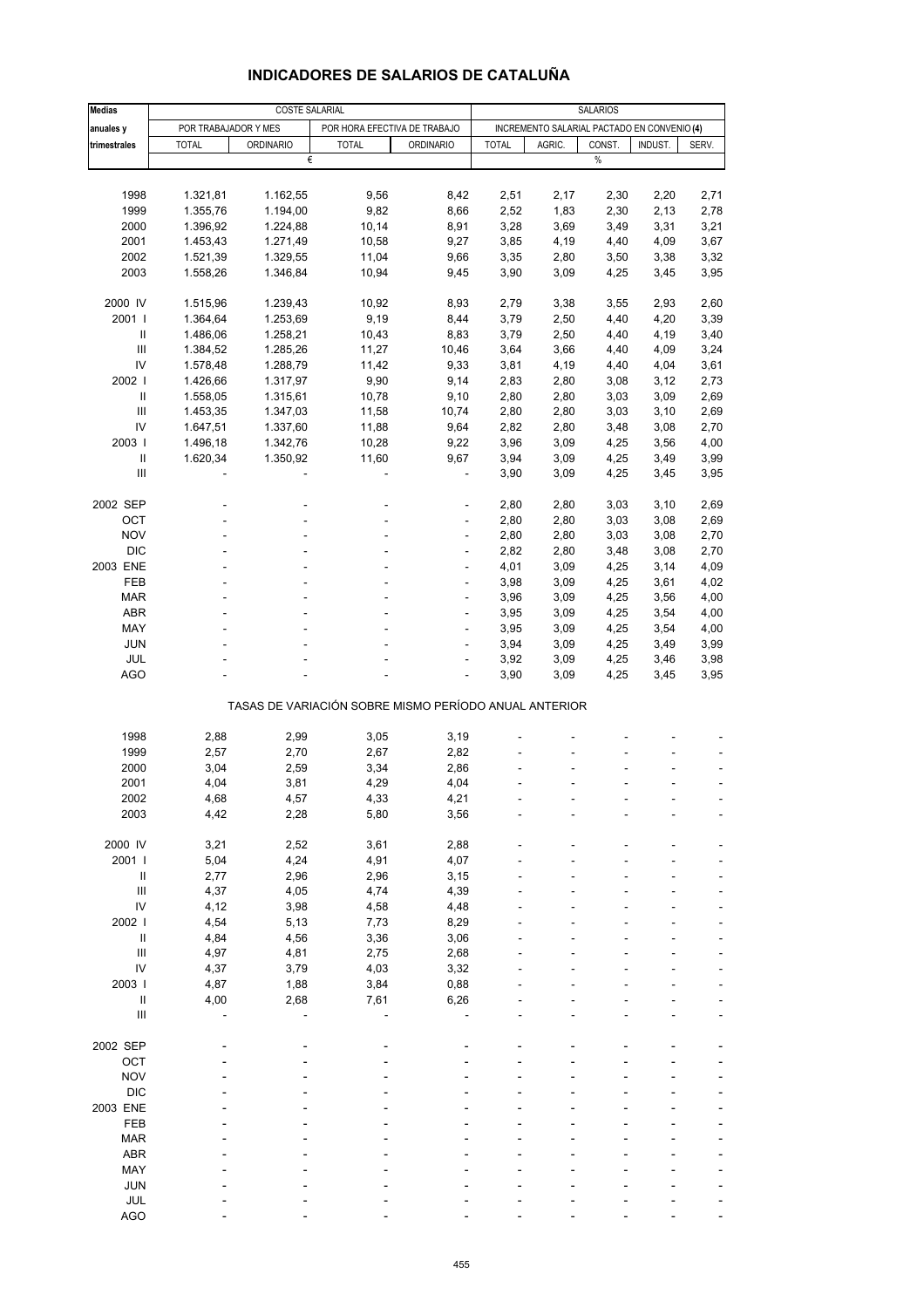# INDICADORES DE SALARIOS DE CATALUÑA

| Medias anuales y trimestrales | COSTE SALARIAL | | | | SALARIOS | | | | |
|---|---|---|---|---|---|---|---|---|---|
| | POR TRABAJADOR Y MES | | POR HORA EFECTIVA DE TRABAJO | | INCREMENTO SALARIAL PACTADO EN CONVENIO **(4)** | | | | |
| | TOTAL | ORDINARIO | TOTAL | ORDINARIO | TOTAL | AGRIC. | CONST. | INDUST. | SERV. |
| | € | | | | % | | | | |
| 1998 | 1.321,81 | 1.162,55 | 9,56 | 8,42 | 2,51 | 2,17 | 2,30 | 2,20 | 2,71 |
| 1999 | 1.355,76 | 1.194,00 | 9,82 | 8,66 | 2,52 | 1,83 | 2,30 | 2,13 | 2,78 |
| 2000 | 1.396,92 | 1.224,88 | 10,14 | 8,91 | 3,28 | 3,69 | 3,49 | 3,31 | 3,21 |
| 2001 | 1.453,43 | 1.271,49 | 10,58 | 9,27 | 3,85 | 4,19 | 4,40 | 4,09 | 3,67 |
| 2002 | 1.521,39 | 1.329,55 | 11,04 | 9,66 | 3,35 | 2,80 | 3,50 | 3,38 | 3,32 |
| 2003 | 1.558,26 | 1.346,84 | 10,94 | 9,45 | 3,90 | 3,09 | 4,25 | 3,45 | 3,95 |
| 2000 IV | 1.515,96 | 1.239,43 | 10,92 | 8,93 | 2,79 | 3,38 | 3,55 | 2,93 | 2,60 |
| 2001 I | 1.364,64 | 1.253,69 | 9,19 | 8,44 | 3,79 | 2,50 | 4,40 | 4,20 | 3,39 |
| II | 1.486,06 | 1.258,21 | 10,43 | 8,83 | 3,79 | 2,50 | 4,40 | 4,19 | 3,40 |
| III | 1.384,52 | 1.285,26 | 11,27 | 10,46 | 3,64 | 3,66 | 4,40 | 4,09 | 3,24 |
| IV | 1.578,48 | 1.288,79 | 11,42 | 9,33 | 3,81 | 4,19 | 4,40 | 4,04 | 3,61 |
| 2002 I | 1.426,66 | 1.317,97 | 9,90 | 9,14 | 2,83 | 2,80 | 3,08 | 3,12 | 2,73 |
| II | 1.558,05 | 1.315,61 | 10,78 | 9,10 | 2,80 | 2,80 | 3,03 | 3,09 | 2,69 |
| III | 1.453,35 | 1.347,03 | 11,58 | 10,74 | 2,80 | 2,80 | 3,03 | 3,10 | 2,69 |
| IV | 1.647,51 | 1.337,60 | 11,88 | 9,64 | 2,82 | 2,80 | 3,48 | 3,08 | 2,70 |
| 2003 I | 1.496,18 | 1.342,76 | 10,28 | 9,22 | 3,96 | 3,09 | 4,25 | 3,56 | 4,00 |
| II | 1.620,34 | 1.350,92 | 11,60 | 9,67 | 3,94 | 3,09 | 4,25 | 3,49 | 3,99 |
| III | - | - | - | - | 3,90 | 3,09 | 4,25 | 3,45 | 3,95 |
| 2002 SEP | - | - | - | - | 2,80 | 2,80 | 3,03 | 3,10 | 2,69 |
| OCT | - | - | - | - | 2,80 | 2,80 | 3,03 | 3,08 | 2,69 |
| NOV | - | - | - | - | 2,80 | 2,80 | 3,03 | 3,08 | 2,70 |
| DIC | - | - | - | - | 2,82 | 2,80 | 3,48 | 3,08 | 2,70 |
| 2003 ENE | - | - | - | - | 4,01 | 3,09 | 4,25 | 3,14 | 4,09 |
| FEB | - | - | - | - | 3,98 | 3,09 | 4,25 | 3,61 | 4,02 |
| MAR | - | - | - | - | 3,96 | 3,09 | 4,25 | 3,56 | 4,00 |
| ABR | - | - | - | - | 3,95 | 3,09 | 4,25 | 3,54 | 4,00 |
| MAY | - | - | - | - | 3,95 | 3,09 | 4,25 | 3,54 | 4,00 |
| JUN | - | - | - | - | 3,94 | 3,09 | 4,25 | 3,49 | 3,99 |
| JUL | - | - | - | - | 3,92 | 3,09 | 4,25 | 3,46 | 3,98 |
| AGO | - | - | - | - | 3,90 | 3,09 | 4,25 | 3,45 | 3,95 |
| | TASAS DE VARIACIÓN SOBRE MISMO PERÍODO ANUAL ANTERIOR | | | | | | | | |
| 1998 | 2,88 | 2,99 | 3,05 | 3,19 | - | - | - | - | - |
| 1999 | 2,57 | 2,70 | 2,67 | 2,82 | - | - | - | - | - |
| 2000 | 3,04 | 2,59 | 3,34 | 2,86 | - | - | - | - | - |
| 2001 | 4,04 | 3,81 | 4,29 | 4,04 | - | - | - | - | - |
| 2002 | 4,68 | 4,57 | 4,33 | 4,21 | - | - | - | - | - |
| 2003 | 4,42 | 2,28 | 5,80 | 3,56 | - | - | - | - | - |
| 2000 IV | 3,21 | 2,52 | 3,61 | 2,88 | - | - | - | - | - |
| 2001 I | 5,04 | 4,24 | 4,91 | 4,07 | - | - | - | - | - |
| II | 2,77 | 2,96 | 2,96 | 3,15 | - | - | - | - | - |
| III | 4,37 | 4,05 | 4,74 | 4,39 | - | - | - | - | - |
| IV | 4,12 | 3,98 | 4,58 | 4,48 | - | - | - | - | - |
| 2002 I | 4,54 | 5,13 | 7,73 | 8,29 | - | - | - | - | - |
| II | 4,84 | 4,56 | 3,36 | 3,06 | - | - | - | - | - |
| III | 4,97 | 4,81 | 2,75 | 2,68 | - | - | - | - | - |
| IV | 4,37 | 3,79 | 4,03 | 3,32 | - | - | - | - | - |
| 2003 I | 4,87 | 1,88 | 3,84 | 0,88 | - | - | - | - | - |
| II | 4,00 | 2,68 | 7,61 | 6,26 | - | - | - | - | - |
| III | - | - | - | - | - | - | - | - | - |
| 2002 SEP | - | - | - | - | - | - | - | - | - |
| OCT | - | - | - | - | - | - | - | - | - |
| NOV | - | - | - | - | - | - | - | - | - |
| DIC | - | - | - | - | - | - | - | - | - |
| 2003 ENE | - | - | - | - | - | - | - | - | - |
| FEB | - | - | - | - | - | - | - | - | - |
| MAR | - | - | - | - | - | - | - | - | - |
| ABR | - | - | - | - | - | - | - | - | - |
| MAY | - | - | - | - | - | - | - | - | - |
| JUN | - | - | - | - | - | - | - | - | - |
| JUL | - | - | - | - | - | - | - | - | - |
| AGO | - | - | - | - | - | - | - | - | - |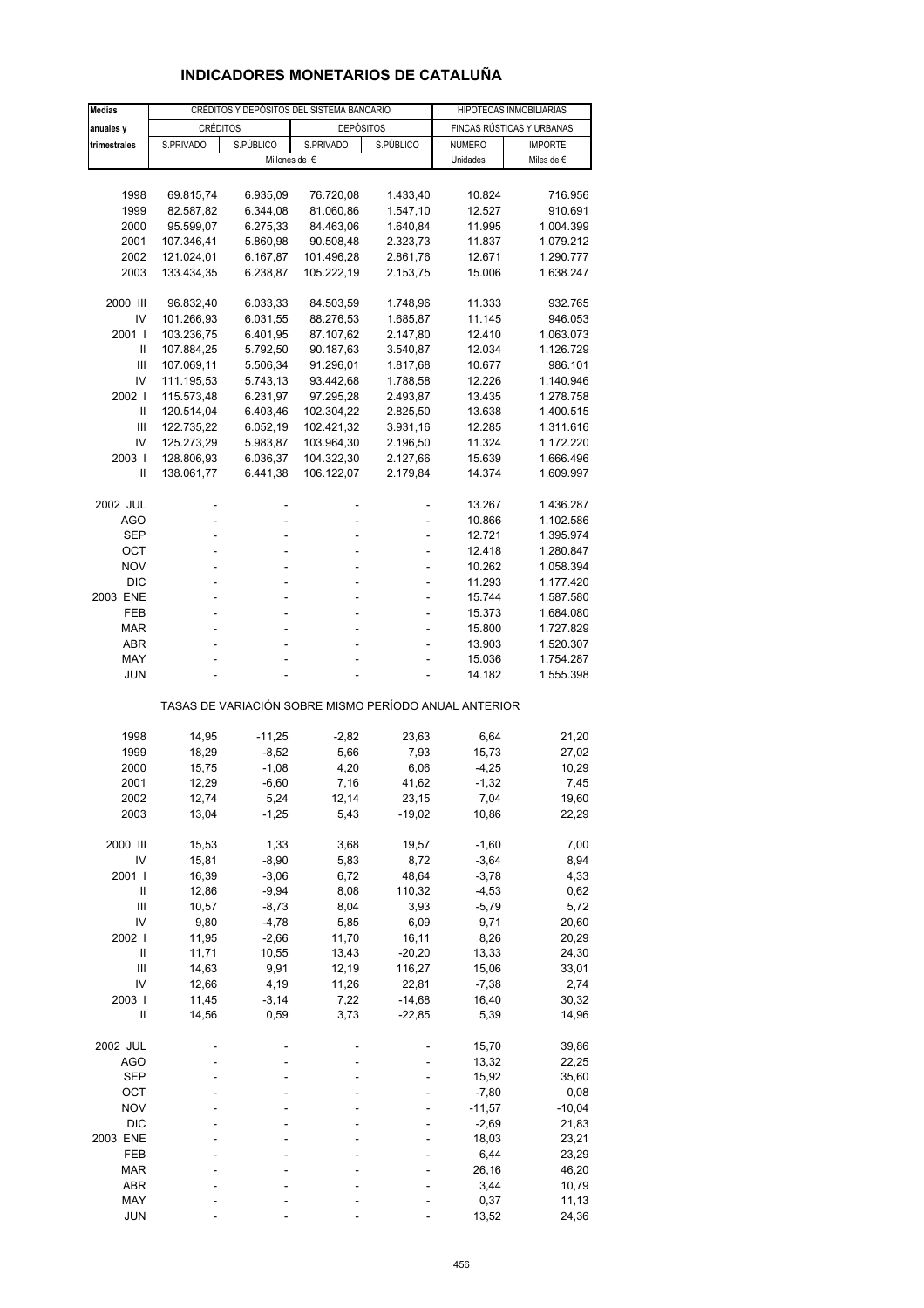# INDICADORES MONETARIOS DE CATALUÑA

| Medias anuales y trimestrales | CRÉDITOS Y DEPÓSITOS DEL SISTEMA BANCARIO | | | | HIPOTECAS INMOBILIARIAS | |
|---|---|---|---|---|---|---|
| | CRÉDITOS | | DEPÓSITOS | | FINCAS RÚSTICAS Y URBANAS | |
| | S.PRIVADO | S.PÚBLICO | S.PRIVADO | S.PÚBLICO | NÚMERO | IMPORTE |
| | Millones de € | | | | Unidades | Miles de € |
| 1998 | 69.815,74 | 6.935,09 | 76.720,08 | 1.433,40 | 10.824 | 716.956 |
| 1999 | 82.587,82 | 6.344,08 | 81.060,86 | 1.547,10 | 12.527 | 910.691 |
| 2000 | 95.599,07 | 6.275,33 | 84.463,06 | 1.640,84 | 11.995 | 1.004.399 |
| 2001 | 107.346,41 | 5.860,98 | 90.508,48 | 2.323,73 | 11.837 | 1.079.212 |
| 2002 | 121.024,01 | 6.167,87 | 101.496,28 | 2.861,76 | 12.671 | 1.290.777 |
| 2003 | 133.434,35 | 6.238,87 | 105.222,19 | 2.153,75 | 15.006 | 1.638.247 |
| 2000 III | 96.832,40 | 6.033,33 | 84.503,59 | 1.748,96 | 11.333 | 932.765 |
| IV | 101.266,93 | 6.031,55 | 88.276,53 | 1.685,87 | 11.145 | 946.053 |
| 2001 I | 103.236,75 | 6.401,95 | 87.107,62 | 2.147,80 | 12.410 | 1.063.073 |
| II | 107.884,25 | 5.792,50 | 90.187,63 | 3.540,87 | 12.034 | 1.126.729 |
| III | 107.069,11 | 5.506,34 | 91.296,01 | 1.817,68 | 10.677 | 986.101 |
| IV | 111.195,53 | 5.743,13 | 93.442,68 | 1.788,58 | 12.226 | 1.140.946 |
| 2002 I | 115.573,48 | 6.231,97 | 97.295,28 | 2.493,87 | 13.435 | 1.278.758 |
| II | 120.514,04 | 6.403,46 | 102.304,22 | 2.825,50 | 13.638 | 1.400.515 |
| III | 122.735,22 | 6.052,19 | 102.421,32 | 3.931,16 | 12.285 | 1.311.616 |
| IV | 125.273,29 | 5.983,87 | 103.964,30 | 2.196,50 | 11.324 | 1.172.220 |
| 2003 I | 128.806,93 | 6.036,37 | 104.322,30 | 2.127,66 | 15.639 | 1.666.496 |
| II | 138.061,77 | 6.441,38 | 106.122,07 | 2.179,84 | 14.374 | 1.609.997 |
| 2002 JUL | - | - | - | - | 13.267 | 1.436.287 |
| AGO | - | - | - | - | 10.866 | 1.102.586 |
| SEP | - | - | - | - | 12.721 | 1.395.974 |
| OCT | - | - | - | - | 12.418 | 1.280.847 |
| NOV | - | - | - | - | 10.262 | 1.058.394 |
| DIC | - | - | - | - | 11.293 | 1.177.420 |
| 2003 ENE | - | - | - | - | 15.744 | 1.587.580 |
| FEB | - | - | - | - | 15.373 | 1.684.080 |
| MAR | - | - | - | - | 15.800 | 1.727.829 |
| ABR | - | - | - | - | 13.903 | 1.520.307 |
| MAY | - | - | - | - | 15.036 | 1.754.287 |
| JUN | - | - | - | - | 14.182 | 1.555.398 |
| **TASAS DE VARIACIÓN SOBRE MISMO PERÍODO ANUAL ANTERIOR** | | | | | | |
| 1998 | 14,95 | -11,25 | -2,82 | 23,63 | 6,64 | 21,20 |
| 1999 | 18,29 | -8,52 | 5,66 | 7,93 | 15,73 | 27,02 |
| 2000 | 15,75 | -1,08 | 4,20 | 6,06 | -4,25 | 10,29 |
| 2001 | 12,29 | -6,60 | 7,16 | 41,62 | -1,32 | 7,45 |
| 2002 | 12,74 | 5,24 | 12,14 | 23,15 | 7,04 | 19,60 |
| 2003 | 13,04 | -1,25 | 5,43 | -19,02 | 10,86 | 22,29 |
| 2000 III | 15,53 | 1,33 | 3,68 | 19,57 | -1,60 | 7,00 |
| IV | 15,81 | -8,90 | 5,83 | 8,72 | -3,64 | 8,94 |
| 2001 I | 16,39 | -3,06 | 6,72 | 48,64 | -3,78 | 4,33 |
| II | 12,86 | -9,94 | 8,08 | 110,32 | -4,53 | 0,62 |
| III | 10,57 | -8,73 | 8,04 | 3,93 | -5,79 | 5,72 |
| IV | 9,80 | -4,78 | 5,85 | 6,09 | 9,71 | 20,60 |
| 2002 I | 11,95 | -2,66 | 11,70 | 16,11 | 8,26 | 20,29 |
| II | 11,71 | 10,55 | 13,43 | -20,20 | 13,33 | 24,30 |
| III | 14,63 | 9,91 | 12,19 | 116,27 | 15,06 | 33,01 |
| IV | 12,66 | 4,19 | 11,26 | 22,81 | -7,38 | 2,74 |
| 2003 I | 11,45 | -3,14 | 7,22 | -14,68 | 16,40 | 30,32 |
| II | 14,56 | 0,59 | 3,73 | -22,85 | 5,39 | 14,96 |
| 2002 JUL | - | - | - | - | 15,70 | 39,86 |
| AGO | - | - | - | - | 13,32 | 22,25 |
| SEP | - | - | - | - | 15,92 | 35,60 |
| OCT | - | - | - | - | -7,80 | 0,08 |
| NOV | - | - | - | - | -11,57 | -10,04 |
| DIC | - | - | - | - | -2,69 | 21,83 |
| 2003 ENE | - | - | - | - | 18,03 | 23,21 |
| FEB | - | - | - | - | 6,44 | 23,29 |
| MAR | - | - | - | - | 26,16 | 46,20 |
| ABR | - | - | - | - | 3,44 | 10,79 |
| MAY | - | - | - | - | 0,37 | 11,13 |
| JUN | - | - | - | - | 13,52 | 24,36 |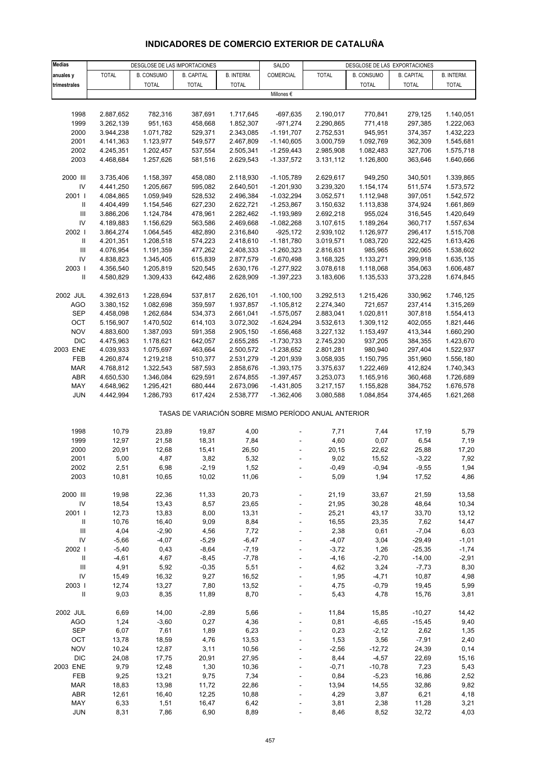# INDICADORES DE COMERCIO EXTERIOR DE CATALUÑA

| Medias anuales y trimestrales | DESGLOSE DE LAS IMPORTACIONES | | | | SALDO | DESGLOSE DE LAS EXPORTACIONES | | | |
|---|---|---|---|---|---|---|---|---|---|
| | TOTAL | B. CONSUMO TOTAL | B. CAPITAL TOTAL | B. INTERM. TOTAL | COMERCIAL | TOTAL | B. CONSUMO TOTAL | B. CAPITAL TOTAL | B. INTERM. TOTAL |
| | | | | | Millones € | | | | |
| 1998 | 2.887,652 | 782,316 | 387,691 | 1.717,645 | -697,635 | 2.190,017 | 770,841 | 279,125 | 1.140,051 |
| 1999 | 3.262,139 | 951,163 | 458,668 | 1.852,307 | -971,274 | 2.290,865 | 771,418 | 297,385 | 1.222,063 |
| 2000 | 3.944,238 | 1.071,782 | 529,371 | 2.343,085 | -1.191,707 | 2.752,531 | 945,951 | 374,357 | 1.432,223 |
| 2001 | 4.141,363 | 1.123,977 | 549,577 | 2.467,809 | -1.140,605 | 3.000,759 | 1.092,769 | 362,309 | 1.545,681 |
| 2002 | 4.245,351 | 1.202,457 | 537,554 | 2.505,341 | -1.259,443 | 2.985,908 | 1.082,483 | 327,706 | 1.575,718 |
| 2003 | 4.468,684 | 1.257,626 | 581,516 | 2.629,543 | -1.337,572 | 3.131,112 | 1.126,800 | 363,646 | 1.640,666 |
| 2000 III | 3.735,406 | 1.158,397 | 458,080 | 2.118,930 | -1.105,789 | 2.629,617 | 949,250 | 340,501 | 1.339,865 |
| IV | 4.441,250 | 1.205,667 | 595,082 | 2.640,501 | -1.201,930 | 3.239,320 | 1.154,174 | 511,574 | 1.573,572 |
| 2001 I | 4.084,865 | 1.059,949 | 528,532 | 2.496,384 | -1.032,294 | 3.052,571 | 1.112,948 | 397,051 | 1.542,572 |
| II | 4.404,499 | 1.154,546 | 627,230 | 2.622,721 | -1.253,867 | 3.150,632 | 1.113,838 | 374,924 | 1.661,869 |
| III | 3.886,206 | 1.124,784 | 478,961 | 2.282,462 | -1.193,989 | 2.692,218 | 955,024 | 316,545 | 1.420,649 |
| IV | 4.189,883 | 1.156,629 | 563,586 | 2.469,668 | -1.082,268 | 3.107,615 | 1.189,264 | 360,717 | 1.557,634 |
| 2002 I | 3.864,274 | 1.064,545 | 482,890 | 2.316,840 | -925,172 | 2.939,102 | 1.126,977 | 296,417 | 1.515,708 |
| II | 4.201,351 | 1.208,518 | 574,223 | 2.418,610 | -1.181,780 | 3.019,571 | 1.083,720 | 322,425 | 1.613,426 |
| III | 4.076,954 | 1.191,359 | 477,262 | 2.408,333 | -1.260,323 | 2.816,631 | 985,965 | 292,065 | 1.538,602 |
| IV | 4.838,823 | 1.345,405 | 615,839 | 2.877,579 | -1.670,498 | 3.168,325 | 1.133,271 | 399,918 | 1.635,135 |
| 2003 I | 4.356,540 | 1.205,819 | 520,545 | 2.630,176 | -1.277,922 | 3.078,618 | 1.118,068 | 354,063 | 1.606,487 |
| II | 4.580,829 | 1.309,433 | 642,486 | 2.628,909 | -1.397,223 | 3.183,606 | 1.135,533 | 373,228 | 1.674,845 |
| 2002 JUL | 4.392,613 | 1.228,694 | 537,817 | 2.626,101 | -1.100,100 | 3.292,513 | 1.215,426 | 330,962 | 1.746,125 |
| AGO | 3.380,152 | 1.082,698 | 359,597 | 1.937,857 | -1.105,812 | 2.274,340 | 721,657 | 237,414 | 1.315,269 |
| SEP | 4.458,098 | 1.262,684 | 534,373 | 2.661,041 | -1.575,057 | 2.883,041 | 1.020,811 | 307,818 | 1.554,413 |
| OCT | 5.156,907 | 1.470,502 | 614,103 | 3.072,302 | -1.624,294 | 3.532,613 | 1.309,112 | 402,055 | 1.821,446 |
| NOV | 4.883,600 | 1.387,093 | 591,358 | 2.905,150 | -1.656,468 | 3.227,132 | 1.153,497 | 413,344 | 1.660,290 |
| DIC | 4.475,963 | 1.178,621 | 642,057 | 2.655,285 | -1.730,733 | 2.745,230 | 937,205 | 384,355 | 1.423,670 |
| 2003 ENE | 4.039,933 | 1.075,697 | 463,664 | 2.500,572 | -1.238,652 | 2.801,281 | 980,940 | 297,404 | 1.522,937 |
| FEB | 4.260,874 | 1.219,218 | 510,377 | 2.531,279 | -1.201,939 | 3.058,935 | 1.150,795 | 351,960 | 1.556,180 |
| MAR | 4.768,812 | 1.322,543 | 587,593 | 2.858,676 | -1.393,175 | 3.375,637 | 1.222,469 | 412,824 | 1.740,343 |
| ABR | 4.650,530 | 1.346,084 | 629,591 | 2.674,855 | -1.397,457 | 3.253,073 | 1.165,916 | 360,468 | 1.726,689 |
| MAY | 4.648,962 | 1.295,421 | 680,444 | 2.673,096 | -1.431,805 | 3.217,157 | 1.155,828 | 384,752 | 1.676,578 |
| JUN | 4.442,994 | 1.286,793 | 617,424 | 2.538,777 | -1.362,406 | 3.080,588 | 1.084,854 | 374,465 | 1.621,268 |
| | TASAS DE VARIACIÓN SOBRE MISMO PERÍODO ANUAL ANTERIOR | | | | | | | | |
| 1998 | 10,79 | 23,89 | 19,87 | 4,00 | - | 7,71 | 7,44 | 17,19 | 5,79 |
| 1999 | 12,97 | 21,58 | 18,31 | 7,84 | - | 4,60 | 0,07 | 6,54 | 7,19 |
| 2000 | 20,91 | 12,68 | 15,41 | 26,50 | - | 20,15 | 22,62 | 25,88 | 17,20 |
| 2001 | 5,00 | 4,87 | 3,82 | 5,32 | - | 9,02 | 15,52 | -3,22 | 7,92 |
| 2002 | 2,51 | 6,98 | -2,19 | 1,52 | - | -0,49 | -0,94 | -9,55 | 1,94 |
| 2003 | 10,81 | 10,65 | 10,02 | 11,06 | - | 5,09 | 1,94 | 17,52 | 4,86 |
| 2000 III | 19,98 | 22,36 | 11,33 | 20,73 | - | 21,19 | 33,67 | 21,59 | 13,58 |
| IV | 18,54 | 13,43 | 8,57 | 23,65 | - | 21,95 | 30,28 | 48,64 | 10,34 |
| 2001 I | 12,73 | 13,83 | 8,00 | 13,31 | - | 25,21 | 43,17 | 33,70 | 13,12 |
| II | 10,76 | 16,40 | 9,09 | 8,84 | - | 16,55 | 23,35 | 7,62 | 14,47 |
| III | 4,04 | -2,90 | 4,56 | 7,72 | - | 2,38 | 0,61 | -7,04 | 6,03 |
| IV | -5,66 | -4,07 | -5,29 | -6,47 | - | -4,07 | 3,04 | -29,49 | -1,01 |
| 2002 I | -5,40 | 0,43 | -8,64 | -7,19 | - | -3,72 | 1,26 | -25,35 | -1,74 |
| II | -4,61 | 4,67 | -8,45 | -7,78 | - | -4,16 | -2,70 | -14,00 | -2,91 |
| III | 4,91 | 5,92 | -0,35 | 5,51 | - | 4,62 | 3,24 | -7,73 | 8,30 |
| IV | 15,49 | 16,32 | 9,27 | 16,52 | - | 1,95 | -4,71 | 10,87 | 4,98 |
| 2003 I | 12,74 | 13,27 | 7,80 | 13,52 | - | 4,75 | -0,79 | 19,45 | 5,99 |
| II | 9,03 | 8,35 | 11,89 | 8,70 | - | 5,43 | 4,78 | 15,76 | 3,81 |
| 2002 JUL | 6,69 | 14,00 | -2,89 | 5,66 | - | 11,84 | 15,85 | -10,27 | 14,42 |
| AGO | 1,24 | -3,60 | 0,27 | 4,36 | - | 0,81 | -6,65 | -15,45 | 9,40 |
| SEP | 6,07 | 7,61 | 1,89 | 6,23 | - | 0,23 | -2,12 | 2,62 | 1,35 |
| OCT | 13,78 | 18,59 | 4,76 | 13,53 | - | 1,53 | 3,56 | -7,91 | 2,40 |
| NOV | 10,24 | 12,87 | 3,11 | 10,56 | - | -2,56 | -12,72 | 24,39 | 0,14 |
| DIC | 24,08 | 17,75 | 20,91 | 27,95 | - | 8,44 | -4,57 | 22,69 | 15,16 |
| 2003 ENE | 9,79 | 12,48 | 1,30 | 10,36 | - | -0,71 | -10,78 | 7,23 | 5,43 |
| FEB | 9,25 | 13,21 | 9,75 | 7,34 | - | 0,84 | -5,23 | 16,86 | 2,52 |
| MAR | 18,83 | 13,98 | 11,72 | 22,86 | - | 13,94 | 14,55 | 32,86 | 9,82 |
| ABR | 12,61 | 16,40 | 12,25 | 10,88 | - | 4,29 | 3,87 | 6,21 | 4,18 |
| MAY | 6,33 | 1,51 | 16,47 | 6,42 | - | 3,81 | 2,38 | 11,28 | 3,21 |
| JUN | 8,31 | 7,86 | 6,90 | 8,89 | - | 8,46 | 8,52 | 32,72 | 4,03 |